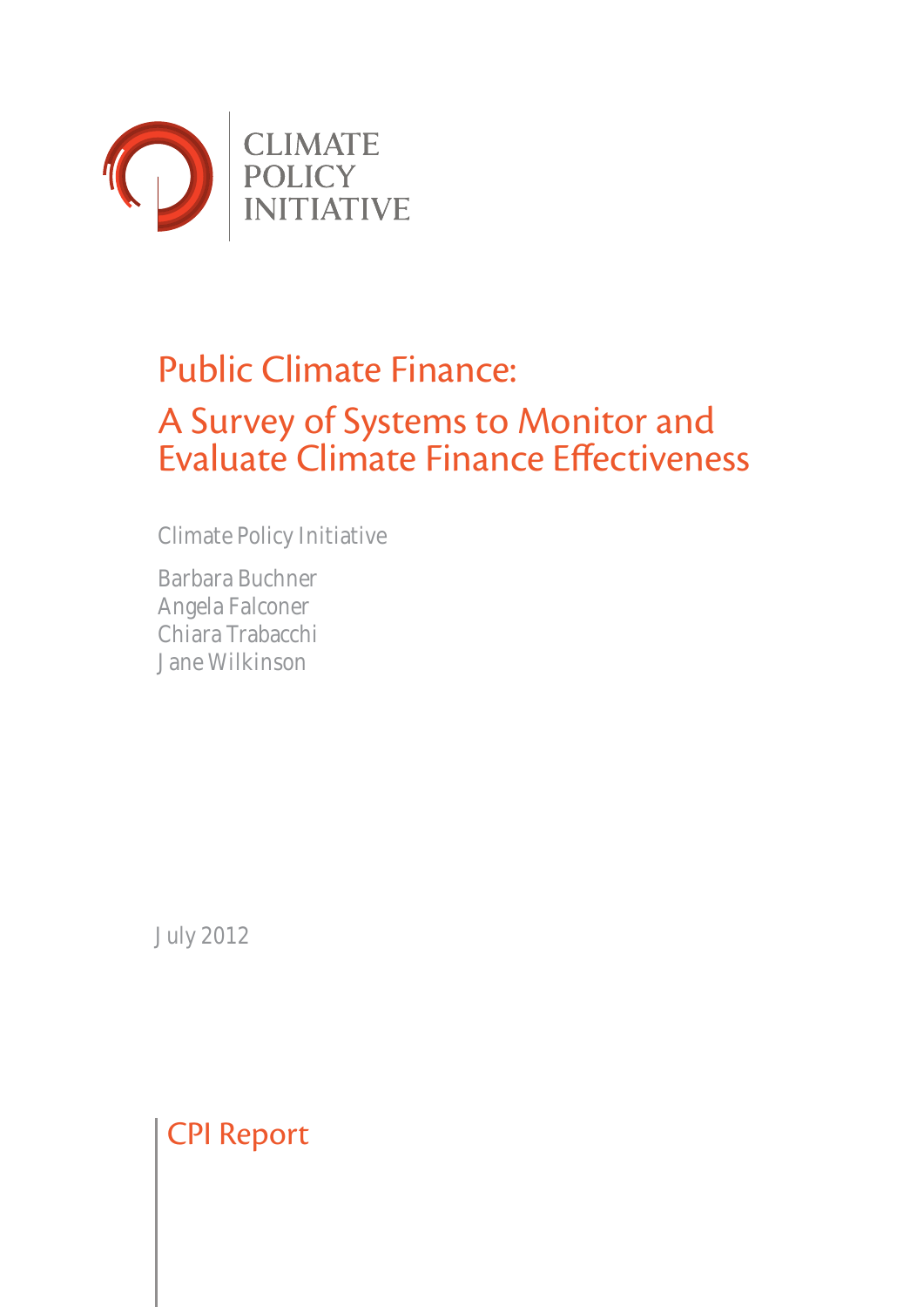CLIMATE POLICY INITIATIVE

# Public Climate Finance:

## A Survey of Systems to Monitor and Evaluate Climate Finance Effectiveness

Climate Policy Initiative

Barbara Buchner
Angela Falconer
Chiara Trabacchi
Jane Wilkinson

July 2012

CPI Report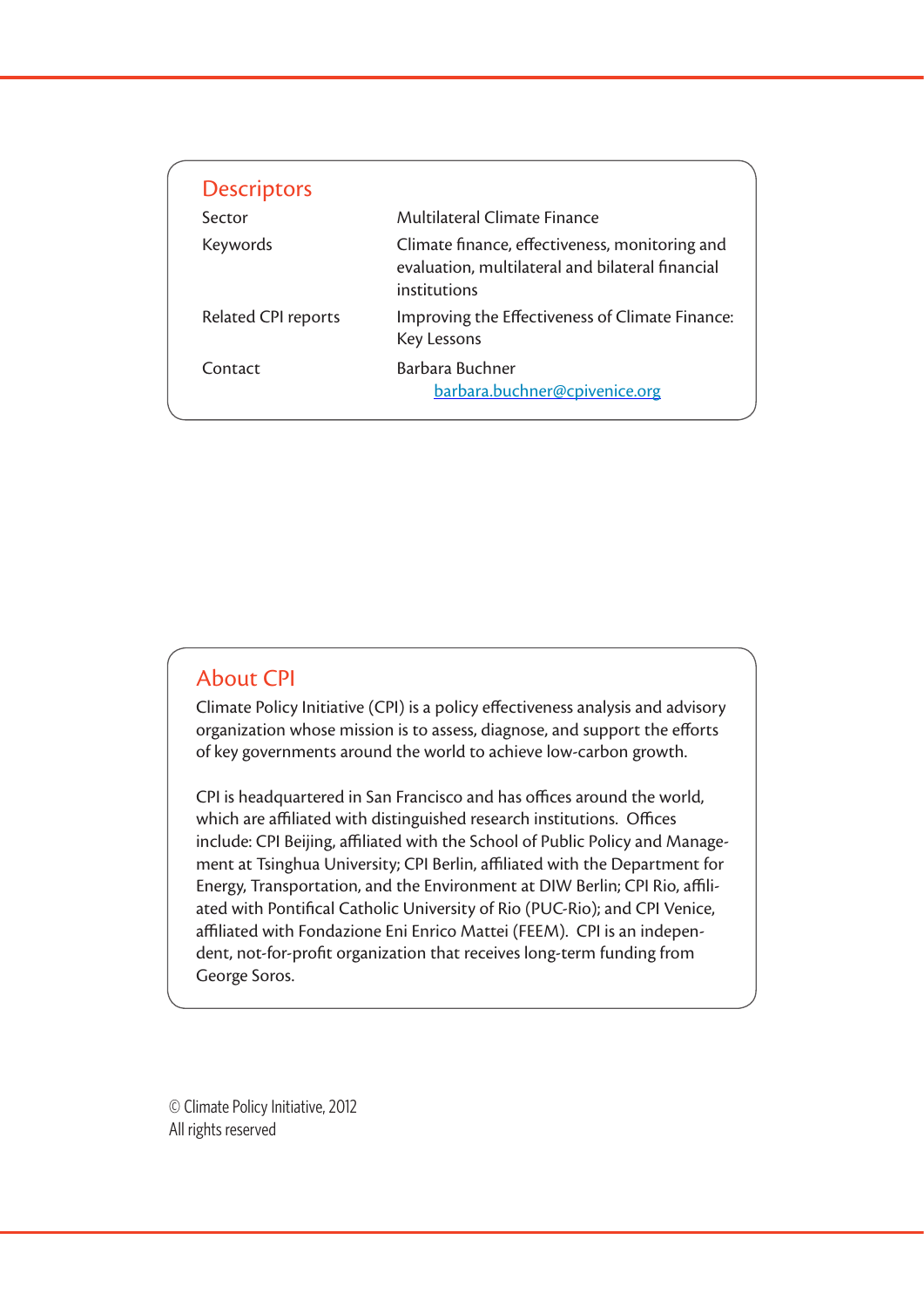## Descriptors

| | |
|---|---|
| Sector | Multilateral Climate Finance |
| Keywords | Climate finance, effectiveness, monitoring and evaluation, multilateral and bilateral financial institutions |
| Related CPI reports | Improving the Effectiveness of Climate Finance: Key Lessons |
| Contact | Barbara Buchner<br>barbara.buchner@cpivenice.org |

## About CPI

Climate Policy Initiative (CPI) is a policy effectiveness analysis and advisory organization whose mission is to assess, diagnose, and support the efforts of key governments around the world to achieve low-carbon growth.

CPI is headquartered in San Francisco and has offices around the world, which are affiliated with distinguished research institutions. Offices include: CPI Beijing, affiliated with the School of Public Policy and Management at Tsinghua University; CPI Berlin, affiliated with the Department for Energy, Transportation, and the Environment at DIW Berlin; CPI Rio, affiliated with Pontifical Catholic University of Rio (PUC-Rio); and CPI Venice, affiliated with Fondazione Eni Enrico Mattei (FEEM). CPI is an independent, not-for-profit organization that receives long-term funding from George Soros.

© Climate Policy Initiative, 2012
All rights reserved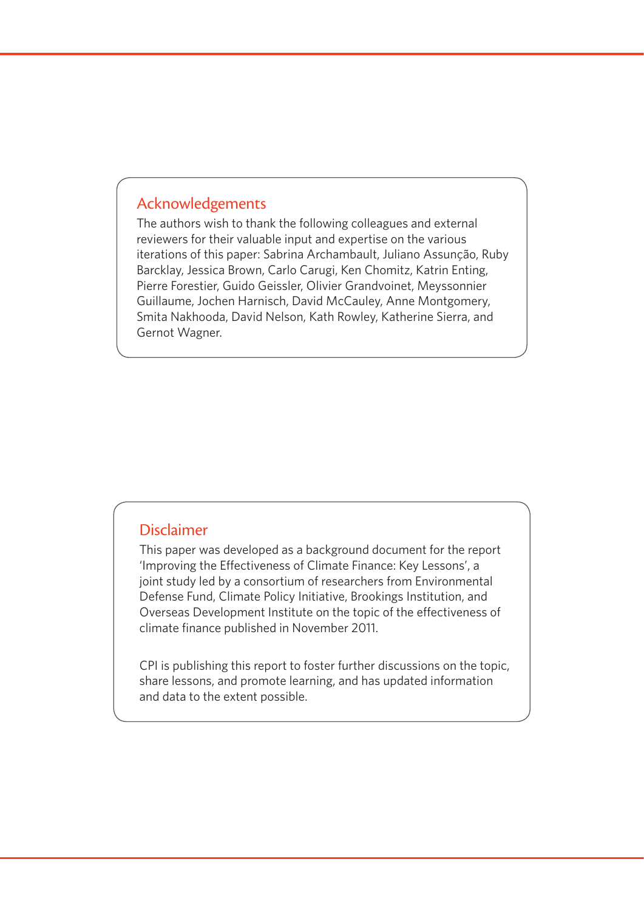## Acknowledgements

The authors wish to thank the following colleagues and external reviewers for their valuable input and expertise on the various iterations of this paper: Sabrina Archambault, Juliano Assunção, Ruby Barcklay, Jessica Brown, Carlo Carugi, Ken Chomitz, Katrin Enting, Pierre Forestier, Guido Geissler, Olivier Grandvoinet, Meyssonnier Guillaume, Jochen Harnisch, David McCauley, Anne Montgomery, Smita Nakhooda, David Nelson, Kath Rowley, Katherine Sierra, and Gernot Wagner.

## Disclaimer

This paper was developed as a background document for the report 'Improving the Effectiveness of Climate Finance: Key Lessons', a joint study led by a consortium of researchers from Environmental Defense Fund, Climate Policy Initiative, Brookings Institution, and Overseas Development Institute on the topic of the effectiveness of climate finance published in November 2011.

CPI is publishing this report to foster further discussions on the topic, share lessons, and promote learning, and has updated information and data to the extent possible.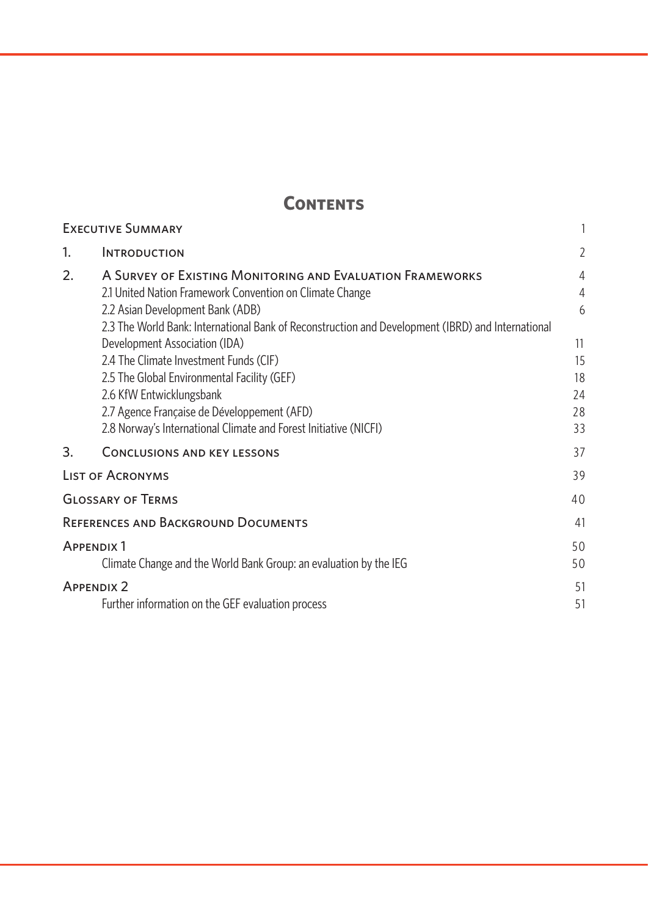# Contents

| | | |
|---|---|---|
| Executive Summary | | 1 |
| 1. | Introduction | 2 |
| 2. | A Survey of Existing Monitoring and Evaluation Frameworks | 4 |
| | 2.1 United Nation Framework Convention on Climate Change | 4 |
| | 2.2 Asian Development Bank (ADB) | 6 |
| | 2.3 The World Bank: International Bank of Reconstruction and Development (IBRD) and International Development Association (IDA) | 11 |
| | 2.4 The Climate Investment Funds (CIF) | 15 |
| | 2.5 The Global Environmental Facility (GEF) | 18 |
| | 2.6 KfW Entwicklungsbank | 24 |
| | 2.7 Agence Française de Développement (AFD) | 28 |
| | 2.8 Norway's International Climate and Forest Initiative (NICFI) | 33 |
| 3. | Conclusions and key lessons | 37 |
| List of Acronyms | | 39 |
| Glossary of Terms | | 40 |
| References and Background Documents | | 41 |
| Appendix 1 | | 50 |
| | Climate Change and the World Bank Group: an evaluation by the IEG | 50 |
| Appendix 2 | | 51 |
| | Further information on the GEF evaluation process | 51 |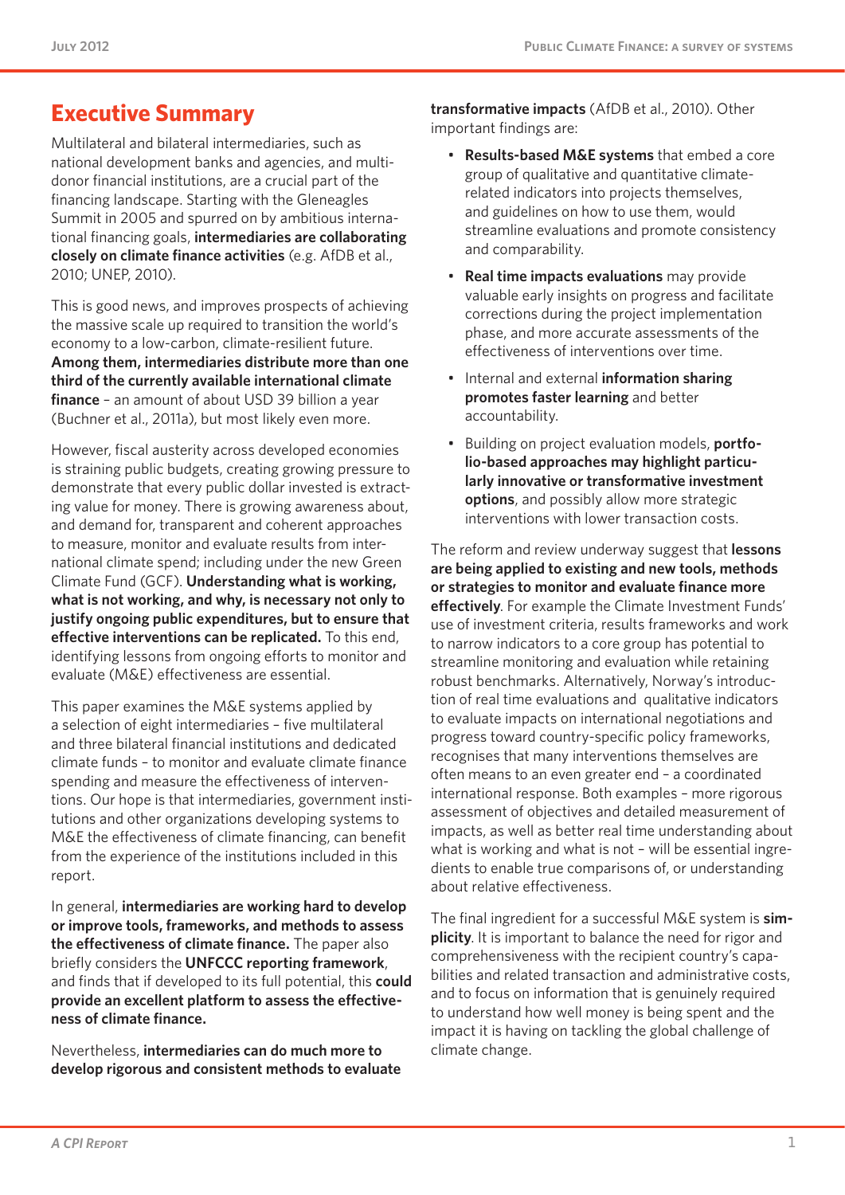# Executive Summary

Multilateral and bilateral intermediaries, such as national development banks and agencies, and multi-donor financial institutions, are a crucial part of the financing landscape. Starting with the Gleneagles Summit in 2005 and spurred on by ambitious international financing goals, **intermediaries are collaborating closely on climate finance activities** (e.g. AfDB et al., 2010; UNEP, 2010).

This is good news, and improves prospects of achieving the massive scale up required to transition the world's economy to a low-carbon, climate-resilient future. **Among them, intermediaries distribute more than one third of the currently available international climate finance** – an amount of about USD 39 billion a year (Buchner et al., 2011a), but most likely even more.

However, fiscal austerity across developed economies is straining public budgets, creating growing pressure to demonstrate that every public dollar invested is extracting value for money. There is growing awareness about, and demand for, transparent and coherent approaches to measure, monitor and evaluate results from international climate spend; including under the new Green Climate Fund (GCF). **Understanding what is working, what is not working, and why, is necessary not only to justify ongoing public expenditures, but to ensure that effective interventions can be replicated.** To this end, identifying lessons from ongoing efforts to monitor and evaluate (M&E) effectiveness are essential.

This paper examines the M&E systems applied by a selection of eight intermediaries – five multilateral and three bilateral financial institutions and dedicated climate funds – to monitor and evaluate climate finance spending and measure the effectiveness of interventions. Our hope is that intermediaries, government institutions and other organizations developing systems to M&E the effectiveness of climate financing, can benefit from the experience of the institutions included in this report.

In general, **intermediaries are working hard to develop or improve tools, frameworks, and methods to assess the effectiveness of climate finance.** The paper also briefly considers the **UNFCCC reporting framework**, and finds that if developed to its full potential, this **could provide an excellent platform to assess the effectiveness of climate finance.**

Nevertheless, **intermediaries can do much more to develop rigorous and consistent methods to evaluate transformative impacts** (AfDB et al., 2010). Other important findings are:

- **Results-based M&E systems** that embed a core group of qualitative and quantitative climate-related indicators into projects themselves, and guidelines on how to use them, would streamline evaluations and promote consistency and comparability.
- **Real time impacts evaluations** may provide valuable early insights on progress and facilitate corrections during the project implementation phase, and more accurate assessments of the effectiveness of interventions over time.
- Internal and external **information sharing promotes faster learning** and better accountability.
- Building on project evaluation models, **portfolio-based approaches may highlight particularly innovative or transformative investment options**, and possibly allow more strategic interventions with lower transaction costs.

The reform and review underway suggest that **lessons are being applied to existing and new tools, methods or strategies to monitor and evaluate climate finance more effectively**. For example the Climate Investment Funds' use of investment criteria, results frameworks and work to narrow indicators to a core group has potential to streamline monitoring and evaluation while retaining robust benchmarks. Alternatively, Norway's introduction of real time evaluations and qualitative indicators to evaluate impacts on international negotiations and progress toward country-specific policy frameworks, recognises that many interventions themselves are often means to an even greater end – a coordinated international response. Both examples – more rigorous assessment of objectives and detailed measurement of impacts, as well as better real time understanding about what is working and what is not – will be essential ingredients to enable true comparisons of, or understanding about relative effectiveness.

The final ingredient for a successful M&E system is **simplicity**. It is important to balance the need for rigor and comprehensiveness with the recipient country's capabilities and related transaction and administrative costs, and to focus on information that is genuinely required to understand how well money is being spent and the impact it is having on tackling the global challenge of climate change.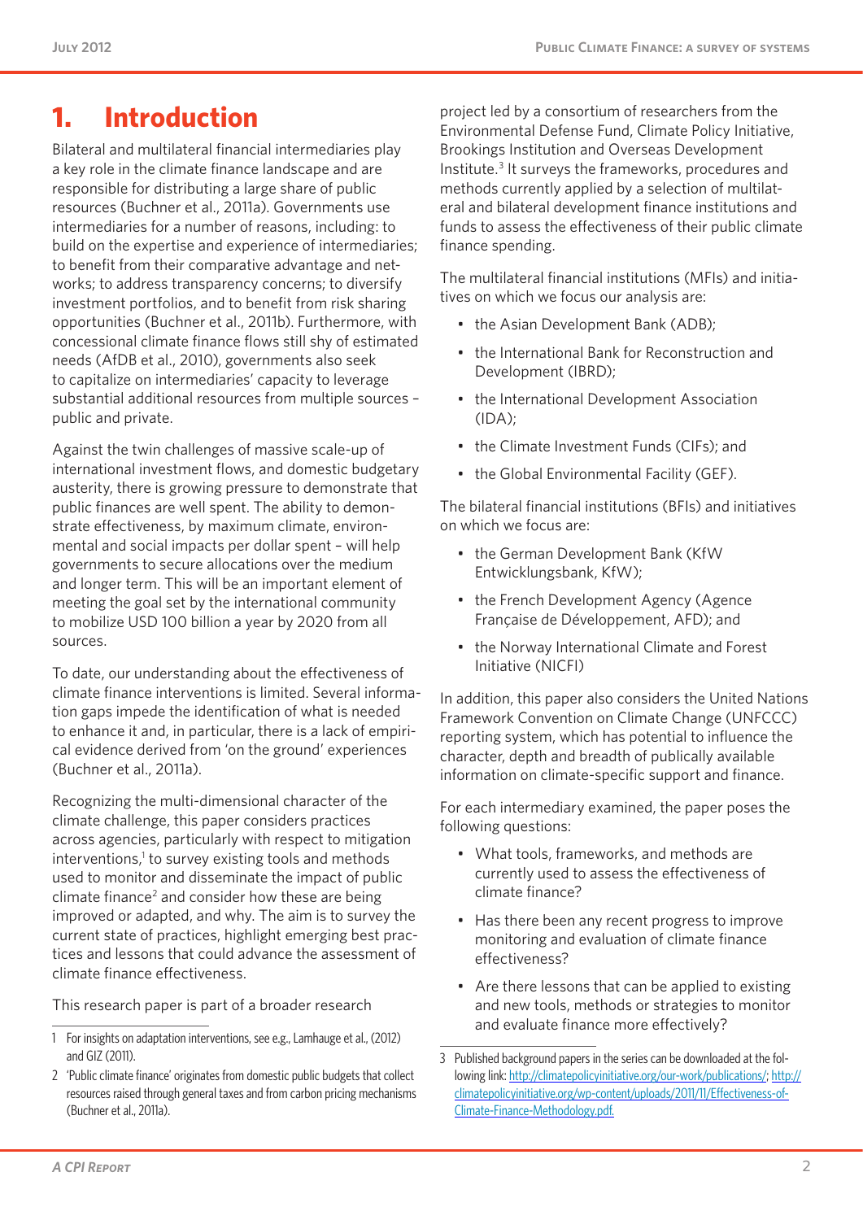# 1. Introduction

Bilateral and multilateral financial intermediaries play a key role in the climate finance landscape and are responsible for distributing a large share of public resources (Buchner et al., 2011a). Governments use intermediaries for a number of reasons, including: to build on the expertise and experience of intermediaries; to benefit from their comparative advantage and networks; to address transparency concerns; to diversify investment portfolios, and to benefit from risk sharing opportunities (Buchner et al., 2011b). Furthermore, with concessional climate finance flows still shy of estimated needs (AfDB et al., 2010), governments also seek to capitalize on intermediaries' capacity to leverage substantial additional resources from multiple sources – public and private.

Against the twin challenges of massive scale-up of international investment flows, and domestic budgetary austerity, there is growing pressure to demonstrate that public finances are well spent. The ability to demonstrate effectiveness, by maximum climate, environmental and social impacts per dollar spent – will help governments to secure allocations over the medium and longer term. This will be an important element of meeting the goal set by the international community to mobilize USD 100 billion a year by 2020 from all sources.

To date, our understanding about the effectiveness of climate finance interventions is limited. Several information gaps impede the identification of what is needed to enhance it and, in particular, there is a lack of empirical evidence derived from 'on the ground' experiences (Buchner et al., 2011a).

Recognizing the multi-dimensional character of the climate challenge, this paper considers practices across agencies, particularly with respect to mitigation interventions,[1] to survey existing tools and methods used to monitor and disseminate the impact of public climate finance[2] and consider how these are being improved or adapted, and why. The aim is to survey the current state of practices, highlight emerging best practices and lessons that could advance the assessment of climate finance effectiveness.

This research paper is part of a broader research project led by a consortium of researchers from the Environmental Defense Fund, Climate Policy Initiative, Brookings Institution and Overseas Development Institute.[3] It surveys the frameworks, procedures and methods currently applied by a selection of multilateral and bilateral development finance institutions and funds to assess the effectiveness of their public climate finance spending.

The multilateral financial institutions (MFIs) and initiatives on which we focus our analysis are:

- the Asian Development Bank (ADB);
- the International Bank for Reconstruction and Development (IBRD);
- the International Development Association (IDA);
- the Climate Investment Funds (CIFs); and
- the Global Environmental Facility (GEF).

The bilateral financial institutions (BFIs) and initiatives on which we focus are:

- the German Development Bank (KfW Entwicklungsbank, KfW);
- the French Development Agency (Agence Française de Développement, AFD); and
- the Norway International Climate and Forest Initiative (NICFI)

In addition, this paper also considers the United Nations Framework Convention on Climate Change (UNFCCC) reporting system, which has potential to influence the character, depth and breadth of publically available information on climate-specific support and finance.

For each intermediary examined, the paper poses the following questions:

- What tools, frameworks, and methods are currently used to assess the effectiveness of climate finance?
- Has there been any recent progress to improve monitoring and evaluation of climate finance effectiveness?
- Are there lessons that can be applied to existing and new tools, methods or strategies to monitor and evaluate finance more effectively?

---

1 For insights on adaptation interventions, see e.g., Lamhauge et al., (2012) and GIZ (2011).

2 'Public climate finance' originates from domestic public budgets that collect resources raised through general taxes and from carbon pricing mechanisms (Buchner et al., 2011a).

3 Published background papers in the series can be downloaded at the following link: http://climatepolicyinitiative.org/our-work/publications/; http://climatepolicyinitiative.org/wp-content/uploads/2011/11/Effectiveness-of-Climate-Finance-Methodology.pdf.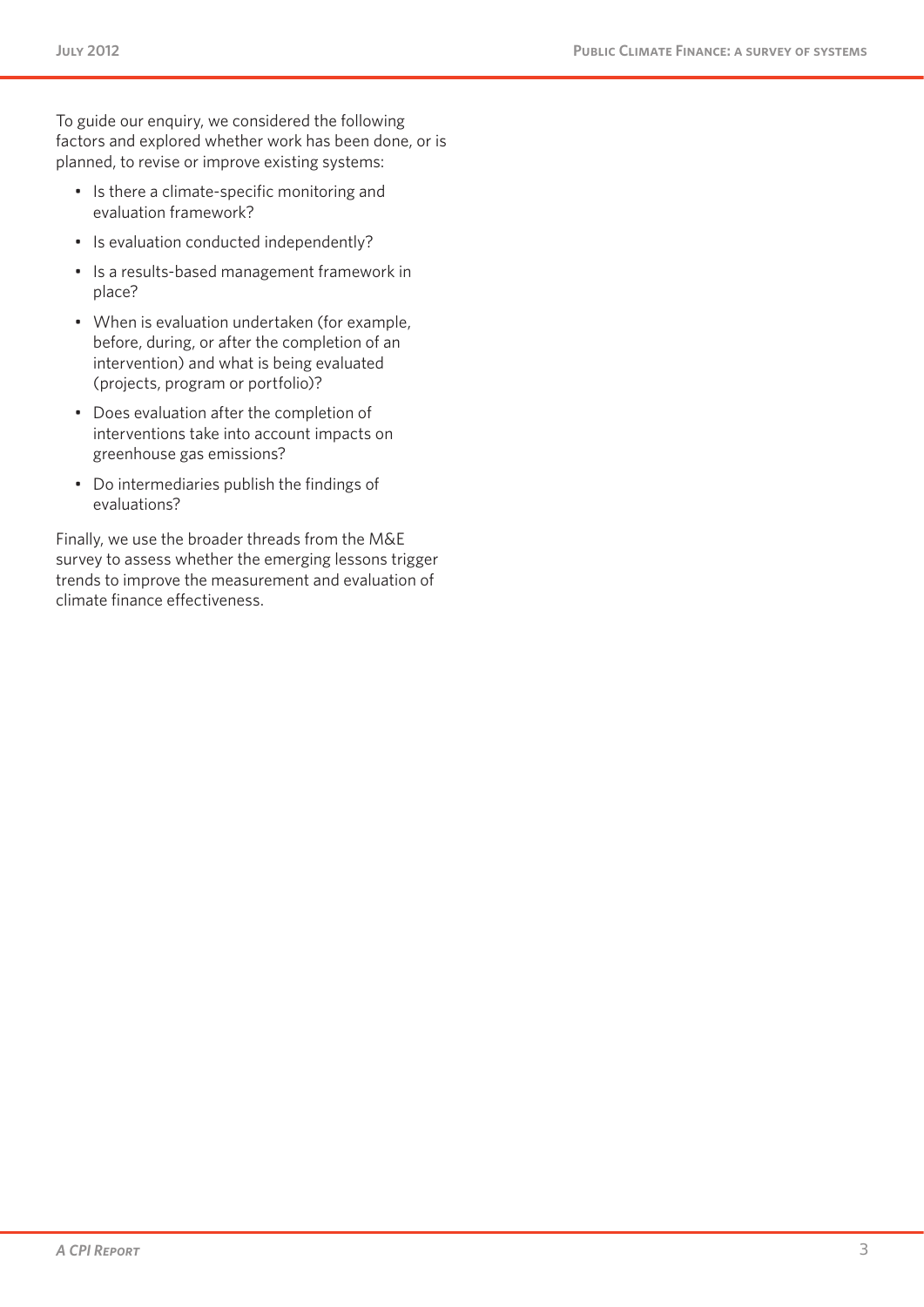To guide our enquiry, we considered the following factors and explored whether work has been done, or is planned, to revise or improve existing systems:

- Is there a climate-specific monitoring and evaluation framework?
- Is evaluation conducted independently?
- Is a results-based management framework in place?
- When is evaluation undertaken (for example, before, during, or after the completion of an intervention) and what is being evaluated (projects, program or portfolio)?
- Does evaluation after the completion of interventions take into account impacts on greenhouse gas emissions?
- Do intermediaries publish the findings of evaluations?

Finally, we use the broader threads from the M&E survey to assess whether the emerging lessons trigger trends to improve the measurement and evaluation of climate finance effectiveness.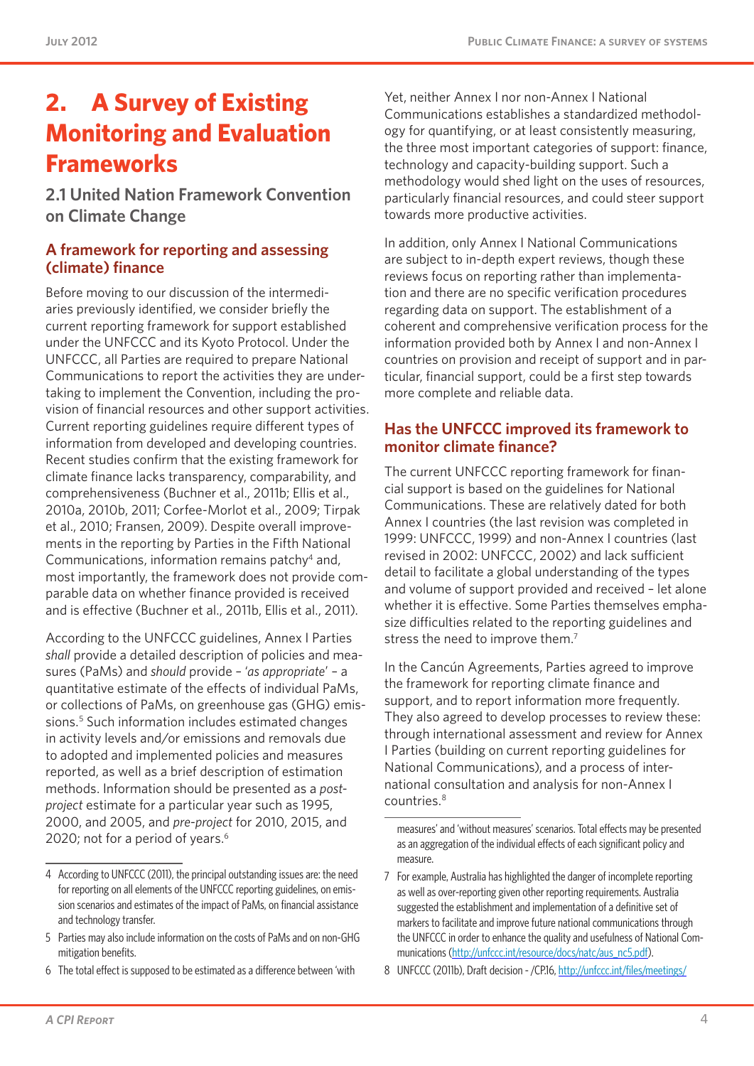# 2. A Survey of Existing Monitoring and Evaluation Frameworks

## 2.1 United Nation Framework Convention on Climate Change

### A framework for reporting and assessing (climate) finance

Before moving to our discussion of the intermediaries previously identified, we consider briefly the current reporting framework for support established under the UNFCCC and its Kyoto Protocol. Under the UNFCCC, all Parties are required to prepare National Communications to report the activities they are undertaking to implement the Convention, including the provision of financial resources and other support activities. Current reporting guidelines require different types of information from developed and developing countries. Recent studies confirm that the existing framework for climate finance lacks transparency, comparability, and comprehensiveness (Buchner et al., 2011b; Ellis et al., 2010a, 2010b, 2011; Corfee-Morlot et al., 2009; Tirpak et al., 2010; Fransen, 2009). Despite overall improvements in the reporting by Parties in the Fifth National Communications, information remains patchy[4] and, most importantly, the framework does not provide comparable data on whether finance provided is received and is effective (Buchner et al., 2011b, Ellis et al., 2011).

According to the UNFCCC guidelines, Annex I Parties *shall* provide a detailed description of policies and measures (PaMs) and *should* provide – '*as appropriate*' – a quantitative estimate of the effects of individual PaMs, or collections of PaMs, on greenhouse gas (GHG) emissions.[5] Such information includes estimated changes in activity levels and/or emissions and removals due to adopted and implemented policies and measures reported, as well as a brief description of estimation methods. Information should be presented as a *post-project* estimate for a particular year such as 1995, 2000, and 2005, and *pre-project* for 2010, 2015, and 2020; not for a period of years.[6]

Yet, neither Annex I nor non-Annex I National Communications establishes a standardized methodology for quantifying, or at least consistently measuring, the three most important categories of support: finance, technology and capacity-building support. Such a methodology would shed light on the uses of resources, particularly financial resources, and could steer support towards more productive activities.

In addition, only Annex I National Communications are subject to in-depth expert reviews, though these reviews focus on reporting rather than implementation and there are no specific verification procedures regarding data on support. The establishment of a coherent and comprehensive verification process for the information provided both by Annex I and non-Annex I countries on provision and receipt of support and in particular, financial support, could be a first step towards more complete and reliable data.

### Has the UNFCCC improved its framework to monitor climate finance?

The current UNFCCC reporting framework for financial support is based on the guidelines for National Communications. These are relatively dated for both Annex I countries (the last revision was completed in 1999: UNFCCC, 1999) and non-Annex I countries (last revised in 2002: UNFCCC, 2002) and lack sufficient detail to facilitate a global understanding of the types and volume of support provided and received – let alone whether it is effective. Some Parties themselves emphasize difficulties related to the reporting guidelines and stress the need to improve them.[7]

In the Cancún Agreements, Parties agreed to improve the framework for reporting climate finance and support, and to report information more frequently. They also agreed to develop processes to review these: through international assessment and review for Annex I Parties (building on current reporting guidelines for National Communications), and a process of international consultation and analysis for non-Annex I countries.[8]

---

4 According to UNFCCC (2011), the principal outstanding issues are: the need for reporting on all elements of the UNFCCC reporting guidelines, on emission scenarios and estimates of the impact of PaMs, on financial assistance and technology transfer.

5 Parties may also include information on the costs of PaMs and on non-GHG mitigation benefits.

6 The total effect is supposed to be estimated as a difference between 'with measures' and 'without measures' scenarios. Total effects may be presented as an aggregation of the individual effects of each significant policy and measure.

7 For example, Australia has highlighted the danger of incomplete reporting as well as over-reporting given other reporting requirements. Australia suggested the establishment and implementation of a definitive set of markers to facilitate and improve future national communications through the UNFCCC in order to enhance the quality and usefulness of National Communications (http://unfccc.int/resource/docs/natc/aus_nc5.pdf).

8 UNFCCC (2011b), Draft decision - /CP.16, http://unfccc.int/files/meetings/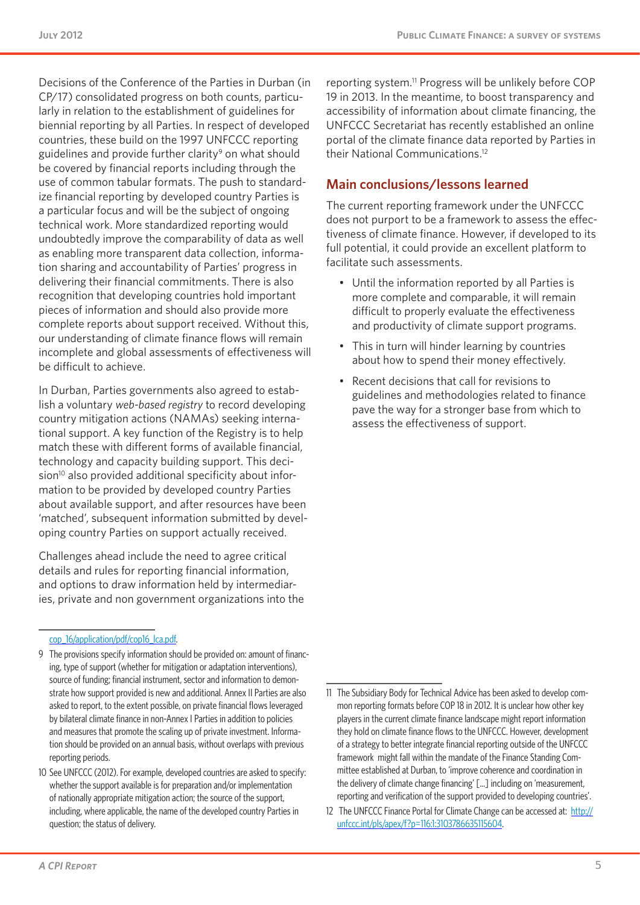Decisions of the Conference of the Parties in Durban (in CP/17) consolidated progress on both counts, particularly in relation to the establishment of guidelines for biennial reporting by all Parties. In respect of developed countries, these build on the 1997 UNFCCC reporting guidelines and provide further clarity[9] on what should be covered by financial reports including through the use of common tabular formats. The push to standardize financial reporting by developed country Parties is a particular focus and will be the subject of ongoing technical work. More standardized reporting would undoubtedly improve the comparability of data as well as enabling more transparent data collection, information sharing and accountability of Parties' progress in delivering their financial commitments. There is also recognition that developing countries hold important pieces of information and should also provide more complete reports about support received. Without this, our understanding of climate finance flows will remain incomplete and global assessments of effectiveness will be difficult to achieve.

In Durban, Parties governments also agreed to establish a voluntary *web-based registry* to record developing country mitigation actions (NAMAs) seeking international support. A key function of the Registry is to help match these with different forms of available financial, technology and capacity building support. This decision[10] also provided additional specificity about information to be provided by developed country Parties about available support, and after resources have been 'matched', subsequent information submitted by developing country Parties on support actually received.

Challenges ahead include the need to agree critical details and rules for reporting financial information, and options to draw information held by intermediaries, private and non government organizations into the reporting system.[11] Progress will be unlikely before COP 19 in 2013. In the meantime, to boost transparency and accessibility of information about climate financing, the UNFCCC Secretariat has recently established an online portal of the climate finance data reported by Parties in their National Communications.[12]

## Main conclusions/lessons learned

The current reporting framework under the UNFCCC does not purport to be a framework to assess the effectiveness of climate finance. However, if developed to its full potential, it could provide an excellent platform to facilitate such assessments.

- Until the information reported by all Parties is more complete and comparable, it will remain difficult to properly evaluate the effectiveness and productivity of climate support programs.
- This in turn will hinder learning by countries about how to spend their money effectively.
- Recent decisions that call for revisions to guidelines and methodologies related to finance pave the way for a stronger base from which to assess the effectiveness of support.

---

cop_16/application/pdf/cop16_lca.pdf.

9 The provisions specify information should be provided on: amount of financing, type of support (whether for mitigation or adaptation interventions), source of funding; financial instrument, sector and information to demonstrate how support provided is new and additional. Annex II Parties are also asked to report, to the extent possible, on private financial flows leveraged by bilateral climate finance in non-Annex I Parties in addition to policies and measures that promote the scaling up of private investment. Information should be provided on an annual basis, without overlaps with previous reporting periods.

10 See UNFCCC (2012). For example, developed countries are asked to specify: whether the support available is for preparation and/or implementation of nationally appropriate mitigation action; the source of the support, including, where applicable, the name of the developed country Parties in question; the status of delivery.

11 The Subsidiary Body for Technical Advice has been asked to develop common reporting formats before COP 18 in 2012. It is unclear how other key players in the current climate finance landscape might report information they hold on climate finance flows to the UNFCCC. However, development of a strategy to better integrate financial reporting outside of the UNFCCC framework might fall within the mandate of the Finance Standing Committee established at Durban, to 'improve coherence and coordination in the delivery of climate change financing' [...] including on 'measurement, reporting and verification of the support provided to developing countries'.

12 The UNFCCC Finance Portal for Climate Change can be accessed at: http://unfccc.int/pls/apex/f?p=116:1:3103786635115604.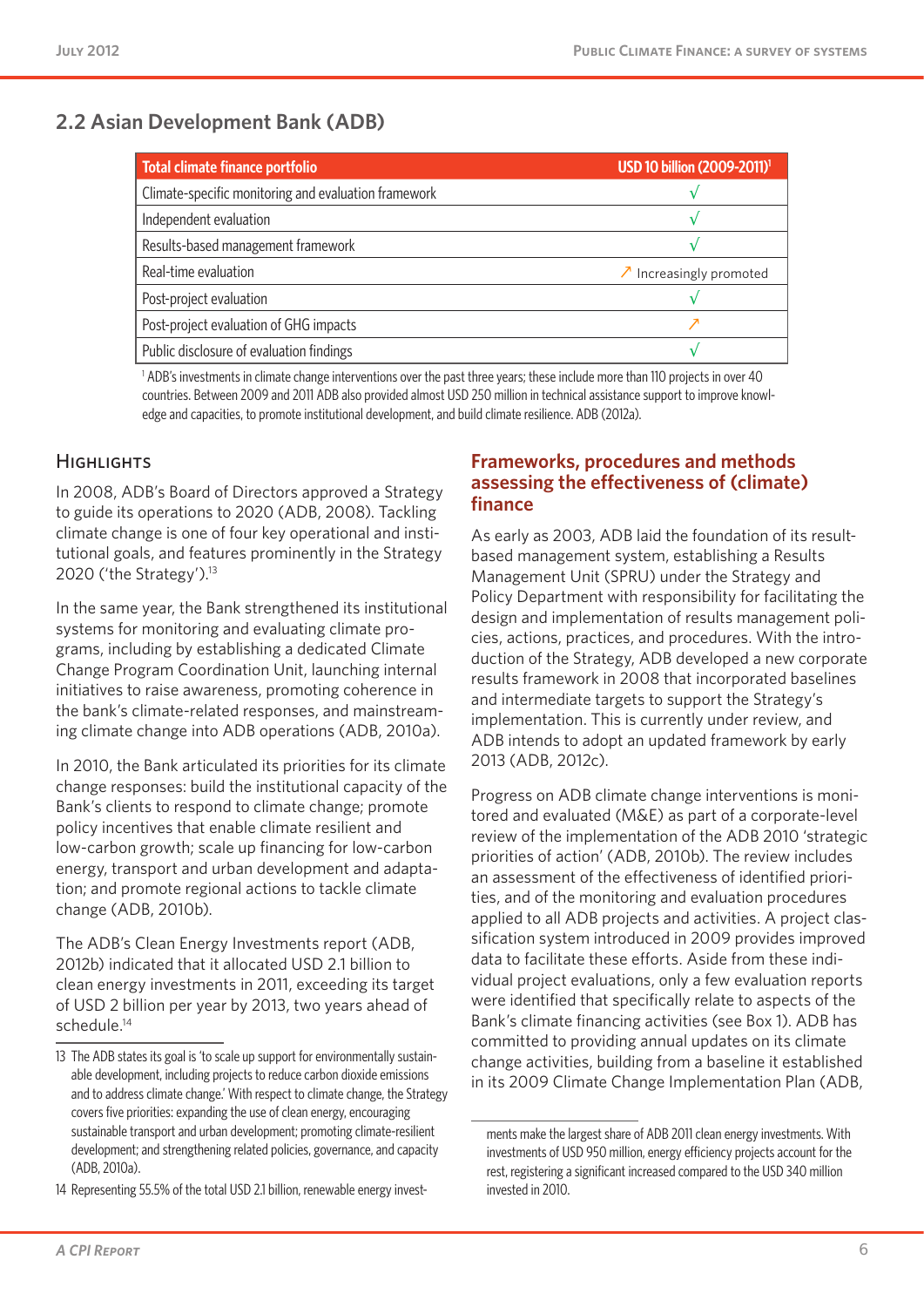## 2.2 Asian Development Bank (ADB)

| Total climate finance portfolio | USD 10 billion (2009-2011)[1] |
|---|---|
| Climate-specific monitoring and evaluation framework | √ |
| Independent evaluation | √ |
| Results-based management framework | √ |
| Real-time evaluation | ↗ Increasingly promoted |
| Post-project evaluation | √ |
| Post-project evaluation of GHG impacts | ↗ |
| Public disclosure of evaluation findings | √ |

[1] ADB's investments in climate change interventions over the past three years; these include more than 110 projects in over 40 countries. Between 2009 and 2011 ADB also provided almost USD 250 million in technical assistance support to improve knowledge and capacities, to promote institutional development, and build climate resilience. ADB (2012a).

### Highlights

In 2008, ADB's Board of Directors approved a Strategy to guide its operations to 2020 (ADB, 2008). Tackling climate change is one of four key operational and institutional goals, and features prominently in the Strategy 2020 ('the Strategy').[13]

In the same year, the Bank strengthened its institutional systems for monitoring and evaluating climate programs, including by establishing a dedicated Climate Change Program Coordination Unit, launching internal initiatives to raise awareness, promoting coherence in the bank's climate-related responses, and mainstreaming climate change into ADB operations (ADB, 2010a).

In 2010, the Bank articulated its priorities for its climate change responses: build the institutional capacity of the Bank's clients to respond to climate change; promote policy incentives that enable climate resilient and low-carbon growth; scale up financing for low-carbon energy, transport and urban development and adaptation; and promote regional actions to tackle climate change (ADB, 2010b).

The ADB's Clean Energy Investments report (ADB, 2012b) indicated that it allocated USD 2.1 billion to clean energy investments in 2011, exceeding its target of USD 2 billion per year by 2013, two years ahead of schedule.[14]

### Frameworks, procedures and methods assessing the effectiveness of (climate) finance

As early as 2003, ADB laid the foundation of its result-based management system, establishing a Results Management Unit (SPRU) under the Strategy and Policy Department with responsibility for facilitating the design and implementation of results management policies, actions, practices, and procedures. With the introduction of the Strategy, ADB developed a new corporate results framework in 2008 that incorporated baselines and intermediate targets to support the Strategy's implementation. This is currently under review, and ADB intends to adopt an updated framework by early 2013 (ADB, 2012c).

Progress on ADB climate change interventions is monitored and evaluated (M&E) as part of a corporate-level review of the implementation of the ADB 2010 'strategic priorities of action' (ADB, 2010b). The review includes an assessment of the effectiveness of identified priorities, and of the monitoring and evaluation procedures applied to all ADB projects and activities. A project classification system introduced in 2009 provides improved data to facilitate these efforts. Aside from these individual project evaluations, only a few evaluation reports were identified that specifically relate to aspects of the Bank's climate financing activities (see Box 1). ADB has committed to providing annual updates on its climate change activities, building from a baseline it established in its 2009 Climate Change Implementation Plan (ADB,

---

13 The ADB states its goal is 'to scale up support for environmentally sustainable development, including projects to reduce carbon dioxide emissions and to address climate change.' With respect to climate change, the Strategy covers five priorities: expanding the use of clean energy, encouraging sustainable transport and urban development; promoting climate-resilient development; and strengthening related policies, governance, and capacity (ADB, 2010a).

14 Representing 55.5% of the total USD 2.1 billion, renewable energy investments make the largest share of ADB 2011 clean energy investments. With investments of USD 950 million, energy efficiency projects account for the rest, registering a significant increased compared to the USD 340 million invested in 2010.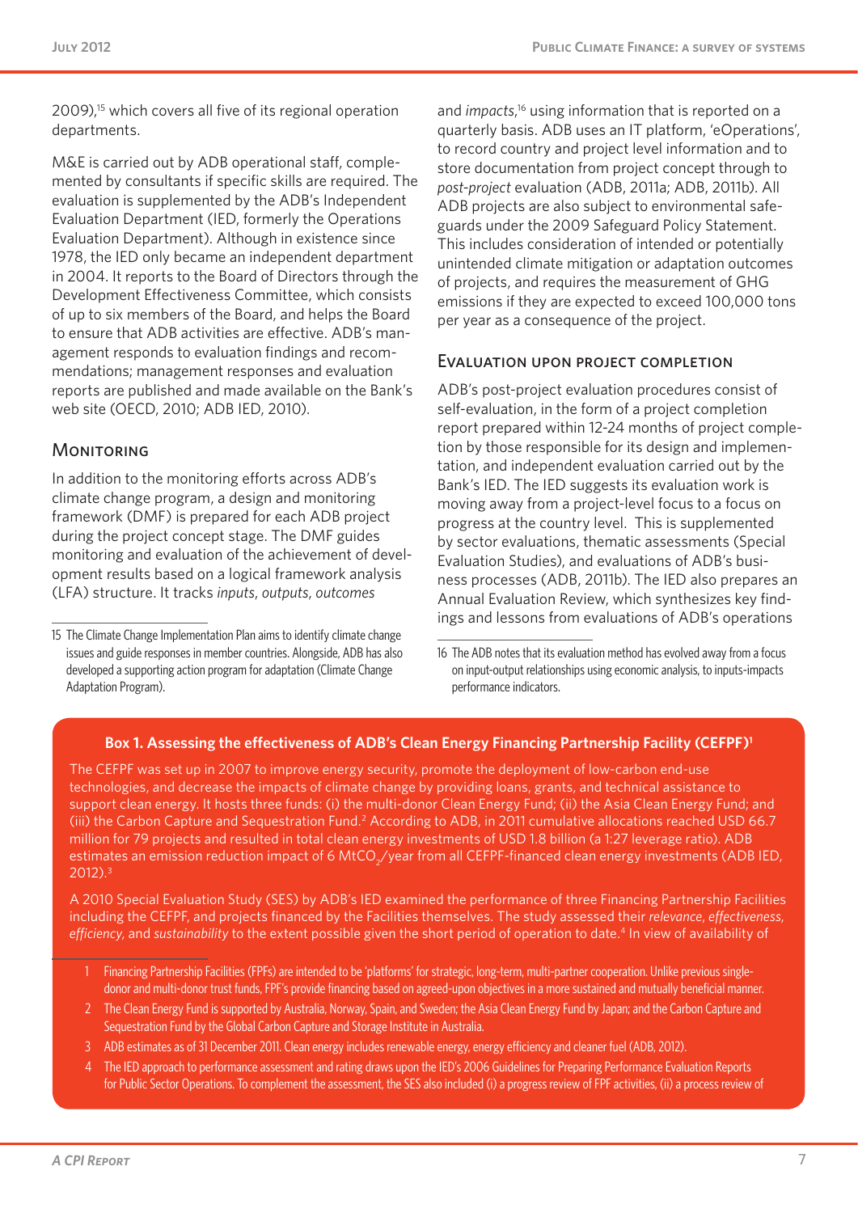2009),[15] which covers all five of its regional operation departments.

M&E is carried out by ADB operational staff, complemented by consultants if specific skills are required. The evaluation is supplemented by the ADB's Independent Evaluation Department (IED, formerly the Operations Evaluation Department). Although in existence since 1978, the IED only became an independent department in 2004. It reports to the Board of Directors through the Development Effectiveness Committee, which consists of up to six members of the Board, and helps the Board to ensure that ADB activities are effective. ADB's management responds to evaluation findings and recommendations; management responses and evaluation reports are published and made available on the Bank's web site (OECD, 2010; ADB IED, 2010).

## Monitoring

In addition to the monitoring efforts across ADB's climate change program, a design and monitoring framework (DMF) is prepared for each ADB project during the project concept stage. The DMF guides monitoring and evaluation of the achievement of development results based on a logical framework analysis (LFA) structure. It tracks *inputs*, *outputs*, *outcomes* and *impacts*,[16] using information that is reported on a quarterly basis. ADB uses an IT platform, 'eOperations', to record country and project level information and to store documentation from project concept through to *post-project* evaluation (ADB, 2011a; ADB, 2011b). All ADB projects are also subject to environmental safeguards under the 2009 Safeguard Policy Statement. This includes consideration of intended or potentially unintended climate mitigation or adaptation outcomes of projects, and requires the measurement of GHG emissions if they are expected to exceed 100,000 tons per year as a consequence of the project.

## Evaluation upon project completion

ADB's post-project evaluation procedures consist of self-evaluation, in the form of a project completion report prepared within 12-24 months of project completion by those responsible for its design and implementation, and independent evaluation carried out by the Bank's IED. The IED suggests its evaluation work is moving away from a project-level focus to a focus on progress at the country level. This is supplemented by sector evaluations, thematic assessments (Special Evaluation Studies), and evaluations of ADB's business processes (ADB, 2011b). The IED also prepares an Annual Evaluation Review, which synthesizes key findings and lessons from evaluations of ADB's operations

15 The Climate Change Implementation Plan aims to identify climate change issues and guide responses in member countries. Alongside, ADB has also developed a supporting action program for adaptation (Climate Change Adaptation Program).

16 The ADB notes that its evaluation method has evolved away from a focus on input-output relationships using economic analysis, to inputs-impacts performance indicators.

**Box 1. Assessing the effectiveness of ADB's Clean Energy Financing Partnership Facility (CEFPF)[1]**

The CEFPF was set up in 2007 to improve energy security, promote the deployment of low-carbon end-use technologies, and decrease the impacts of climate change by providing loans, grants, and technical assistance to support clean energy. It hosts three funds: (i) the multi-donor Clean Energy Fund; (ii) the Asia Clean Energy Fund; and (iii) the Carbon Capture and Sequestration Fund.[2] According to ADB, in 2011 cumulative allocations reached USD 66.7 million for 79 projects and resulted in total clean energy investments of USD 1.8 billion (a 1:27 leverage ratio). ADB estimates an emission reduction impact of 6 $MtCO_2$/year from all CEFPF-financed clean energy investments (ADB IED, 2012).[3]

A 2010 Special Evaluation Study (SES) by ADB's IED examined the performance of three Financing Partnership Facilities including the CEFPF, and projects financed by the Facilities themselves. The study assessed their *relevance*, *effectiveness*, *efficiency*, and *sustainability* to the extent possible given the short period of operation to date.[4] In view of availability of

1 Financing Partnership Facilities (FPFs) are intended to be 'platforms' for strategic, long-term, multi-partner cooperation. Unlike previous single-donor and multi-donor trust funds, FPF's provide financing based on agreed-upon objectives in a more sustained and mutually beneficial manner.

2 The Clean Energy Fund is supported by Australia, Norway, Spain, and Sweden; the Asia Clean Energy Fund by Japan; and the Carbon Capture and Sequestration Fund by the Global Carbon Capture and Storage Institute in Australia.

3 ADB estimates as of 31 December 2011. Clean energy includes renewable energy, energy efficiency and cleaner fuel (ADB, 2012).

4 The IED approach to performance assessment and rating draws upon the IED's 2006 Guidelines for Preparing Performance Evaluation Reports for Public Sector Operations. To complement the assessment, the SES also included (i) a progress review of FPF activities, (ii) a process review of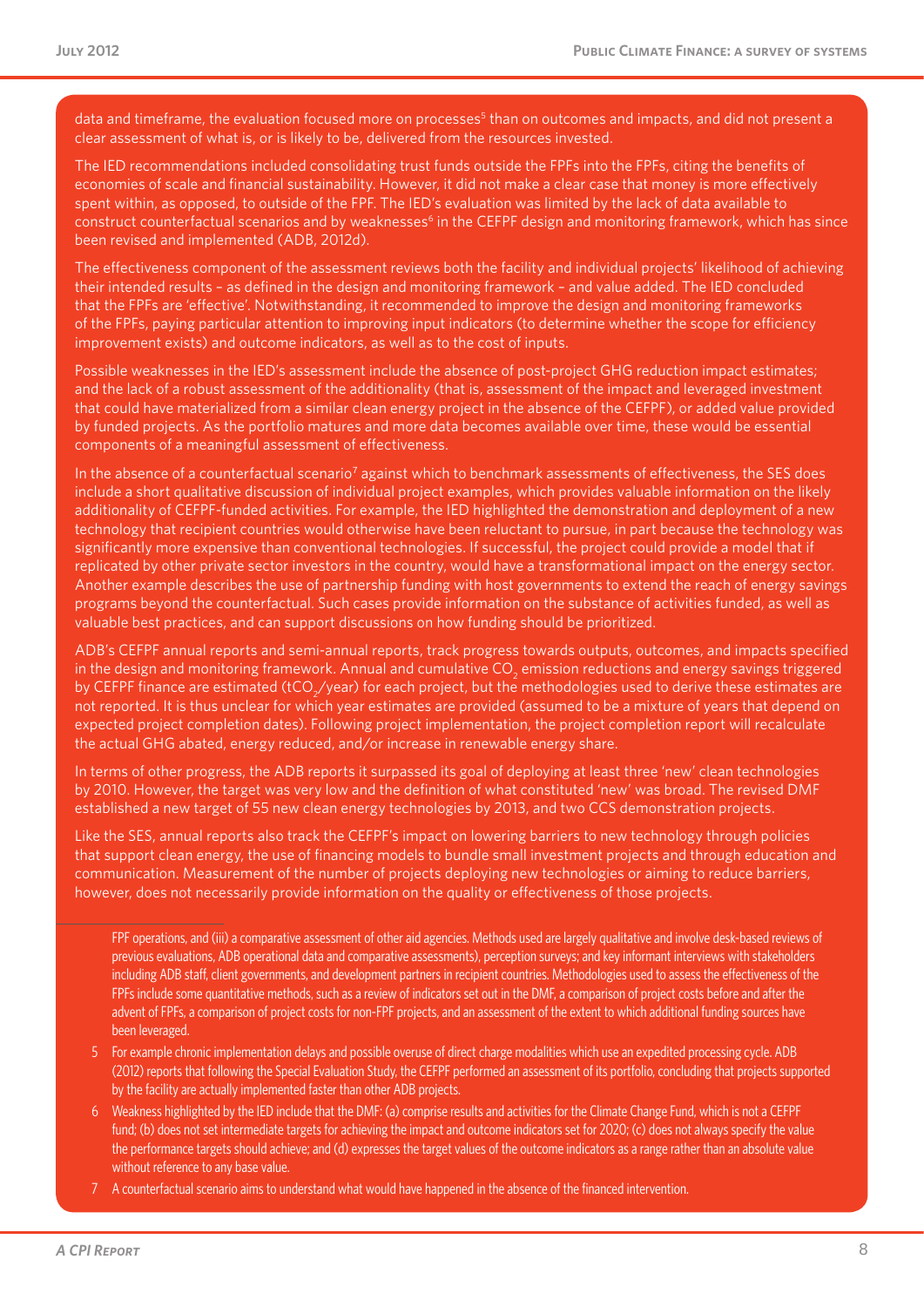data and timeframe, the evaluation focused more on processes[5] than on outcomes and impacts, and did not present a clear assessment of what is, or is likely to be, delivered from the resources invested.

The IED recommendations included consolidating trust funds outside the FPFs into the FPFs, citing the benefits of economies of scale and financial sustainability. However, it did not make a clear case that money is more effectively spent within, as opposed, to outside of the FPF. The IED's evaluation was limited by the lack of data available to construct counterfactual scenarios and by weaknesses[6] in the CEFPF design and monitoring framework, which has since been revised and implemented (ADB, 2012d).

The effectiveness component of the assessment reviews both the facility and individual projects' likelihood of achieving their intended results – as defined in the design and monitoring framework – and value added. The IED concluded that the FPFs are 'effective'. Notwithstanding, it recommended to improve the design and monitoring frameworks of the FPFs, paying particular attention to improving input indicators (to determine whether the scope for efficiency improvement exists) and outcome indicators, as well as to the cost of inputs.

Possible weaknesses in the IED's assessment include the absence of post-project GHG reduction impact estimates; and the lack of a robust assessment of the additionality (that is, assessment of the impact and leveraged investment that could have materialized from a similar clean energy project in the absence of the CEFPF), or added value provided by funded projects. As the portfolio matures and more data becomes available over time, these would be essential components of a meaningful assessment of effectiveness.

In the absence of a counterfactual scenario[7] against which to benchmark assessments of effectiveness, the SES does include a short qualitative discussion of individual project examples, which provides valuable information on the likely additionality of CEFPF-funded activities. For example, the IED highlighted the demonstration and deployment of a new technology that recipient countries would otherwise have been reluctant to pursue, in part because the technology was significantly more expensive than conventional technologies. If successful, the project could provide a model that if replicated by other private sector investors in the country, would have a transformational impact on the energy sector. Another example describes the use of partnership funding with host governments to extend the reach of energy savings programs beyond the counterfactual. Such cases provide information on the substance of activities funded, as well as valuable best practices, and can support discussions on how funding should be prioritized.

ADB's CEFPF annual reports and semi-annual reports, track progress towards outputs, outcomes, and impacts specified in the design and monitoring framework. Annual and cumulative $CO_2$ emission reductions and energy savings triggered by CEFPF finance are estimated ($tCO_2$/year) for each project, but the methodologies used to derive these estimates are not reported. It is thus unclear for which year estimates are provided (assumed to be a mixture of years that depend on expected project completion dates). Following project implementation, the project completion report will recalculate the actual GHG abated, energy reduced, and/or increase in renewable energy share.

In terms of other progress, the ADB reports it surpassed its goal of deploying at least three 'new' clean technologies by 2010. However, the target was very low and the definition of what constituted 'new' was broad. The revised DMF established a new target of 55 new clean energy technologies by 2013, and two CCS demonstration projects.

Like the SES, annual reports also track the CEFPF's impact on lowering barriers to new technology through policies that support clean energy, the use of financing models to bundle small investment projects and through education and communication. Measurement of the number of projects deploying new technologies or aiming to reduce barriers, however, does not necessarily provide information on the quality or effectiveness of those projects.

---

FPF operations, and (iii) a comparative assessment of other aid agencies. Methods used are largely qualitative and involve desk-based reviews of previous evaluations, ADB operational data and comparative assessments), perception surveys; and key informant interviews with stakeholders including ADB staff, client governments, and development partners in recipient countries. Methodologies used to assess the effectiveness of the FPFs include some quantitative methods, such as a review of indicators set out in the DMF, a comparison of project costs before and after the advent of FPFs, a comparison of project costs for non-FPF projects, and an assessment of the extent to which additional funding sources have been leveraged.

5 For example chronic implementation delays and possible overuse of direct charge modalities which use an expedited processing cycle. ADB (2012) reports that following the Special Evaluation Study, the CEFPF performed an assessment of its portfolio, concluding that projects supported by the facility are actually implemented faster than other ADB projects.

6 Weakness highlighted by the IED include that the DMF: (a) comprise results and activities for the Climate Change Fund, which is not a CEFPF fund; (b) does not set intermediate targets for achieving the impact and outcome indicators set for 2020; (c) does not always specify the value the performance targets should achieve; and (d) expresses the target values of the outcome indicators as a range rather than an absolute value without reference to any base value.

7 A counterfactual scenario aims to understand what would have happened in the absence of the financed intervention.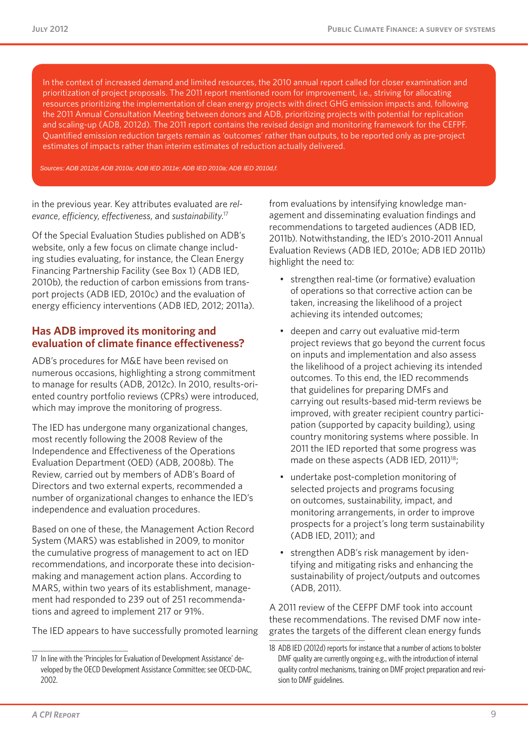In the context of increased demand and limited resources, the 2010 annual report called for closer examination and prioritization of project proposals. The 2011 report mentioned room for improvement, i.e., striving for allocating resources prioritizing the implementation of clean energy projects with direct GHG emission impacts and, following the 2011 Annual Consultation Meeting between donors and ADB, prioritizing projects with potential for replication and scaling-up (ADB, 2012d). The 2011 report contains the revised design and monitoring framework for the CEFPF. Quantified emission reduction targets remain as 'outcomes' rather than outputs, to be reported only as pre-project estimates of impacts rather than interim estimates of reduction actually delivered.

*Sources: ADB 2012d; ADB 2010a; ADB IED 2011e; ADB IED 2010a; ADB IED 2010d,f.*

in the previous year. Key attributes evaluated are *relevance*, *efficiency*, *effectiveness*, and *sustainability*.[17]

Of the Special Evaluation Studies published on ADB's website, only a few focus on climate change including studies evaluating, for instance, the Clean Energy Financing Partnership Facility (see Box 1) (ADB IED, 2010b), the reduction of carbon emissions from transport projects (ADB IED, 2010c) and the evaluation of energy efficiency interventions (ADB IED, 2012; 2011a).

## Has ADB improved its monitoring and evaluation of climate finance effectiveness?

ADB's procedures for M&E have been revised on numerous occasions, highlighting a strong commitment to manage for results (ADB, 2012c). In 2010, results-oriented country portfolio reviews (CPRs) were introduced, which may improve the monitoring of progress.

The IED has undergone many organizational changes, most recently following the 2008 Review of the Independence and Effectiveness of the Operations Evaluation Department (OED) (ADB, 2008b). The Review, carried out by members of ADB's Board of Directors and two external experts, recommended a number of organizational changes to enhance the IED's independence and evaluation procedures.

Based on one of these, the Management Action Record System (MARS) was established in 2009, to monitor the cumulative progress of management to act on IED recommendations, and incorporate these into decision-making and management action plans. According to MARS, within two years of its establishment, management had responded to 239 out of 251 recommendations and agreed to implement 217 or 91%.

The IED appears to have successfully promoted learning from evaluations by intensifying knowledge management and disseminating evaluation findings and recommendations to targeted audiences (ADB IED, 2011b). Notwithstanding, the IED's 2010-2011 Annual Evaluation Reviews (ADB IED, 2010e; ADB IED 2011b) highlight the need to:

- strengthen real-time (or formative) evaluation of operations so that corrective action can be taken, increasing the likelihood of a project achieving its intended outcomes;
- deepen and carry out evaluative mid-term project reviews that go beyond the current focus on inputs and implementation and also assess the likelihood of a project achieving its intended outcomes. To this end, the IED recommends that guidelines for preparing DMFs and carrying out results-based mid-term reviews be improved, with greater recipient country participation (supported by capacity building), using country monitoring systems where possible. In 2011 the IED reported that some progress was made on these aspects (ADB IED, 2011)[18];
- undertake post-completion monitoring of selected projects and programs focusing on outcomes, sustainability, impact, and monitoring arrangements, in order to improve prospects for a project's long term sustainability (ADB IED, 2011); and
- strengthen ADB's risk management by identifying and mitigating risks and enhancing the sustainability of project/outputs and outcomes (ADB, 2011).

A 2011 review of the CEFPF DMF took into account these recommendations. The revised DMF now integrates the targets of the different clean energy funds

17 In line with the 'Principles for Evaluation of Development Assistance' developed by the OECD Development Assistance Committee; see OECD-DAC, 2002.

18 ADB IED (2012d) reports for instance that a number of actions to bolster DMF quality are currently ongoing e.g., with the introduction of internal quality control mechanisms, training on DMF project preparation and revision to DMF guidelines.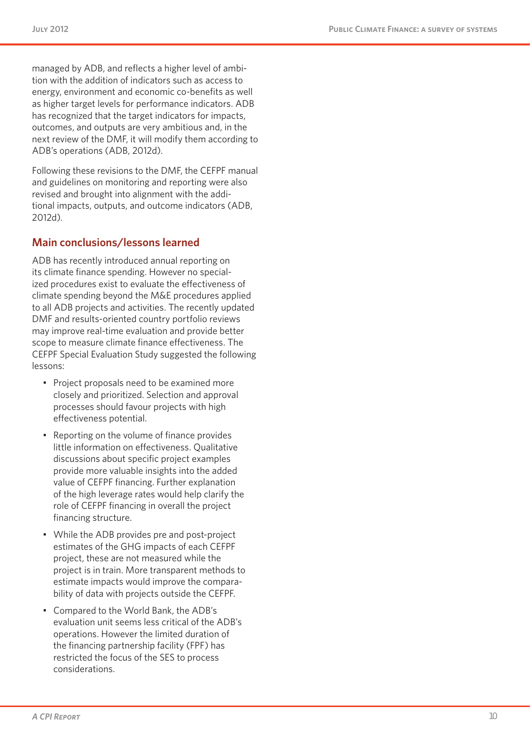managed by ADB, and reflects a higher level of ambition with the addition of indicators such as access to energy, environment and economic co-benefits as well as higher target levels for performance indicators. ADB has recognized that the target indicators for impacts, outcomes, and outputs are very ambitious and, in the next review of the DMF, it will modify them according to ADB's operations (ADB, 2012d).

Following these revisions to the DMF, the CEFPF manual and guidelines on monitoring and reporting were also revised and brought into alignment with the additional impacts, outputs, and outcome indicators (ADB, 2012d).

## Main conclusions/lessons learned

ADB has recently introduced annual reporting on its climate finance spending. However no specialized procedures exist to evaluate the effectiveness of climate spending beyond the M&E procedures applied to all ADB projects and activities. The recently updated DMF and results-oriented country portfolio reviews may improve real-time evaluation and provide better scope to measure climate finance effectiveness. The CEFPF Special Evaluation Study suggested the following lessons:

- Project proposals need to be examined more closely and prioritized. Selection and approval processes should favour projects with high effectiveness potential.
- Reporting on the volume of finance provides little information on effectiveness. Qualitative discussions about specific project examples provide more valuable insights into the added value of CEFPF financing. Further explanation of the high leverage rates would help clarify the role of CEFPF financing in overall the project financing structure.
- While the ADB provides pre and post-project estimates of the GHG impacts of each CEFPF project, these are not measured while the project is in train. More transparent methods to estimate impacts would improve the comparability of data with projects outside the CEFPF.
- Compared to the World Bank, the ADB's evaluation unit seems less critical of the ADB's operations. However the limited duration of the financing partnership facility (FPF) has restricted the focus of the SES to process considerations.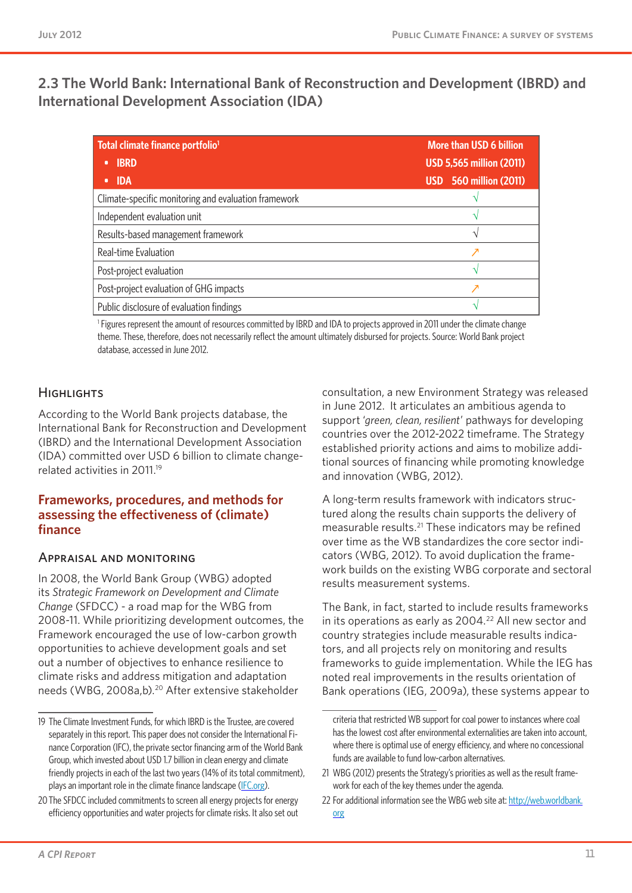## 2.3 The World Bank: International Bank of Reconstruction and Development (IBRD) and International Development Association (IDA)

| Total climate finance portfolio[1] | More than USD 6 billion |
|---|---|
| • IBRD | USD 5,565 million (2011) |
| • IDA | USD 560 million (2011) |
| Climate-specific monitoring and evaluation framework | √ |
| Independent evaluation unit | √ |
| Results-based management framework | √ |
| Real-time Evaluation | ↗ |
| Post-project evaluation | √ |
| Post-project evaluation of GHG impacts | ↗ |
| Public disclosure of evaluation findings | √ |

[1] Figures represent the amount of resources committed by IBRD and IDA to projects approved in 2011 under the climate change theme. These, therefore, does not necessarily reflect the amount ultimately disbursed for projects. Source: World Bank project database, accessed in June 2012.

### Highlights

According to the World Bank projects database, the International Bank for Reconstruction and Development (IBRD) and the International Development Association (IDA) committed over USD 6 billion to climate change-related activities in 2011.[19]

### Frameworks, procedures, and methods for assessing the effectiveness of (climate) finance

#### Appraisal and Monitoring

In 2008, the World Bank Group (WBG) adopted its *Strategic Framework on Development and Climate Change* (SFDCC) - a road map for the WBG from 2008-11. While prioritizing development outcomes, the Framework encouraged the use of low-carbon growth opportunities to achieve development goals and set out a number of objectives to enhance resilience to climate risks and address mitigation and adaptation needs (WBG, 2008a,b).[20] After extensive stakeholder consultation, a new Environment Strategy was released in June 2012. It articulates an ambitious agenda to support *'green, clean, resilient'* pathways for developing countries over the 2012-2022 timeframe. The Strategy established priority actions and aims to mobilize additional sources of financing while promoting knowledge and innovation (WBG, 2012).

A long-term results framework with indicators structured along the results chain supports the delivery of measurable results.[21] These indicators may be refined over time as the WB standardizes the core sector indicators (WBG, 2012). To avoid duplication the framework builds on the existing WBG corporate and sectoral results measurement systems.

The Bank, in fact, started to include results frameworks in its operations as early as 2004.[22] All new sector and country strategies include measurable results indicators, and all projects rely on monitoring and results frameworks to guide implementation. While the IEG has noted real improvements in the results orientation of Bank operations (IEG, 2009a), these systems appear to

---

19 The Climate Investment Funds, for which IBRD is the Trustee, are covered separately in this report. This paper does not consider the International Finance Corporation (IFC), the private sector financing arm of the World Bank Group, which invested about USD 1.7 billion in clean energy and climate friendly projects in each of the last two years (14% of its total commitment), plays an important role in the climate finance landscape (IFC.org).

20 The SFDCC included commitments to screen all energy projects for energy efficiency opportunities and water projects for climate risks. It also set out criteria that restricted WB support for coal power to instances where coal has the lowest cost after environmental externalities are taken into account, where there is optimal use of energy efficiency, and where no concessional funds are available to fund low-carbon alternatives.

21 WBG (2012) presents the Strategy's priorities as well as the result framework for each of the key themes under the agenda.

22 For additional information see the WBG web site at: http://web.worldbank.org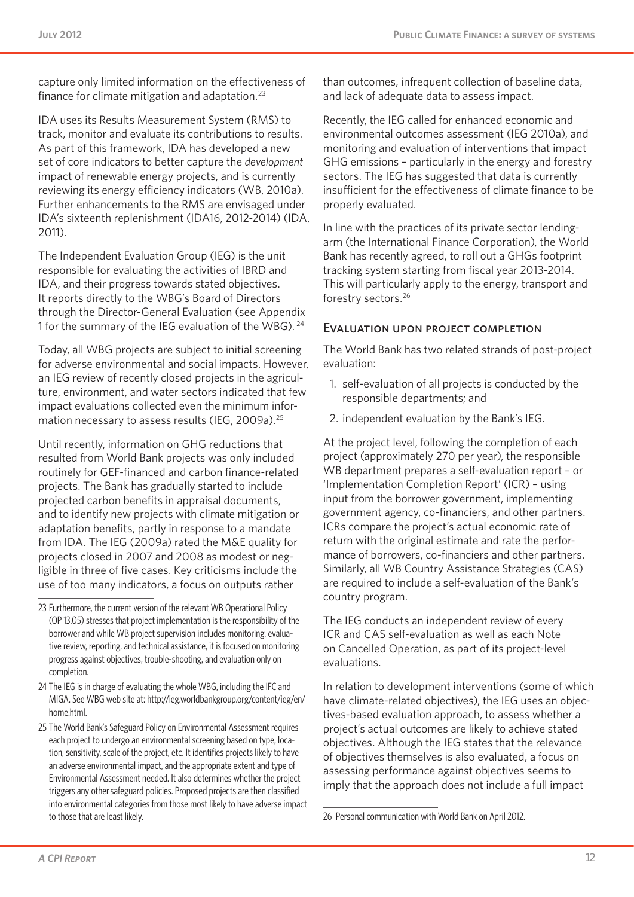capture only limited information on the effectiveness of finance for climate mitigation and adaptation.[23]

IDA uses its Results Measurement System (RMS) to track, monitor and evaluate its contributions to results. As part of this framework, IDA has developed a new set of core indicators to better capture the *development* impact of renewable energy projects, and is currently reviewing its energy efficiency indicators (WB, 2010a). Further enhancements to the RMS are envisaged under IDA's sixteenth replenishment (IDA16, 2012-2014) (IDA, 2011).

The Independent Evaluation Group (IEG) is the unit responsible for evaluating the activities of IBRD and IDA, and their progress towards stated objectives. It reports directly to the WBG's Board of Directors through the Director-General Evaluation (see Appendix 1 for the summary of the IEG evaluation of the WBG).[24]

Today, all WBG projects are subject to initial screening for adverse environmental and social impacts. However, an IEG review of recently closed projects in the agriculture, environment, and water sectors indicated that few impact evaluations collected even the minimum information necessary to assess results (IEG, 2009a).[25]

Until recently, information on GHG reductions that resulted from World Bank projects was only included routinely for GEF-financed and carbon finance-related projects. The Bank has gradually started to include projected carbon benefits in appraisal documents, and to identify new projects with climate mitigation or adaptation benefits, partly in response to a mandate from IDA. The IEG (2009a) rated the M&E quality for projects closed in 2007 and 2008 as modest or negligible in three of five cases. Key criticisms include the use of too many indicators, a focus on outputs rather than outcomes, infrequent collection of baseline data, and lack of adequate data to assess impact.

Recently, the IEG called for enhanced economic and environmental outcomes assessment (IEG 2010a), and monitoring and evaluation of interventions that impact GHG emissions – particularly in the energy and forestry sectors. The IEG has suggested that data is currently insufficient for the effectiveness of climate finance to be properly evaluated.

In line with the practices of its private sector lending-arm (the International Finance Corporation), the World Bank has recently agreed, to roll out a GHGs footprint tracking system starting from fiscal year 2013-2014. This will particularly apply to the energy, transport and forestry sectors.[26]

### Evaluation upon project completion

The World Bank has two related strands of post-project evaluation:

1. self-evaluation of all projects is conducted by the responsible departments; and
2. independent evaluation by the Bank's IEG.

At the project level, following the completion of each project (approximately 270 per year), the responsible WB department prepares a self-evaluation report – or 'Implementation Completion Report' (ICR) – using input from the borrower government, implementing government agency, co-financiers, and other partners. ICRs compare the project's actual economic rate of return with the original estimate and rate the performance of borrowers, co-financiers and other partners. Similarly, all WB Country Assistance Strategies (CAS) are required to include a self-evaluation of the Bank's country program.

The IEG conducts an independent review of every ICR and CAS self-evaluation as well as each Note on Cancelled Operation, as part of its project-level evaluations.

In relation to development interventions (some of which have climate-related objectives), the IEG uses an objectives-based evaluation approach, to assess whether a project's actual outcomes are likely to achieve stated objectives. Although the IEG states that the relevance of objectives themselves is also evaluated, a focus on assessing performance against objectives seems to imply that the approach does not include a full impact

---

23 Furthermore, the current version of the relevant WB Operational Policy (OP 13.05) stresses that project implementation is the responsibility of the borrower and while WB project supervision includes monitoring, evaluative review, reporting, and technical assistance, it is focused on monitoring progress against objectives, trouble-shooting, and evaluation only on completion.

24 The IEG is in charge of evaluating the whole WBG, including the IFC and MIGA. See WBG web site at: http://ieg.worldbankgroup.org/content/ieg/en/home.html.

25 The World Bank's Safeguard Policy on Environmental Assessment requires each project to undergo an environmental screening based on type, location, sensitivity, scale of the project, etc. It identifies projects likely to have an adverse environmental impact, and the appropriate extent and type of Environmental Assessment needed. It also determines whether the project triggers any other safeguard policies. Proposed projects are then classified into environmental categories from those most likely to have adverse impact to those that are least likely.

26 Personal communication with World Bank on April 2012.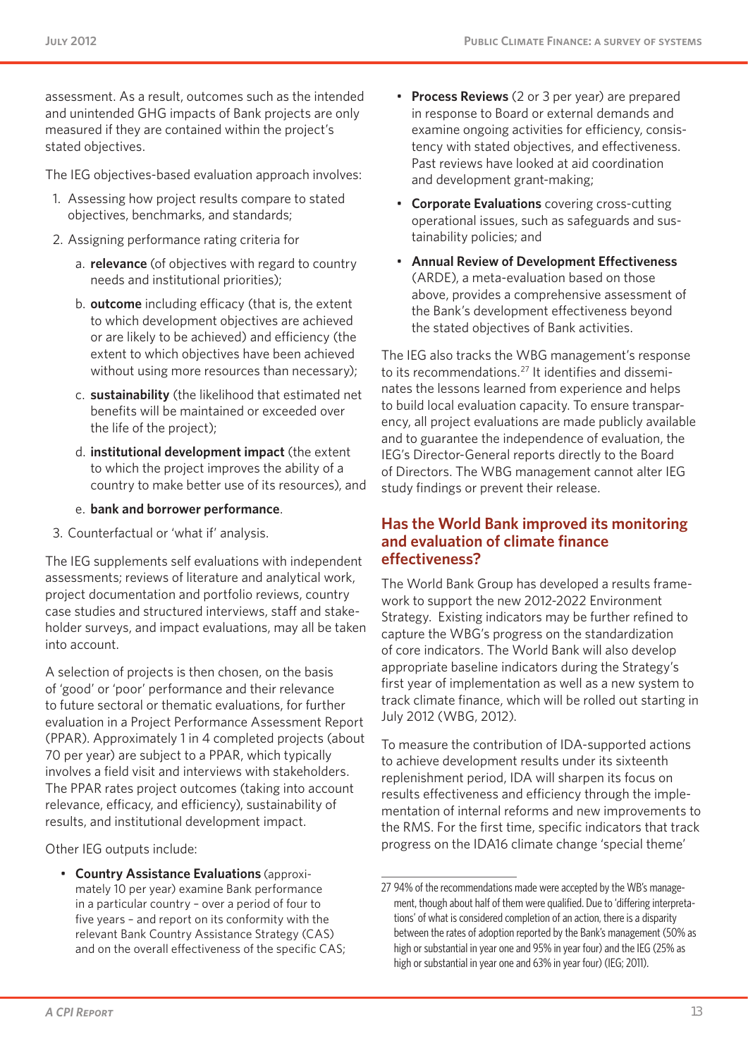assessment. As a result, outcomes such as the intended and unintended GHG impacts of Bank projects are only measured if they are contained within the project's stated objectives.

The IEG objectives-based evaluation approach involves:

1. Assessing how project results compare to stated objectives, benchmarks, and standards;
2. Assigning performance rating criteria for
   a. **relevance** (of objectives with regard to country needs and institutional priorities);
   b. **outcome** including efficacy (that is, the extent to which development objectives are achieved or are likely to be achieved) and efficiency (the extent to which objectives have been achieved without using more resources than necessary);
   c. **sustainability** (the likelihood that estimated net benefits will be maintained or exceeded over the life of the project);
   d. **institutional development impact** (the extent to which the project improves the ability of a country to make better use of its resources), and
   e. **bank and borrower performance**.
3. Counterfactual or 'what if' analysis.

The IEG supplements self evaluations with independent assessments; reviews of literature and analytical work, project documentation and portfolio reviews, country case studies and structured interviews, staff and stakeholder surveys, and impact evaluations, may all be taken into account.

A selection of projects is then chosen, on the basis of 'good' or 'poor' performance and their relevance to future sectoral or thematic evaluations, for further evaluation in a Project Performance Assessment Report (PPAR). Approximately 1 in 4 completed projects (about 70 per year) are subject to a PPAR, which typically involves a field visit and interviews with stakeholders. The PPAR rates project outcomes (taking into account relevance, efficacy, and efficiency), sustainability of results, and institutional development impact.

Other IEG outputs include:

- **Country Assistance Evaluations** (approximately 10 per year) examine Bank performance in a particular country – over a period of four to five years – and report on its conformity with the relevant Bank Country Assistance Strategy (CAS) and on the overall effectiveness of the specific CAS;
- **Process Reviews** (2 or 3 per year) are prepared in response to Board or external demands and examine ongoing activities for efficiency, consistency with stated objectives, and effectiveness. Past reviews have looked at aid coordination and development grant-making;
- **Corporate Evaluations** covering cross-cutting operational issues, such as safeguards and sustainability policies; and
- **Annual Review of Development Effectiveness** (ARDE), a meta-evaluation based on those above, provides a comprehensive assessment of the Bank's development effectiveness beyond the stated objectives of Bank activities.

The IEG also tracks the WBG management's response to its recommendations.[27] It identifies and disseminates the lessons learned from experience and helps to build local evaluation capacity. To ensure transparency, all project evaluations are made publicly available and to guarantee the independence of evaluation, the IEG's Director-General reports directly to the Board of Directors. The WBG management cannot alter IEG study findings or prevent their release.

## Has the World Bank improved its monitoring and evaluation of climate finance effectiveness?

The World Bank Group has developed a results framework to support the new 2012-2022 Environment Strategy. Existing indicators may be further refined to capture the WBG's progress on the standardization of core indicators. The World Bank will also develop appropriate baseline indicators during the Strategy's first year of implementation as well as a new system to track climate finance, which will be rolled out starting in July 2012 (WBG, 2012).

To measure the contribution of IDA-supported actions to achieve development results under its sixteenth replenishment period, IDA will sharpen its focus on results effectiveness and efficiency through the implementation of internal reforms and new improvements to the RMS. For the first time, specific indicators that track progress on the IDA16 climate change 'special theme'

---

27 94% of the recommendations made were accepted by the WB's management, though about half of them were qualified. Due to 'differing interpretations' of what is considered completion of an action, there is a disparity between the rates of adoption reported by the Bank's management (50% as high or substantial in year one and 95% in year four) and the IEG (25% as high or substantial in year one and 63% in year four) (IEG; 2011).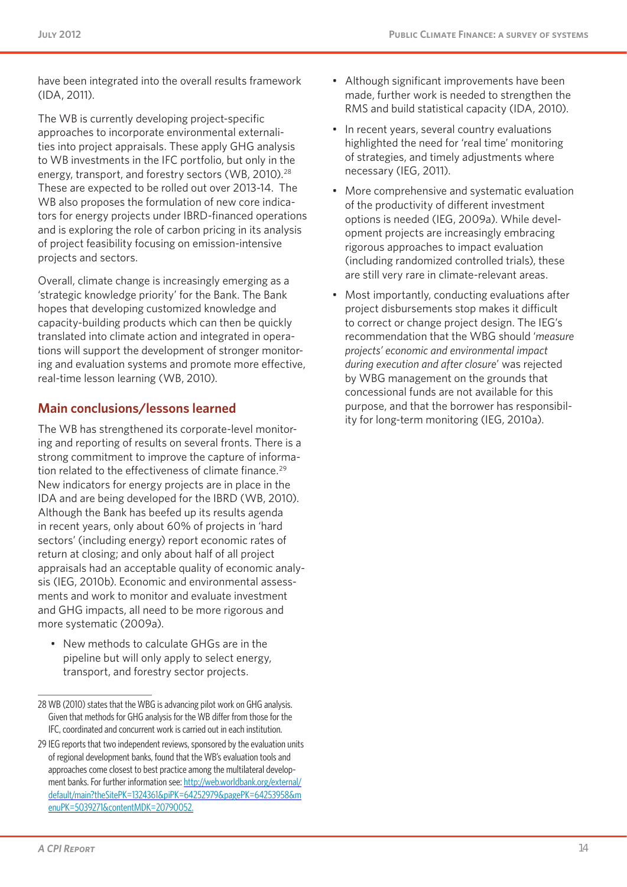have been integrated into the overall results framework (IDA, 2011).

The WB is currently developing project-specific approaches to incorporate environmental externalities into project appraisals. These apply GHG analysis to WB investments in the IFC portfolio, but only in the energy, transport, and forestry sectors (WB, 2010).[28] These are expected to be rolled out over 2013-14. The WB also proposes the formulation of new core indicators for energy projects under IBRD-financed operations and is exploring the role of carbon pricing in its analysis of project feasibility focusing on emission-intensive projects and sectors.

Overall, climate change is increasingly emerging as a 'strategic knowledge priority' for the Bank. The Bank hopes that developing customized knowledge and capacity-building products which can then be quickly translated into climate action and integrated in operations will support the development of stronger monitoring and evaluation systems and promote more effective, real-time lesson learning (WB, 2010).

## Main conclusions/lessons learned

The WB has strengthened its corporate-level monitoring and reporting of results on several fronts. There is a strong commitment to improve the capture of information related to the effectiveness of climate finance.[29] New indicators for energy projects are in place in the IDA and are being developed for the IBRD (WB, 2010). Although the Bank has beefed up its results agenda in recent years, only about 60% of projects in 'hard sectors' (including energy) report economic rates of return at closing; and only about half of all project appraisals had an acceptable quality of economic analysis (IEG, 2010b). Economic and environmental assessments and work to monitor and evaluate investment and GHG impacts, all need to be more rigorous and more systematic (2009a).

- New methods to calculate GHGs are in the pipeline but will only apply to select energy, transport, and forestry sector projects.
- Although significant improvements have been made, further work is needed to strengthen the RMS and build statistical capacity (IDA, 2010).
- In recent years, several country evaluations highlighted the need for 'real time' monitoring of strategies, and timely adjustments where necessary (IEG, 2011).
- More comprehensive and systematic evaluation of the productivity of different investment options is needed (IEG, 2009a). While development projects are increasingly embracing rigorous approaches to impact evaluation (including randomized controlled trials), these are still very rare in climate-relevant areas.
- Most importantly, conducting evaluations after project disbursements stop makes it difficult to correct or change project design. The IEG's recommendation that the WBG should '*measure projects' economic and environmental impact during execution and after closure*' was rejected by WBG management on the grounds that concessional funds are not available for this purpose, and that the borrower has responsibility for long-term monitoring (IEG, 2010a).

---

28 WB (2010) states that the WBG is advancing pilot work on GHG analysis. Given that methods for GHG analysis for the WB differ from those for the IFC, coordinated and concurrent work is carried out in each institution.

29 IEG reports that two independent reviews, sponsored by the evaluation units of regional development banks, found that the WB's evaluation tools and approaches come closest to best practice among the multilateral development banks. For further information see: http://web.worldbank.org/external/default/main?theSitePK=1324361&piPK=64252979&pagePK=64253958&menuPK=5039271&contentMDK=20790052.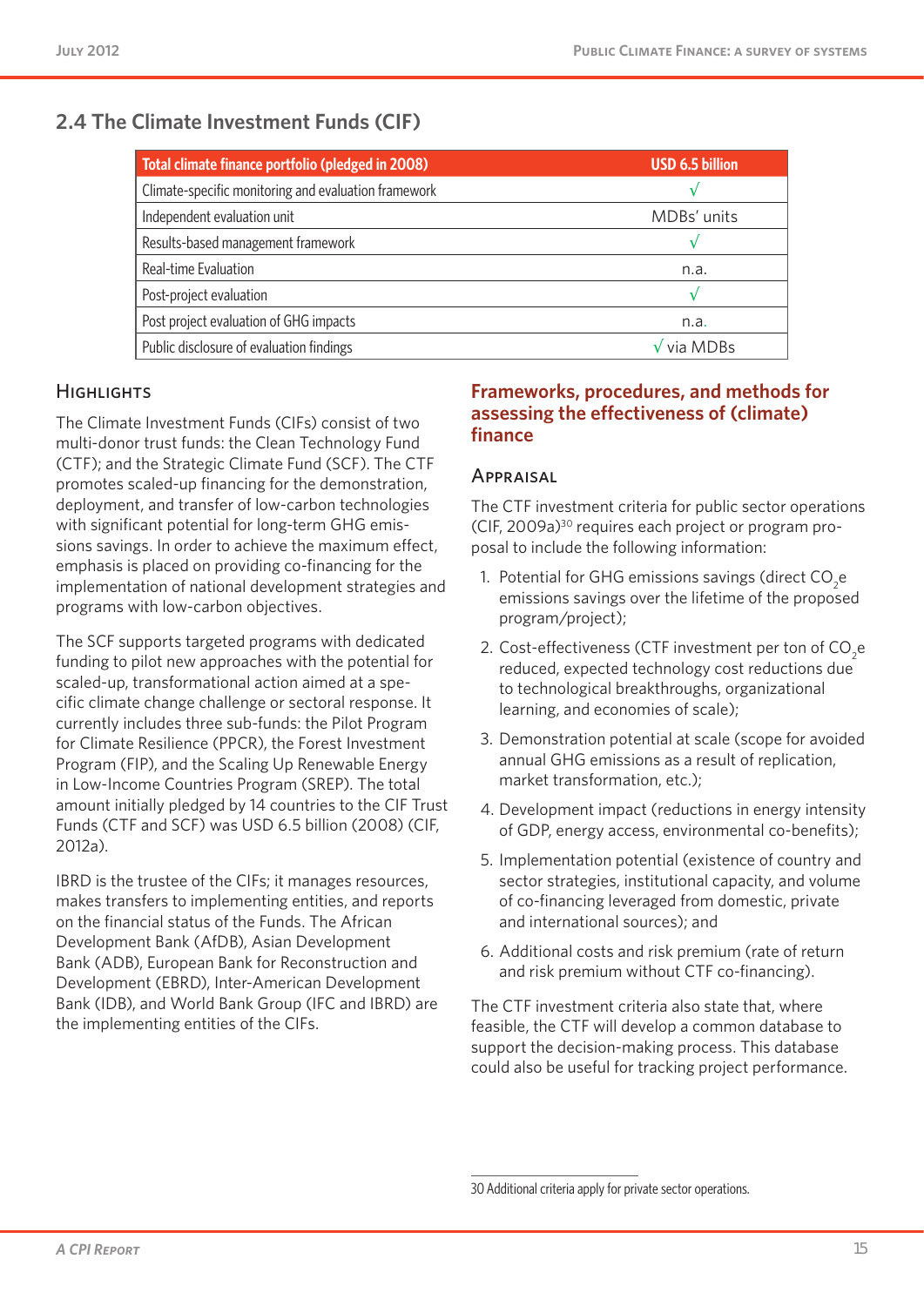## 2.4 The Climate Investment Funds (CIF)

| Total climate finance portfolio (pledged in 2008) | USD 6.5 billion |
|---|---|
| Climate-specific monitoring and evaluation framework | √ |
| Independent evaluation unit | MDBs' units |
| Results-based management framework | √ |
| Real-time Evaluation | n.a. |
| Post-project evaluation | √ |
| Post project evaluation of GHG impacts | n.a. |
| Public disclosure of evaluation findings | √ via MDBs |

### Highlights

The Climate Investment Funds (CIFs) consist of two multi-donor trust funds: the Clean Technology Fund (CTF); and the Strategic Climate Fund (SCF). The CTF promotes scaled-up financing for the demonstration, deployment, and transfer of low-carbon technologies with significant potential for long-term GHG emissions savings. In order to achieve the maximum effect, emphasis is placed on providing co-financing for the implementation of national development strategies and programs with low-carbon objectives.

The SCF supports targeted programs with dedicated funding to pilot new approaches with the potential for scaled-up, transformational action aimed at a specific climate change challenge or sectoral response. It currently includes three sub-funds: the Pilot Program for Climate Resilience (PPCR), the Forest Investment Program (FIP), and the Scaling Up Renewable Energy in Low-Income Countries Program (SREP). The total amount initially pledged by 14 countries to the CIF Trust Funds (CTF and SCF) was USD 6.5 billion (2008) (CIF, 2012a).

IBRD is the trustee of the CIFs; it manages resources, makes transfers to implementing entities, and reports on the financial status of the Funds. The African Development Bank (AfDB), Asian Development Bank (ADB), European Bank for Reconstruction and Development (EBRD), Inter-American Development Bank (IDB), and World Bank Group (IFC and IBRD) are the implementing entities of the CIFs.

### Frameworks, procedures, and methods for assessing the effectiveness of (climate) finance

#### Appraisal

The CTF investment criteria for public sector operations (CIF, 2009a)[30] requires each project or program proposal to include the following information:

1. Potential for GHG emissions savings (direct $CO_2e$ emissions savings over the lifetime of the proposed program/project);
2. Cost-effectiveness (CTF investment per ton of $CO_2e$ reduced, expected technology cost reductions due to technological breakthroughs, organizational learning, and economies of scale);
3. Demonstration potential at scale (scope for avoided annual GHG emissions as a result of replication, market transformation, etc.);
4. Development impact (reductions in energy intensity of GDP, energy access, environmental co-benefits);
5. Implementation potential (existence of country and sector strategies, institutional capacity, and volume of co-financing leveraged from domestic, private and international sources); and
6. Additional costs and risk premium (rate of return and risk premium without CTF co-financing).

The CTF investment criteria also state that, where feasible, the CTF will develop a common database to support the decision-making process. This database could also be useful for tracking project performance.

30 Additional criteria apply for private sector operations.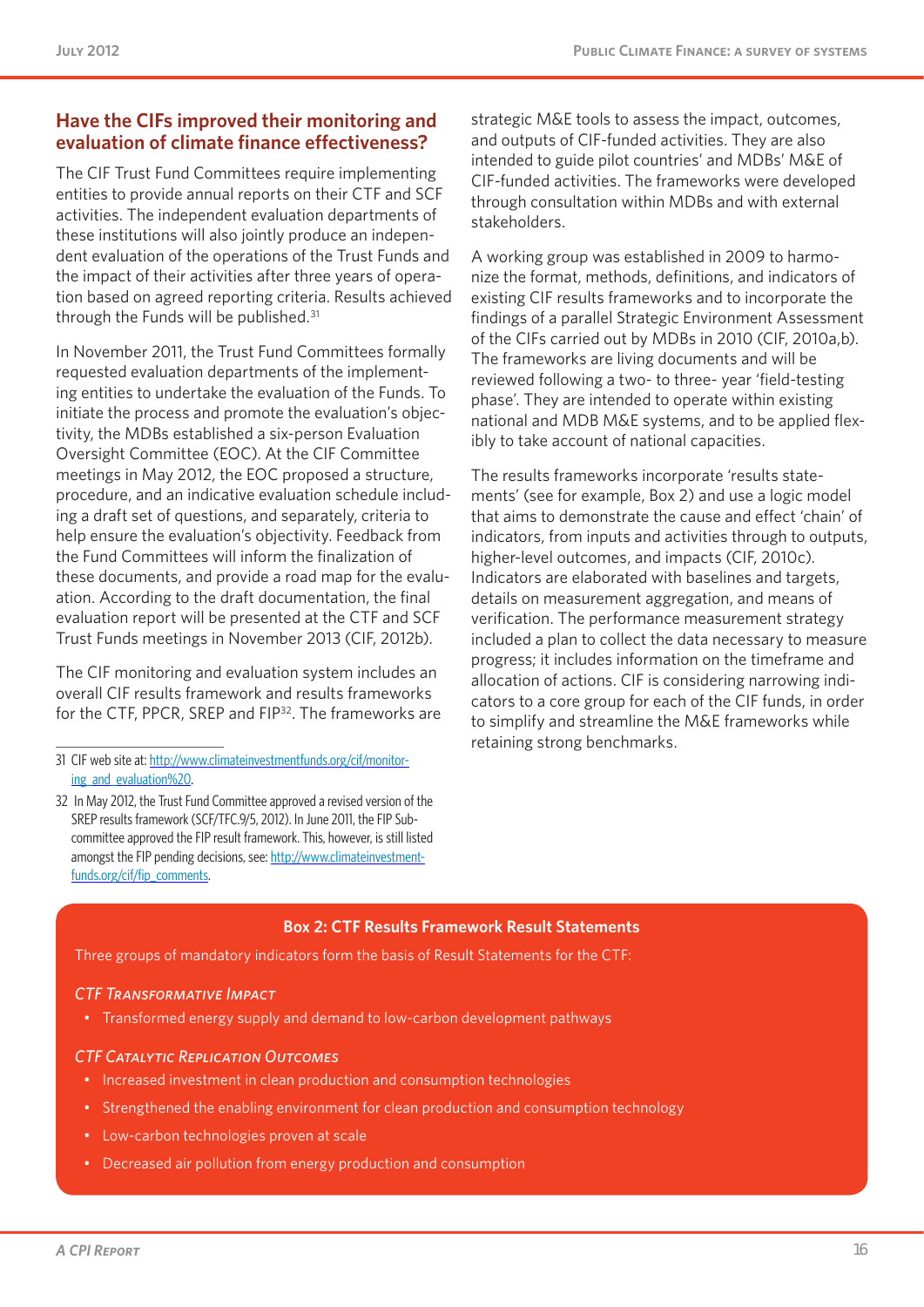## Have the CIFs improved their monitoring and evaluation of climate finance effectiveness?

The CIF Trust Fund Committees require implementing entities to provide annual reports on their CTF and SCF activities. The independent evaluation departments of these institutions will also jointly produce an independent evaluation of the operations of the Trust Funds and the impact of their activities after three years of operation based on agreed reporting criteria. Results achieved through the Funds will be published.[31]

In November 2011, the Trust Fund Committees formally requested evaluation departments of the implementing entities to undertake the evaluation of the Funds. To initiate the process and promote the evaluation's objectivity, the MDBs established a six-person Evaluation Oversight Committee (EOC). At the CIF Committee meetings in May 2012, the EOC proposed a structure, procedure, and an indicative evaluation schedule including a draft set of questions, and separately, criteria to help ensure the evaluation's objectivity. Feedback from the Fund Committees will inform the finalization of these documents, and provide a road map for the evaluation. According to the draft documentation, the final evaluation report will be presented at the CTF and SCF Trust Funds meetings in November 2013 (CIF, 2012b).

The CIF monitoring and evaluation system includes an overall CIF results framework and results frameworks for the CTF, PPCR, SREP and FIP[32]. The frameworks are strategic M&E tools to assess the impact, outcomes, and outputs of CIF-funded activities. They are also intended to guide pilot countries' and MDBs' M&E of CIF-funded activities. The frameworks were developed through consultation within MDBs and with external stakeholders.

A working group was established in 2009 to harmonize the format, methods, definitions, and indicators of existing CIF results frameworks and to incorporate the findings of a parallel Strategic Environment Assessment of the CIFs carried out by MDBs in 2010 (CIF, 2010a,b). The frameworks are living documents and will be reviewed following a two- to three- year 'field-testing phase'. They are intended to operate within existing national and MDB M&E systems, and to be applied flexibly to take account of national capacities.

The results frameworks incorporate 'results statements' (see for example, Box 2) and use a logic model that aims to demonstrate the cause and effect 'chain' of indicators, from inputs and activities through to outputs, higher-level outcomes, and impacts (CIF, 2010c). Indicators are elaborated with baselines and targets, details on measurement aggregation, and means of verification. The performance measurement strategy included a plan to collect the data necessary to measure progress; it includes information on the timeframe and allocation of actions. CIF is considering narrowing indicators to a core group for each of the CIF funds, in order to simplify and streamline the M&E frameworks while retaining strong benchmarks.

---

31 CIF web site at: http://www.climateinvestmentfunds.org/cif/monitoring_and_evaluation%20.

32 In May 2012, the Trust Fund Committee approved a revised version of the SREP results framework (SCF/TFC.9/5, 2012). In June 2011, the FIP Subcommittee approved the FIP result framework. This, however, is still listed amongst the FIP pending decisions, see: http://www.climateinvestmentfunds.org/cif/fip_comments.

---

**Box 2: CTF Results Framework Result Statements**

Three groups of mandatory indicators form the basis of Result Statements for the CTF:

*CTF Transformative Impact*

- Transformed energy supply and demand to low-carbon development pathways

*CTF Catalytic Replication Outcomes*

- Increased investment in clean production and consumption technologies
- Strengthened the enabling environment for clean production and consumption technology
- Low-carbon technologies proven at scale
- Decreased air pollution from energy production and consumption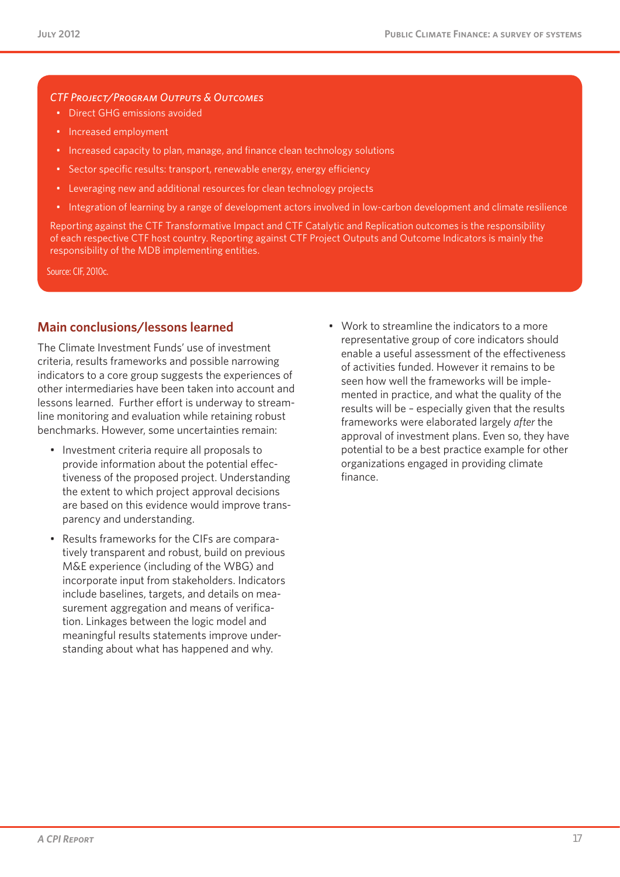*CTF Project/Program Outputs & Outcomes*

- Direct GHG emissions avoided
- Increased employment
- Increased capacity to plan, manage, and finance clean technology solutions
- Sector specific results: transport, renewable energy, energy efficiency
- Leveraging new and additional resources for clean technology projects
- Integration of learning by a range of development actors involved in low-carbon development and climate resilience

Reporting against the CTF Transformative Impact and CTF Catalytic and Replication outcomes is the responsibility of each respective CTF host country. Reporting against CTF Project Outputs and Outcome Indicators is mainly the responsibility of the MDB implementing entities.

Source: CIF, 2010c.

## Main conclusions/lessons learned

The Climate Investment Funds' use of investment criteria, results frameworks and possible narrowing indicators to a core group suggests the experiences of other intermediaries have been taken into account and lessons learned. Further effort is underway to streamline monitoring and evaluation while retaining robust benchmarks. However, some uncertainties remain:

- Investment criteria require all proposals to provide information about the potential effectiveness of the proposed project. Understanding the extent to which project approval decisions are based on this evidence would improve transparency and understanding.
- Results frameworks for the CIFs are comparatively transparent and robust, build on previous M&E experience (including of the WBG) and incorporate input from stakeholders. Indicators include baselines, targets, and details on measurement aggregation and means of verification. Linkages between the logic model and meaningful results statements improve understanding about what has happened and why.
- Work to streamline the indicators to a more representative group of core indicators should enable a useful assessment of the effectiveness of activities funded. However it remains to be seen how well the frameworks will be implemented in practice, and what the quality of the results will be – especially given that the results frameworks were elaborated largely *after* the approval of investment plans. Even so, they have potential to be a best practice example for other organizations engaged in providing climate finance.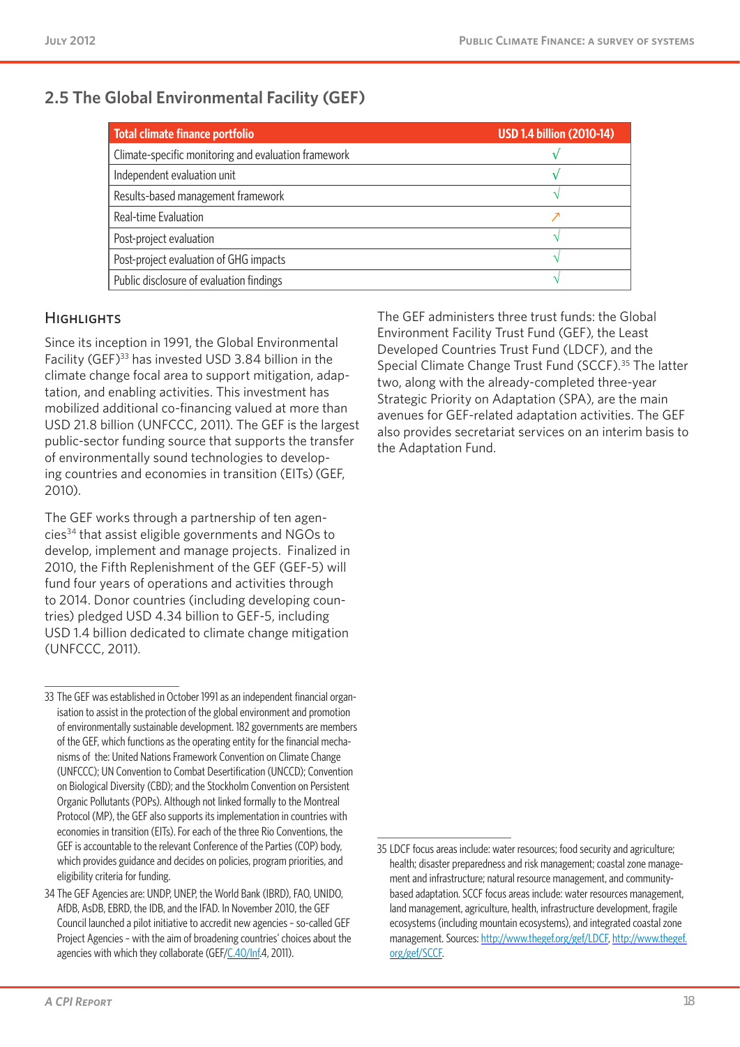## 2.5 The Global Environmental Facility (GEF)

| Total climate finance portfolio | USD 1.4 billion (2010-14) |
|---|---|
| Climate-specific monitoring and evaluation framework | √ |
| Independent evaluation unit | √ |
| Results-based management framework | √ |
| Real-time Evaluation | ↗ |
| Post-project evaluation | √ |
| Post-project evaluation of GHG impacts | √ |
| Public disclosure of evaluation findings | √ |

### Highlights

Since its inception in 1991, the Global Environmental Facility (GEF)[33] has invested USD 3.84 billion in the climate change focal area to support mitigation, adaptation, and enabling activities. This investment has mobilized additional co-financing valued at more than USD 21.8 billion (UNFCCC, 2011). The GEF is the largest public-sector funding source that supports the transfer of environmentally sound technologies to developing countries and economies in transition (EITs) (GEF, 2010).

The GEF works through a partnership of ten agencies[34] that assist eligible governments and NGOs to develop, implement and manage projects. Finalized in 2010, the Fifth Replenishment of the GEF (GEF-5) will fund four years of operations and activities through to 2014. Donor countries (including developing countries) pledged USD 4.34 billion to GEF-5, including USD 1.4 billion dedicated to climate change mitigation (UNFCCC, 2011).

The GEF administers three trust funds: the Global Environment Facility Trust Fund (GEF), the Least Developed Countries Trust Fund (LDCF), and the Special Climate Change Trust Fund (SCCF).[35] The latter two, along with the already-completed three-year Strategic Priority on Adaptation (SPA), are the main avenues for GEF-related adaptation activities. The GEF also provides secretariat services on an interim basis to the Adaptation Fund.

---

33 The GEF was established in October 1991 as an independent financial organisation to assist in the protection of the global environment and promotion of environmentally sustainable development. 182 governments are members of the GEF, which functions as the operating entity for the financial mechanisms of the: the United Nations Framework Convention on Climate Change (UNFCCC); UN Convention to Combat Desertification (UNCCD); Convention on Biological Diversity (CBD); and the Stockholm Convention on Persistent Organic Pollutants (POPs). Although not linked formally to the Montreal Protocol (MP), the GEF also supports its implementation in countries with economies in transition (EITs). For each of the three Rio Conventions, the GEF is accountable to the relevant Conference of the Parties (COP) body, which provides guidance and decides on policies, program priorities, and eligibility criteria for funding.

34 The GEF Agencies are: UNDP, UNEP, the World Bank (IBRD), FAO, UNIDO, AfDB, AsDB, EBRD, the IDB, and the IFAD. In November 2010, the GEF Council launched a pilot initiative to accredit new agencies - so-called GEF Project Agencies - with the aim of broadening countries' choices about the agencies with which they collaborate (GEF/C.40/Inf.4, 2011).

35 LDCF focus areas include: water resources; food security and agriculture; health; disaster preparedness and risk management; coastal zone management and infrastructure; natural resource management, and community-based adaptation. SCCF focus areas include: water resources management, land management, agriculture, health, infrastructure development, fragile ecosystems (including mountain ecosystems), and integrated coastal zone management. Sources: http://www.thegef.org/gef/LDCF, http://www.thegef.org/gef/SCCF.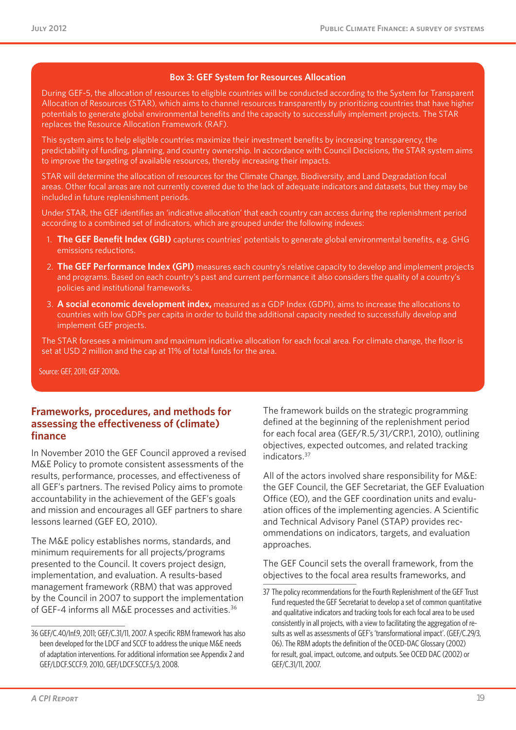**Box 3: GEF System for Resources Allocation**

During GEF-5, the allocation of resources to eligible countries will be conducted according to the System for Transparent Allocation of Resources (STAR), which aims to channel resources transparently by prioritizing countries that have higher potentials to generate global environmental benefits and the capacity to successfully implement projects. The STAR replaces the Resource Allocation Framework (RAF).

This system aims to help eligible countries maximize their investment benefits by increasing transparency, the predictability of funding, planning, and country ownership. In accordance with Council Decisions, the STAR system aims to improve the targeting of available resources, thereby increasing their impacts.

STAR will determine the allocation of resources for the Climate Change, Biodiversity, and Land Degradation focal areas. Other focal areas are not currently covered due to the lack of adequate indicators and datasets, but they may be included in future replenishment periods.

Under STAR, the GEF identifies an 'indicative allocation' that each country can access during the replenishment period according to a combined set of indicators, which are grouped under the following indexes:

1. **The GEF Benefit Index (GBI)** captures countries' potentials to generate global environmental benefits, e.g. GHG emissions reductions.
2. **The GEF Performance Index (GPI)** measures each country's relative capacity to develop and implement projects and programs. Based on each country's past and current performance it also considers the quality of a country's policies and institutional frameworks.
3. **A social economic development index,** measured as a GDP Index (GDPI), aims to increase the allocations to countries with low GDPs per capita in order to build the additional capacity needed to successfully develop and implement GEF projects.

The STAR foresees a minimum and maximum indicative allocation for each focal area. For climate change, the floor is set at USD 2 million and the cap at 11% of total funds for the area.

Source: GEF, 2011; GEF 2010b.

## Frameworks, procedures, and methods for assessing the effectiveness of (climate) finance

In November 2010 the GEF Council approved a revised M&E Policy to promote consistent assessments of the results, performance, processes, and effectiveness of all GEF's partners. The revised Policy aims to promote accountability in the achievement of the GEF's goals and mission and encourages all GEF partners to share lessons learned (GEF EO, 2010).

The M&E policy establishes norms, standards, and minimum requirements for all projects/programs presented to the Council. It covers project design, implementation, and evaluation. A results-based management framework (RBM) that was approved by the Council in 2007 to support the implementation of GEF-4 informs all M&E processes and activities.[36]

The framework builds on the strategic programming defined at the beginning of the replenishment period for each focal area (GEF/R.5/31/CRP.1, 2010), outlining objectives, expected outcomes, and related tracking indicators.[37]

All of the actors involved share responsibility for M&E: the GEF Council, the GEF Secretariat, the GEF Evaluation Office (EO), and the GEF coordination units and evaluation offices of the implementing agencies. A Scientific and Technical Advisory Panel (STAP) provides recommendations on indicators, targets, and evaluation approaches.

The GEF Council sets the overall framework, from the objectives to the focal area results frameworks, and

---

36 GEF/C.40/Inf.9, 2011; GEF/C.31/11, 2007. A specific RBM framework has also been developed for the LDCF and SCCF to address the unique M&E needs of adaptation interventions. For additional information see Appendix 2 and GEF/LDCF.SCCF.9, 2010, GEF/LDCF.SCCF.5/3, 2008.

37 The policy recommendations for the Fourth Replenishment of the GEF Trust Fund requested the GEF Secretariat to develop a set of common quantitative and qualitative indicators and tracking tools for each focal area to be used consistently in all projects, with a view to facilitating the aggregation of results as well as assessments of GEF's 'transformational impact'. (GEF/C.29/3, 06). The RBM adopts the definition of the OCED-DAC Glossary (2002) for result, goal, impact, outcome, and outputs. See OCED DAC (2002) or GEF/C.31/11, 2007.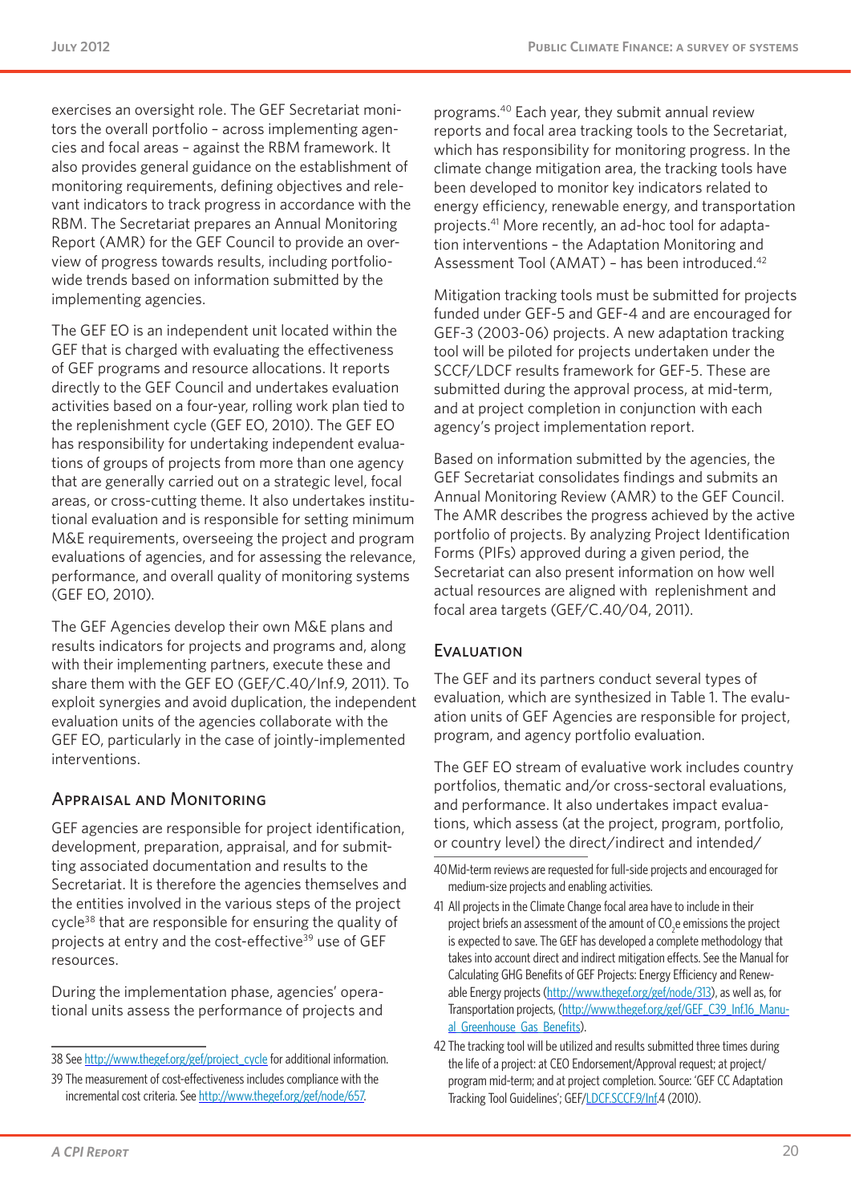exercises an oversight role. The GEF Secretariat monitors the overall portfolio – across implementing agencies and focal areas – against the RBM framework. It also provides general guidance on the establishment of monitoring requirements, defining objectives and relevant indicators to track progress in accordance with the RBM. The Secretariat prepares an Annual Monitoring Report (AMR) for the GEF Council to provide an overview of progress towards results, including portfolio-wide trends based on information submitted by the implementing agencies.

The GEF EO is an independent unit located within the GEF that is charged with evaluating the effectiveness of GEF programs and resource allocations. It reports directly to the GEF Council and undertakes evaluation activities based on a four-year, rolling work plan tied to the replenishment cycle (GEF EO, 2010). The GEF EO has responsibility for undertaking independent evaluations of groups of projects from more than one agency that are generally carried out on a strategic level, focal areas, or cross-cutting theme. It also undertakes institutional evaluation and is responsible for setting minimum M&E requirements, overseeing the project and program evaluations of agencies, and for assessing the relevance, performance, and overall quality of monitoring systems (GEF EO, 2010).

The GEF Agencies develop their own M&E plans and results indicators for projects and programs and, along with their implementing partners, execute these and share them with the GEF EO (GEF/C.40/Inf.9, 2011). To exploit synergies and avoid duplication, the independent evaluation units of the agencies collaborate with the GEF EO, particularly in the case of jointly-implemented interventions.

## Appraisal and Monitoring

GEF agencies are responsible for project identification, development, preparation, appraisal, and for submitting associated documentation and results to the Secretariat. It is therefore the agencies themselves and the entities involved in the various steps of the project cycle[38] that are responsible for ensuring the quality of projects at entry and the cost-effective[39] use of GEF resources.

During the implementation phase, agencies' operational units assess the performance of projects and programs.[40] Each year, they submit annual review reports and focal area tracking tools to the Secretariat, which has responsibility for monitoring progress. In the climate change mitigation area, the tracking tools have been developed to monitor key indicators related to energy efficiency, renewable energy, and transportation projects.[41] More recently, an ad-hoc tool for adaptation interventions – the Adaptation Monitoring and Assessment Tool (AMAT) – has been introduced.[42]

Mitigation tracking tools must be submitted for projects funded under GEF-5 and GEF-4 and are encouraged for GEF-3 (2003-06) projects. A new adaptation tracking tool will be piloted for projects undertaken under the SCCF/LDCF results framework for GEF-5. These are submitted during the approval process, at mid-term, and at project completion in conjunction with each agency's project implementation report.

Based on information submitted by the agencies, the GEF Secretariat consolidates findings and submits an Annual Monitoring Review (AMR) to the GEF Council. The AMR describes the progress achieved by the active portfolio of projects. By analyzing Project Identification Forms (PIFs) approved during a given period, the Secretariat can also present information on how well actual resources are aligned with replenishment and focal area targets (GEF/C.40/04, 2011).

## Evaluation

The GEF and its partners conduct several types of evaluation, which are synthesized in Table 1. The evaluation units of GEF Agencies are responsible for project, program, and agency portfolio evaluation.

The GEF EO stream of evaluative work includes country portfolios, thematic and/or cross-sectoral evaluations, and performance. It also undertakes impact evaluations, which assess (at the project, program, portfolio, or country level) the direct/indirect and intended/

---

38 See http://www.thegef.org/gef/project_cycle for additional information.

39 The measurement of cost-effectiveness includes compliance with the incremental cost criteria. See http://www.thegef.org/gef/node/657.

40 Mid-term reviews are requested for full-side projects and encouraged for medium-size projects and enabling activities.

41 All projects in the Climate Change focal area have to include in their project briefs an assessment of the amount of $CO_2e$ emissions the project is expected to save. The GEF has developed a complete methodology that takes into account direct and indirect mitigation effects. See the Manual for Calculating GHG Benefits of GEF Projects: Energy Efficiency and Renewable Energy projects (http://www.thegef.org/gef/node/313), as well as, for Transportation projects, (http://www.thegef.org/gef/GEF_C39_Inf.16_Manual_Greenhouse_Gas_Benefits).

42 The tracking tool will be utilized and results submitted three times during the life of a project: at CEO Endorsement/Approval request; at project/program mid-term; and at project completion. Source: 'GEF CC Adaptation Tracking Tool Guidelines'; GEF/LDCF.SCCF.9/Inf.4 (2010).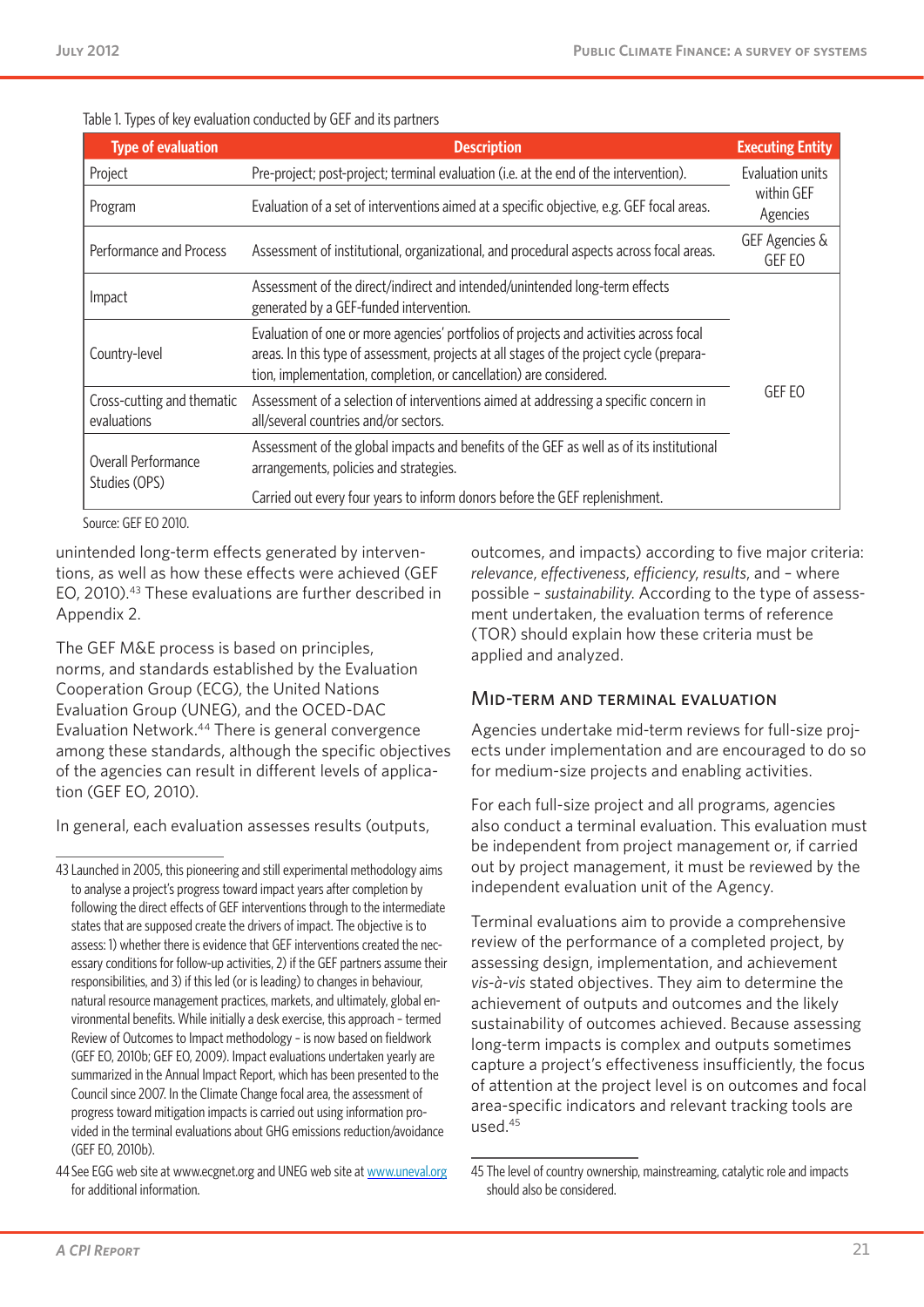Table 1. Types of key evaluation conducted by GEF and its partners

| Type of evaluation | Description | Executing Entity |
|---|---|---|
| Project | Pre-project; post-project; terminal evaluation (i.e. at the end of the intervention). | Evaluation units within GEF Agencies |
| Program | Evaluation of a set of interventions aimed at a specific objective, e.g. GEF focal areas. | |
| Performance and Process | Assessment of institutional, organizational, and procedural aspects across focal areas. | GEF Agencies & GEF EO |
| Impact | Assessment of the direct/indirect and intended/unintended long-term effects generated by a GEF-funded intervention. | GEF EO |
| Country-level | Evaluation of one or more agencies' portfolios of projects and activities across focal areas. In this type of assessment, projects at all stages of the project cycle (preparation, implementation, completion, or cancellation) are considered. | |
| Cross-cutting and thematic evaluations | Assessment of a selection of interventions aimed at addressing a specific concern in all/several countries and/or sectors. | |
| Overall Performance Studies (OPS) | Assessment of the global impacts and benefits of the GEF as well as of its institutional arrangements, policies and strategies. Carried out every four years to inform donors before the GEF replenishment. | |

Source: GEF EO 2010.

unintended long-term effects generated by interventions, as well as how these effects were achieved (GEF EO, 2010).[43] These evaluations are further described in Appendix 2.

The GEF M&E process is based on principles, norms, and standards established by the Evaluation Cooperation Group (ECG), the United Nations Evaluation Group (UNEG), and the OCED-DAC Evaluation Network.[44] There is general convergence among these standards, although the specific objectives of the agencies can result in different levels of application (GEF EO, 2010).

In general, each evaluation assesses results (outputs, outcomes, and impacts) according to five major criteria: *relevance*, *effectiveness*, *efficiency*, *results*, and – where possible – *sustainability*. According to the type of assessment undertaken, the evaluation terms of reference (TOR) should explain how these criteria must be applied and analyzed.

## Mid-term and terminal evaluation

Agencies undertake mid-term reviews for full-size projects under implementation and are encouraged to do so for medium-size projects and enabling activities.

For each full-size project and all programs, agencies also conduct a terminal evaluation. This evaluation must be independent from project management or, if carried out by project management, it must be reviewed by the independent evaluation unit of the Agency.

Terminal evaluations aim to provide a comprehensive review of the performance of a completed project, by assessing design, implementation, and achievement *vis-à-vis* stated objectives. They aim to determine the achievement of outputs and outcomes and the likely sustainability of outcomes achieved. Because assessing long-term impacts is complex and outputs sometimes capture a project's effectiveness insufficiently, the focus of attention at the project level is on outcomes and focal area-specific indicators and relevant tracking tools are used.[45]

---

43 Launched in 2005, this pioneering and still experimental methodology aims to analyse a project's progress toward impact years after completion by following the direct effects of GEF interventions through to the intermediate states that are supposed create the drivers of impact. The objective is to assess: 1) whether there is evidence that GEF interventions created the necessary conditions for follow-up activities, 2) if the GEF partners assume their responsibilities, and 3) if this led (or is leading) to changes in behaviour, natural resource management practices, markets, and ultimately, global environmental benefits. While initially a desk exercise, this approach - termed Review of Outcomes to Impact methodology – is now based on fieldwork (GEF EO, 2010b; GEF EO, 2009). Impact evaluations undertaken yearly are summarized in the Annual Impact Report, which has been presented to the Council since 2007. In the Climate Change focal area, the assessment of progress toward mitigation impacts is carried out using information provided in the terminal evaluations about GHG emissions reduction/avoidance (GEF EO, 2010b).

44 See EGG web site at www.ecgnet.org and UNEG web site at www.uneval.org for additional information.

45 The level of country ownership, mainstreaming, catalytic role and impacts should also be considered.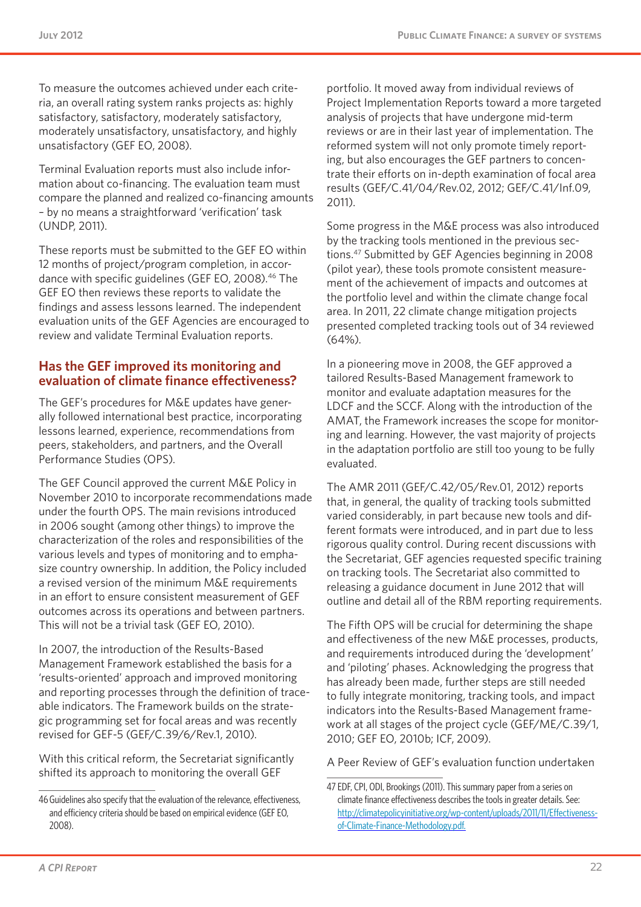To measure the outcomes achieved under each criteria, an overall rating system ranks projects as: highly satisfactory, satisfactory, moderately satisfactory, moderately unsatisfactory, unsatisfactory, and highly unsatisfactory (GEF EO, 2008).

Terminal Evaluation reports must also include information about co-financing. The evaluation team must compare the planned and realized co-financing amounts – by no means a straightforward 'verification' task (UNDP, 2011).

These reports must be submitted to the GEF EO within 12 months of project/program completion, in accordance with specific guidelines (GEF EO, 2008).[46] The GEF EO then reviews these reports to validate the findings and assess lessons learned. The independent evaluation units of the GEF Agencies are encouraged to review and validate Terminal Evaluation reports.

## Has the GEF improved its monitoring and evaluation of climate finance effectiveness?

The GEF's procedures for M&E updates have generally followed international best practice, incorporating lessons learned, experience, recommendations from peers, stakeholders, and partners, and the Overall Performance Studies (OPS).

The GEF Council approved the current M&E Policy in November 2010 to incorporate recommendations made under the fourth OPS. The main revisions introduced in 2006 sought (among other things) to improve the characterization of the roles and responsibilities of the various levels and types of monitoring and to emphasize country ownership. In addition, the Policy included a revised version of the minimum M&E requirements in an effort to ensure consistent measurement of GEF outcomes across its operations and between partners. This will not be a trivial task (GEF EO, 2010).

In 2007, the introduction of the Results-Based Management Framework established the basis for a 'results-oriented' approach and improved monitoring and reporting processes through the definition of traceable indicators. The Framework builds on the strategic programming set for focal areas and was recently revised for GEF-5 (GEF/C.39/6/Rev.1, 2010).

With this critical reform, the Secretariat significantly shifted its approach to monitoring the overall GEF portfolio. It moved away from individual reviews of Project Implementation Reports toward a more targeted analysis of projects that have undergone mid-term reviews or are in their last year of implementation. The reformed system will not only promote timely reporting, but also encourages the GEF partners to concentrate their efforts on in-depth examination of focal area results (GEF/C.41/04/Rev.02, 2012; GEF/C.41/Inf.09, 2011).

Some progress in the M&E process was also introduced by the tracking tools mentioned in the previous sections.[47] Submitted by GEF Agencies beginning in 2008 (pilot year), these tools promote consistent measurement of the achievement of impacts and outcomes at the portfolio level and within the climate change focal area. In 2011, 22 climate change mitigation projects presented completed tracking tools out of 34 reviewed (64%).

In a pioneering move in 2008, the GEF approved a tailored Results-Based Management framework to monitor and evaluate adaptation measures for the LDCF and the SCCF. Along with the introduction of the AMAT, the Framework increases the scope for monitoring and learning. However, the vast majority of projects in the adaptation portfolio are still too young to be fully evaluated.

The AMR 2011 (GEF/C.42/05/Rev.01, 2012) reports that, in general, the quality of tracking tools submitted varied considerably, in part because new tools and different formats were introduced, and in part due to less rigorous quality control. During recent discussions with the Secretariat, GEF agencies requested specific training on tracking tools. The Secretariat also committed to releasing a guidance document in June 2012 that will outline and detail all of the RBM reporting requirements.

The Fifth OPS will be crucial for determining the shape and effectiveness of the new M&E processes, products, and requirements introduced during the 'development' and 'piloting' phases. Acknowledging the progress that has already been made, further steps are still needed to fully integrate monitoring, tracking tools, and impact indicators into the Results-Based Management framework at all stages of the project cycle (GEF/ME/C.39/1, 2010; GEF EO, 2010b; ICF, 2009).

A Peer Review of GEF's evaluation function undertaken

---

46 Guidelines also specify that the evaluation of the relevance, effectiveness, and efficiency criteria should be based on empirical evidence (GEF EO, 2008).

47 EDF, CPI, ODI, Brookings (2011). This summary paper from a series on climate finance effectiveness describes the tools in greater details. See: http://climatepolicyinitiative.org/wp-content/uploads/2011/11/Effectiveness-of-Climate-Finance-Methodology.pdf.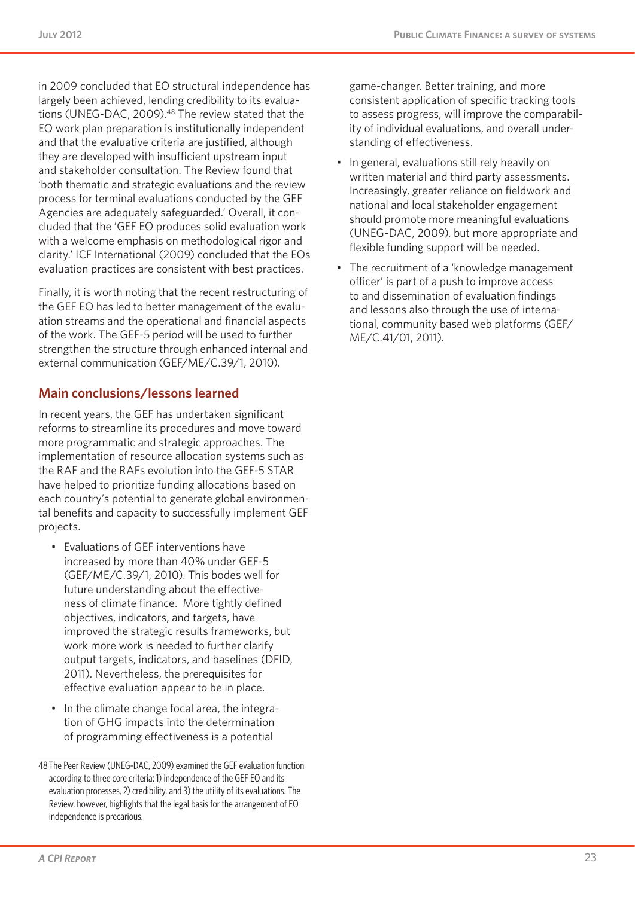in 2009 concluded that EO structural independence has largely been achieved, lending credibility to its evaluations (UNEG-DAC, 2009).[48] The review stated that the EO work plan preparation is institutionally independent and that the evaluative criteria are justified, although they are developed with insufficient upstream input and stakeholder consultation. The Review found that 'both thematic and strategic evaluations and the review process for terminal evaluations conducted by the GEF Agencies are adequately safeguarded.' Overall, it concluded that the 'GEF EO produces solid evaluation work with a welcome emphasis on methodological rigor and clarity.' ICF International (2009) concluded that the EOs evaluation practices are consistent with best practices.

Finally, it is worth noting that the recent restructuring of the GEF EO has led to better management of the evaluation streams and the operational and financial aspects of the work. The GEF-5 period will be used to further strengthen the structure through enhanced internal and external communication (GEF/ME/C.39/1, 2010).

## Main conclusions/lessons learned

In recent years, the GEF has undertaken significant reforms to streamline its procedures and move toward more programmatic and strategic approaches. The implementation of resource allocation systems such as the RAF and the RAFs evolution into the GEF-5 STAR have helped to prioritize funding allocations based on each country's potential to generate global environmental benefits and capacity to successfully implement GEF projects.

- Evaluations of GEF interventions have increased by more than 40% under GEF-5 (GEF/ME/C.39/1, 2010). This bodes well for future understanding about the effectiveness of climate finance. More tightly defined objectives, indicators, and targets, have improved the strategic results frameworks, but work more work is needed to further clarify output targets, indicators, and baselines (DFID, 2011). Nevertheless, the prerequisites for effective evaluation appear to be in place.
- In the climate change focal area, the integration of GHG impacts into the determination of programming effectiveness is a potential game-changer. Better training, and more consistent application of specific tracking tools to assess progress, will improve the comparability of individual evaluations, and overall understanding of effectiveness.
- In general, evaluations still rely heavily on written material and third party assessments. Increasingly, greater reliance on fieldwork and national and local stakeholder engagement should promote more meaningful evaluations (UNEG-DAC, 2009), but more appropriate and flexible funding support will be needed.
- The recruitment of a 'knowledge management officer' is part of a push to improve access to and dissemination of evaluation findings and lessons also through the use of international, community based web platforms (GEF/ME/C.41/01, 2011).

48 The Peer Review (UNEG-DAC, 2009) examined the GEF evaluation function according to three core criteria: 1) independence of the GEF EO and its evaluation processes, 2) credibility, and 3) the utility of its evaluations. The Review, however, highlights that the legal basis for the arrangement of EO independence is precarious.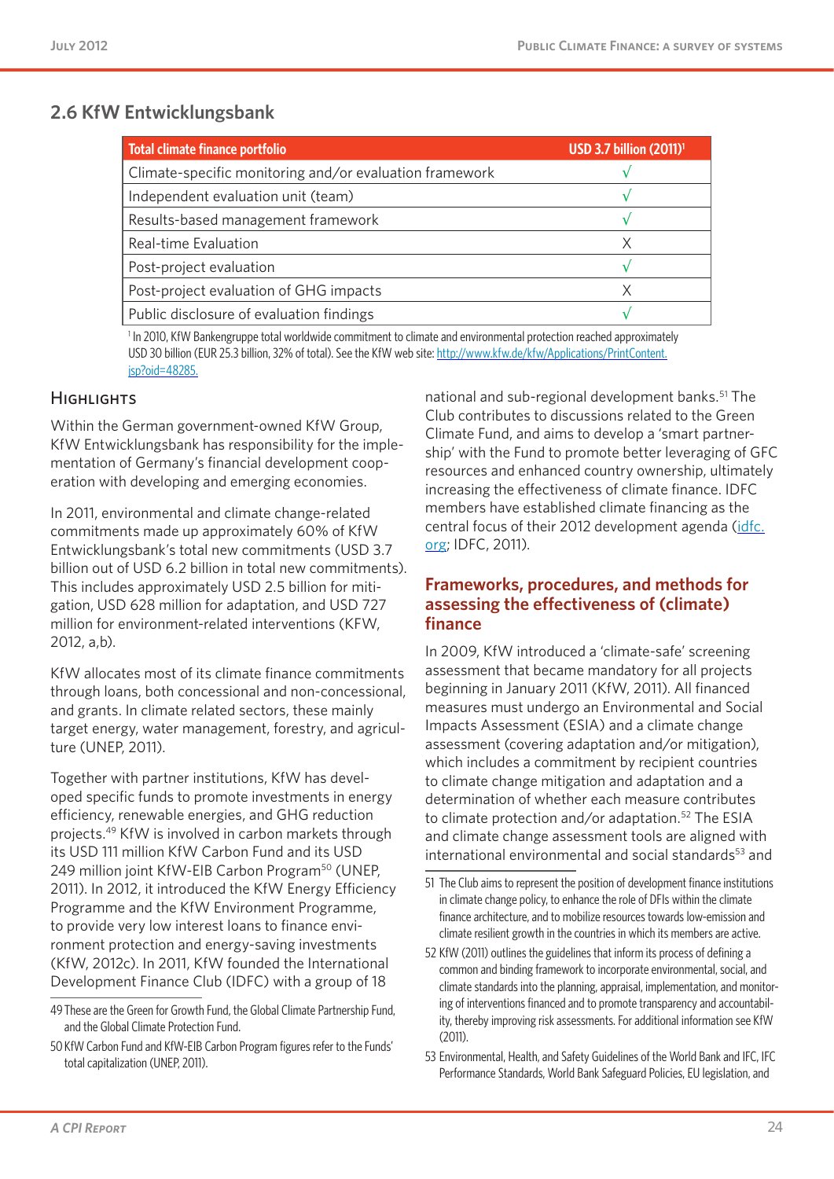## 2.6 KfW Entwicklungsbank

| Total climate finance portfolio | USD 3.7 billion (2011)[1] |
|---|---|
| Climate-specific monitoring and/or evaluation framework | √ |
| Independent evaluation unit (team) | √ |
| Results-based management framework | √ |
| Real-time Evaluation | X |
| Post-project evaluation | √ |
| Post-project evaluation of GHG impacts | X |
| Public disclosure of evaluation findings | √ |

[1] In 2010, KfW Bankengruppe total worldwide commitment to climate and environmental protection reached approximately USD 30 billion (EUR 25.3 billion, 32% of total). See the KfW web site: http://www.kfw.de/kfw/Applications/PrintContent.jsp?oid=48285.

### Highlights

Within the German government-owned KfW Group, KfW Entwicklungsbank has responsibility for the implementation of Germany's financial development cooperation with developing and emerging economies.

In 2011, environmental and climate change-related commitments made up approximately 60% of KfW Entwicklungsbank's total new commitments (USD 3.7 billion out of USD 6.2 billion in total new commitments). This includes approximately USD 2.5 billion for mitigation, USD 628 million for adaptation, and USD 727 million for environment-related interventions (KFW, 2012, a,b).

KfW allocates most of its climate finance commitments through loans, both concessional and non-concessional, and grants. In climate related sectors, these mainly target energy, water management, forestry, and agriculture (UNEP, 2011).

Together with partner institutions, KfW has developed specific funds to promote investments in energy efficiency, renewable energies, and GHG reduction projects.[49] KfW is involved in carbon markets through its USD 111 million KfW Carbon Fund and its USD 249 million joint KfW-EIB Carbon Program[50] (UNEP, 2011). In 2012, it introduced the KfW Energy Efficiency Programme and the KfW Environment Programme, to provide very low interest loans to finance environment protection and energy-saving investments (KfW, 2012c). In 2011, KfW founded the International Development Finance Club (IDFC) with a group of 18 national and sub-regional development banks.[51] The Club contributes to discussions related to the Green Climate Fund, and aims to develop a 'smart partnership' with the Fund to promote better leveraging of GFC resources and enhanced country ownership, ultimately increasing the effectiveness of climate finance. IDFC members have established climate financing as the central focus of their 2012 development agenda (idfc.org; IDFC, 2011).

### Frameworks, procedures, and methods for assessing the effectiveness of (climate) finance

In 2009, KfW introduced a 'climate-safe' screening assessment that became mandatory for all projects beginning in January 2011 (KfW, 2011). All financed measures must undergo an Environmental and Social Impacts Assessment (ESIA) and a climate change assessment (covering adaptation and/or mitigation), which includes a commitment by recipient countries to climate change mitigation and adaptation and a determination of whether each measure contributes to climate protection and/or adaptation.[52] The ESIA and climate change assessment tools are aligned with international environmental and social standards[53] and

---

49 These are the Green for Growth Fund, the Global Climate Partnership Fund, and the Global Climate Protection Fund.

50 KfW Carbon Fund and KfW-EIB Carbon Program figures refer to the Funds' total capitalization (UNEP, 2011).

51 The Club aims to represent the position of development finance institutions in climate change policy, to enhance the role of DFIs within the climate finance architecture, and to mobilize resources towards low-emission and climate resilient growth in the countries in which its members are active.

52 KfW (2011) outlines the guidelines that inform its process of defining a common and binding framework to incorporate environmental, social, and climate standards into the planning, appraisal, implementation, and monitoring of interventions financed and to promote transparency and accountability, thereby improving risk assessments. For additional information see KfW (2011).

53 Environmental, Health, and Safety Guidelines of the World Bank and IFC, IFC Performance Standards, World Bank Safeguard Policies, EU legislation, and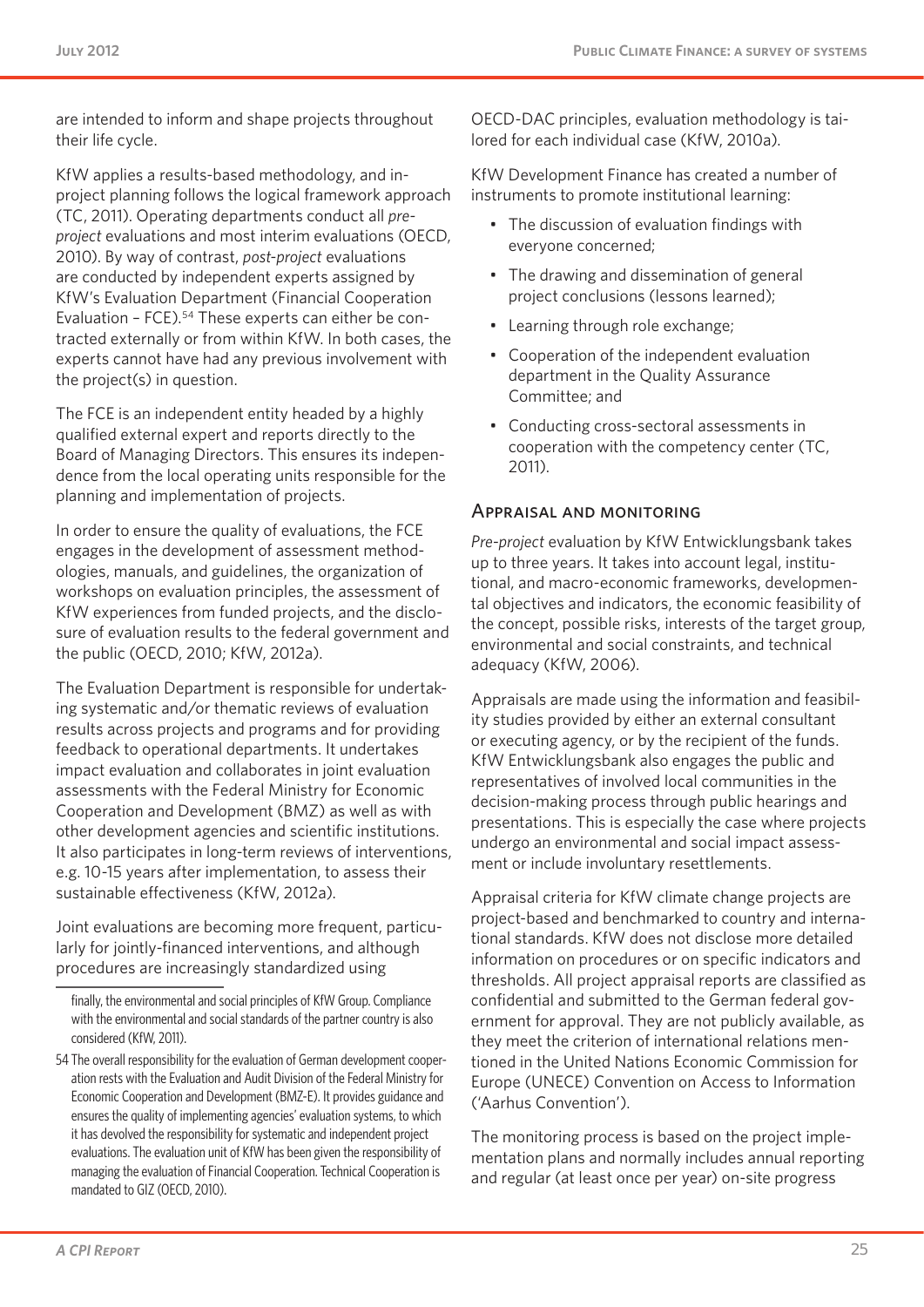are intended to inform and shape projects throughout their life cycle.

KfW applies a results-based methodology, and in-project planning follows the logical framework approach (TC, 2011). Operating departments conduct all *pre-project* evaluations and most interim evaluations (OECD, 2010). By way of contrast, *post-project* evaluations are conducted by independent experts assigned by KfW's Evaluation Department (Financial Cooperation Evaluation – FCE).[54] These experts can either be contracted externally or from within KfW. In both cases, the experts cannot have had any previous involvement with the project(s) in question.

The FCE is an independent entity headed by a highly qualified external expert and reports directly to the Board of Managing Directors. This ensures its independence from the local operating units responsible for the planning and implementation of projects.

In order to ensure the quality of evaluations, the FCE engages in the development of assessment methodologies, manuals, and guidelines, the organization of workshops on evaluation principles, the assessment of KfW experiences from funded projects, and the disclosure of evaluation results to the federal government and the public (OECD, 2010; KfW, 2012a).

The Evaluation Department is responsible for undertaking systematic and/or thematic reviews of evaluation results across projects and programs and for providing feedback to operational departments. It undertakes impact evaluation and collaborates in joint evaluation assessments with the Federal Ministry for Economic Cooperation and Development (BMZ) as well as with other development agencies and scientific institutions. It also participates in long-term reviews of interventions, e.g. 10-15 years after implementation, to assess their sustainable effectiveness (KfW, 2012a).

Joint evaluations are becoming more frequent, particularly for jointly-financed interventions, and although procedures are increasingly standardized using OECD-DAC principles, evaluation methodology is tailored for each individual case (KfW, 2010a).

KfW Development Finance has created a number of instruments to promote institutional learning:

- The discussion of evaluation findings with everyone concerned;
- The drawing and dissemination of general project conclusions (lessons learned);
- Learning through role exchange;
- Cooperation of the independent evaluation department in the Quality Assurance Committee; and
- Conducting cross-sectoral assessments in cooperation with the competency center (TC, 2011).

## Appraisal and monitoring

*Pre-project* evaluation by KfW Entwicklungsbank takes up to three years. It takes into account legal, institutional, and macro-economic frameworks, developmental objectives and indicators, the economic feasibility of the concept, possible risks, interests of the target group, environmental and social constraints, and technical adequacy (KfW, 2006).

Appraisals are made using the information and feasibility studies provided by either an external consultant or executing agency, or by the recipient of the funds. KfW Entwicklungsbank also engages the public and representatives of involved local communities in the decision-making process through public hearings and presentations. This is especially the case where projects undergo an environmental and social impact assessment or include involuntary resettlements.

Appraisal criteria for KfW climate change projects are project-based and benchmarked to country and international standards. KfW does not disclose more detailed information on procedures or on specific indicators and thresholds. All project appraisal reports are classified as confidential and submitted to the German federal government for approval. They are not publicly available, as they meet the criterion of international relations mentioned in the United Nations Economic Commission for Europe (UNECE) Convention on Access to Information ('Aarhus Convention').

The monitoring process is based on the project implementation plans and normally includes annual reporting and regular (at least once per year) on-site progress

---

finally, the environmental and social principles of KfW Group. Compliance with the environmental and social standards of the partner country is also considered (KfW, 2011).

54 The overall responsibility for the evaluation of German development cooperation rests with the Evaluation and Audit Division of the Federal Ministry for Economic Cooperation and Development (BMZ-E). It provides guidance and ensures the quality of implementing agencies' evaluation systems, to which it has devolved the responsibility for systematic and independent project evaluations. The evaluation unit of KfW has been given the responsibility of managing the evaluation of Financial Cooperation. Technical Cooperation is mandated to GIZ (OECD, 2010).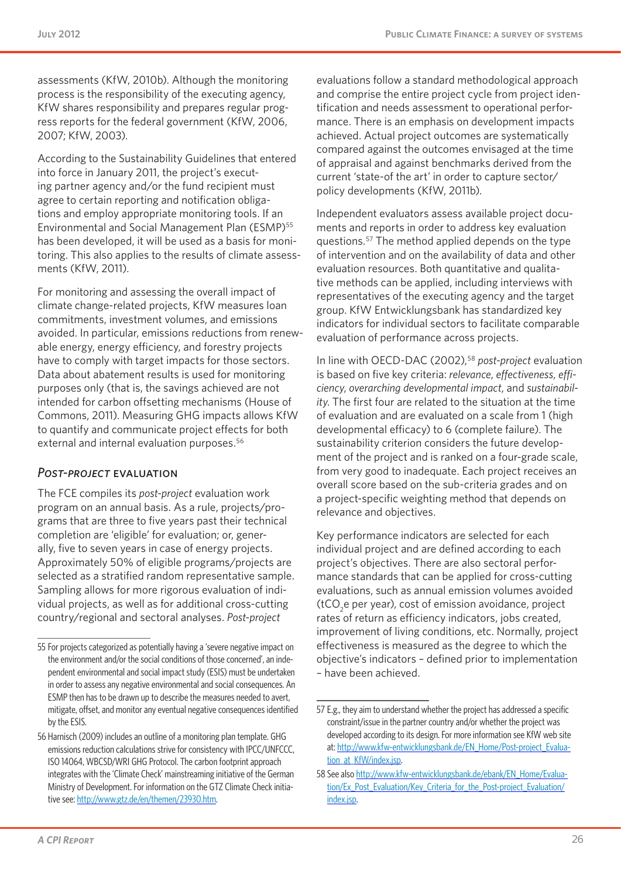assessments (KfW, 2010b). Although the monitoring process is the responsibility of the executing agency, KfW shares responsibility and prepares regular progress reports for the federal government (KfW, 2006, 2007; KfW, 2003).

According to the Sustainability Guidelines that entered into force in January 2011, the project's executing partner agency and/or the fund recipient must agree to certain reporting and notification obligations and employ appropriate monitoring tools. If an Environmental and Social Management Plan (ESMP)[55] has been developed, it will be used as a basis for monitoring. This also applies to the results of climate assessments (KfW, 2011).

For monitoring and assessing the overall impact of climate change-related projects, KfW measures loan commitments, investment volumes, and emissions avoided. In particular, emissions reductions from renewable energy, energy efficiency, and forestry projects have to comply with target impacts for those sectors. Data about abatement results is used for monitoring purposes only (that is, the savings achieved are not intended for carbon offsetting mechanisms (House of Commons, 2011). Measuring GHG impacts allows KfW to quantify and communicate project effects for both external and internal evaluation purposes.[56]

### *Post-project* evaluation

The FCE compiles its *post-project* evaluation work program on an annual basis. As a rule, projects/programs that are three to five years past their technical completion are 'eligible' for evaluation; or, generally, five to seven years in case of energy projects. Approximately 50% of eligible programs/projects are selected as a stratified random representative sample. Sampling allows for more rigorous evaluation of individual projects, as well as for additional cross-cutting country/regional and sectoral analyses. *Post-project* evaluations follow a standard methodological approach and comprise the entire project cycle from project identification and needs assessment to operational performance. There is an emphasis on development impacts achieved. Actual project outcomes are systematically compared against the outcomes envisaged at the time of appraisal and against benchmarks derived from the current 'state-of the art' in order to capture sector/policy developments (KfW, 2011b).

Independent evaluators assess available project documents and reports in order to address key evaluation questions.[57] The method applied depends on the type of intervention and on the availability of data and other evaluation resources. Both quantitative and qualitative methods can be applied, including interviews with representatives of the executing agency and the target group. KfW Entwicklungsbank has standardized key indicators for individual sectors to facilitate comparable evaluation of performance across projects.

In line with OECD-DAC (2002),[58] *post-project* evaluation is based on five key criteria: *relevance*, *effectiveness*, *efficiency*, *overarching developmental impact*, and *sustainability*. The first four are related to the situation at the time of evaluation and are evaluated on a scale from 1 (high developmental efficacy) to 6 (complete failure). The sustainability criterion considers the future development of the project and is ranked on a four-grade scale, from very good to inadequate. Each project receives an overall score based on the sub-criteria grades and on a project-specific weighting method that depends on relevance and objectives.

Key performance indicators are selected for each individual project and are defined according to each project's objectives. There are also sectoral performance standards that can be applied for cross-cutting evaluations, such as annual emission volumes avoided ($tCO_2e$ per year), cost of emission avoidance, project rates of return as efficiency indicators, jobs created, improvement of living conditions, etc. Normally, project effectiveness is measured as the degree to which the objective's indicators – defined prior to implementation – have been achieved.

---

55 For projects categorized as potentially having a 'severe negative impact on the environment and/or the social conditions of those concerned', an independent environmental and social impact study (ESIS) must be undertaken in order to assess any negative environmental and social consequences. An ESMP then has to be drawn up to describe the measures needed to avert, mitigate, offset, and monitor any eventual negative consequences identified by the ESIS.

56 Harnisch (2009) includes an outline of a monitoring plan template. GHG emissions reduction calculations strive for consistency with IPCC/UNFCCC, ISO 14064, WBCSD/WRI GHG Protocol. The carbon footprint approach integrates with the 'Climate Check' mainstreaming initiative of the German Ministry of Development. For information on the GTZ Climate Check initiative see: http://www.gtz.de/en/themen/23930.htm.

57 E.g., they aim to understand whether the project has addressed a specific constraint/issue in the partner country and/or whether the project was developed according to its design. For more information see KfW web site at: http://www.kfw-entwicklungsbank.de/EN_Home/Post-project_Evaluation_at_KfW/index.jsp.

58 See also http://www.kfw-entwicklungsbank.de/ebank/EN_Home/Evaluation/Ex_Post_Evaluation/Key_Criteria_for_the_Post-project_Evaluation/index.jsp.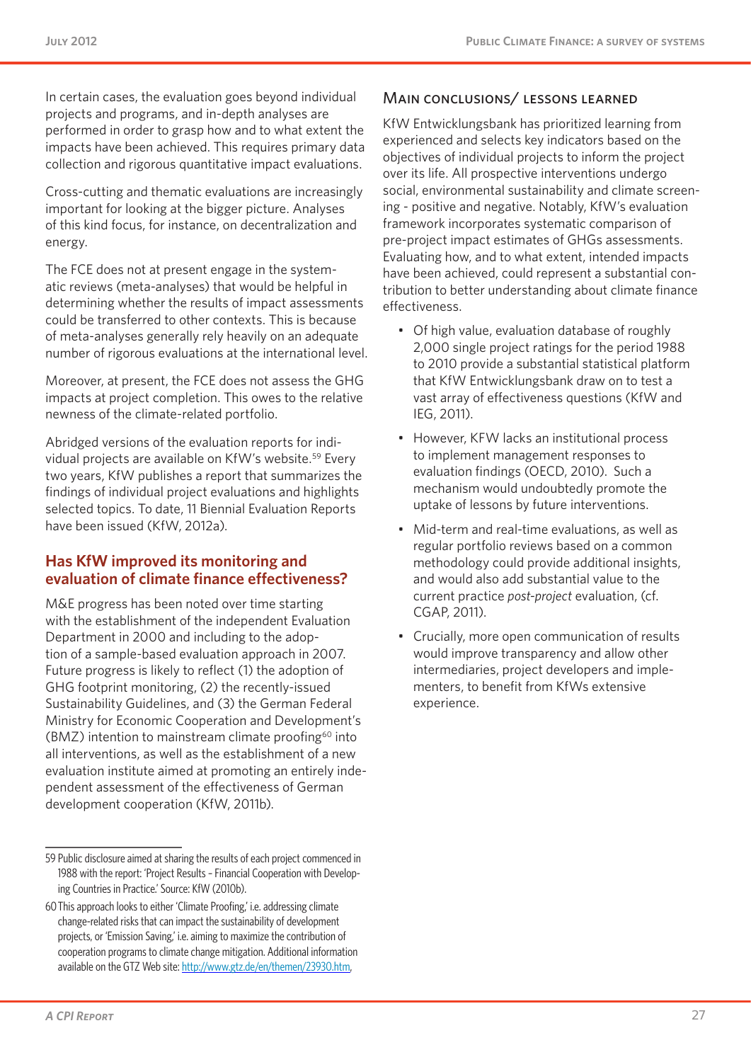In certain cases, the evaluation goes beyond individual projects and programs, and in-depth analyses are performed in order to grasp how and to what extent the impacts have been achieved. This requires primary data collection and rigorous quantitative impact evaluations.

Cross-cutting and thematic evaluations are increasingly important for looking at the bigger picture. Analyses of this kind focus, for instance, on decentralization and energy.

The FCE does not at present engage in the systematic reviews (meta-analyses) that would be helpful in determining whether the results of impact assessments could be transferred to other contexts. This is because of meta-analyses generally rely heavily on an adequate number of rigorous evaluations at the international level.

Moreover, at present, the FCE does not assess the GHG impacts at project completion. This owes to the relative newness of the climate-related portfolio.

Abridged versions of the evaluation reports for individual projects are available on KfW's website.[59] Every two years, KfW publishes a report that summarizes the findings of individual project evaluations and highlights selected topics. To date, 11 Biennial Evaluation Reports have been issued (KfW, 2012a).

## Has KfW improved its monitoring and evaluation of climate finance effectiveness?

M&E progress has been noted over time starting with the establishment of the independent Evaluation Department in 2000 and including to the adoption of a sample-based evaluation approach in 2007. Future progress is likely to reflect (1) the adoption of GHG footprint monitoring, (2) the recently-issued Sustainability Guidelines, and (3) the German Federal Ministry for Economic Cooperation and Development's (BMZ) intention to mainstream climate proofing[60] into all interventions, as well as the establishment of a new evaluation institute aimed at promoting an entirely independent assessment of the effectiveness of German development cooperation (KfW, 2011b).

## Main conclusions/ lessons learned

KfW Entwicklungsbank has prioritized learning from experienced and selects key indicators based on the objectives of individual projects to inform the project over its life. All prospective interventions undergo social, environmental sustainability and climate screening - positive and negative. Notably, KfW's evaluation framework incorporates systematic comparison of pre-project impact estimates of GHGs assessments. Evaluating how, and to what extent, intended impacts have been achieved, could represent a substantial contribution to better understanding about climate finance effectiveness.

- Of high value, evaluation database of roughly 2,000 single project ratings for the period 1988 to 2010 provide a substantial statistical platform that KfW Entwicklungsbank draw on to test a vast array of effectiveness questions (KfW and IEG, 2011).
- However, KFW lacks an institutional process to implement management responses to evaluation findings (OECD, 2010). Such a mechanism would undoubtedly promote the uptake of lessons by future interventions.
- Mid-term and real-time evaluations, as well as regular portfolio reviews based on a common methodology could provide additional insights, and would also add substantial value to the current practice *post-project* evaluation, (cf. CGAP, 2011).
- Crucially, more open communication of results would improve transparency and allow other intermediaries, project developers and implementers, to benefit from KfWs extensive experience.

---

59 Public disclosure aimed at sharing the results of each project commenced in 1988 with the report: 'Project Results – Financial Cooperation with Developing Countries in Practice.' Source: KfW (2010b).

60 This approach looks to either 'Climate Proofing,' i.e. addressing climate change-related risks that can impact the sustainability of development projects, or 'Emission Saving,' i.e. aiming to maximize the contribution of cooperation programs to climate change mitigation. Additional information available on the GTZ Web site: http://www.gtz.de/en/themen/23930.htm,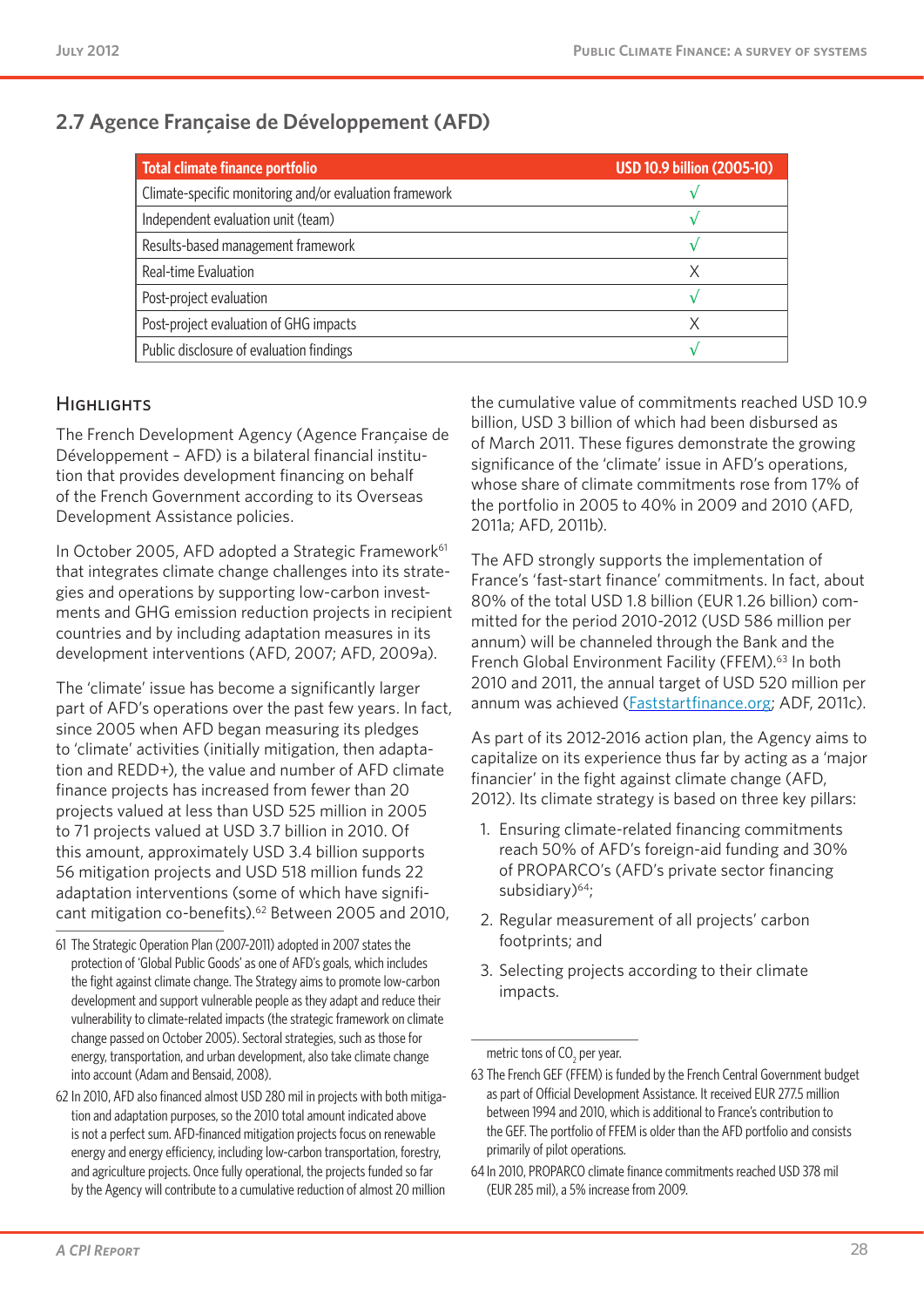## 2.7 Agence Française de Développement (AFD)

| Total climate finance portfolio | USD 10.9 billion (2005-10) |
|---|---|
| Climate-specific monitoring and/or evaluation framework | √ |
| Independent evaluation unit (team) | √ |
| Results-based management framework | √ |
| Real-time Evaluation | X |
| Post-project evaluation | √ |
| Post-project evaluation of GHG impacts | X |
| Public disclosure of evaluation findings | √ |

### Highlights

The French Development Agency (Agence Française de Développement – AFD) is a bilateral financial institution that provides development financing on behalf of the French Government according to its Overseas Development Assistance policies.

In October 2005, AFD adopted a Strategic Framework[61] that integrates climate change challenges into its strategies and operations by supporting low-carbon investments and GHG emission reduction projects in recipient countries and by including adaptation measures in its development interventions (AFD, 2007; AFD, 2009a).

The 'climate' issue has become a significantly larger part of AFD's operations over the past few years. In fact, since 2005 when AFD began measuring its pledges to 'climate' activities (initially mitigation, then adaptation and REDD+), the value and number of AFD climate finance projects has increased from fewer than 20 projects valued at less than USD 525 million in 2005 to 71 projects valued at USD 3.7 billion in 2010. Of this amount, approximately USD 3.4 billion supports 56 mitigation projects and USD 518 million funds 22 adaptation interventions (some of which have significant mitigation co-benefits).[62] Between 2005 and 2010, the cumulative value of commitments reached USD 10.9 billion, USD 3 billion of which had been disbursed as of March 2011. These figures demonstrate the growing significance of the 'climate' issue in AFD's operations, whose share of climate commitments rose from 17% of the portfolio in 2005 to 40% in 2009 and 2010 (AFD, 2011a; AFD, 2011b).

The AFD strongly supports the implementation of France's 'fast-start finance' commitments. In fact, about 80% of the total USD 1.8 billion (EUR 1.26 billion) committed for the period 2010-2012 (USD 586 million per annum) will be channeled through the Bank and the French Global Environment Facility (FFEM).[63] In both 2010 and 2011, the annual target of USD 520 million per annum was achieved (Faststartfinance.org; ADF, 2011c).

As part of its 2012-2016 action plan, the Agency aims to capitalize on its experience thus far by acting as a 'major financier' in the fight against climate change (AFD, 2012). Its climate strategy is based on three key pillars:

1. Ensuring climate-related financing commitments reach 50% of AFD's foreign-aid funding and 30% of PROPARCO's (AFD's private sector financing subsidiary)[64];
2. Regular measurement of all projects' carbon footprints; and
3. Selecting projects according to their climate impacts.

---

61 The Strategic Operation Plan (2007-2011) adopted in 2007 states the protection of 'Global Public Goods' as one of AFD's goals, which includes the fight against climate change. The Strategy aims to promote low-carbon development and support vulnerable people as they adapt and reduce their vulnerability to climate-related impacts (the strategic framework on climate change passed on October 2005). Sectoral strategies, such as those for energy, transportation, and urban development, also take climate change into account (Adam and Bensaid, 2008).

62 In 2010, AFD also financed almost USD 280 mil in projects with both mitigation and adaptation purposes, so the 2010 total amount indicated above is not a perfect sum. AFD-financed mitigation projects focus on renewable energy and energy efficiency, including low-carbon transportation, forestry, and agriculture projects. Once fully operational, the projects funded so far by the Agency will contribute to a cumulative reduction of almost 20 million metric tons of $CO_2$ per year.

63 The French GEF (FFEM) is funded by the French Central Government budget as part of Official Development Assistance. It received EUR 277.5 million between 1994 and 2010, which is additional to France's contribution to the GEF. The portfolio of FFEM is older than the AFD portfolio and consists primarily of pilot operations.

64 In 2010, PROPARCO climate finance commitments reached USD 378 mil (EUR 285 mil), a 5% increase from 2009.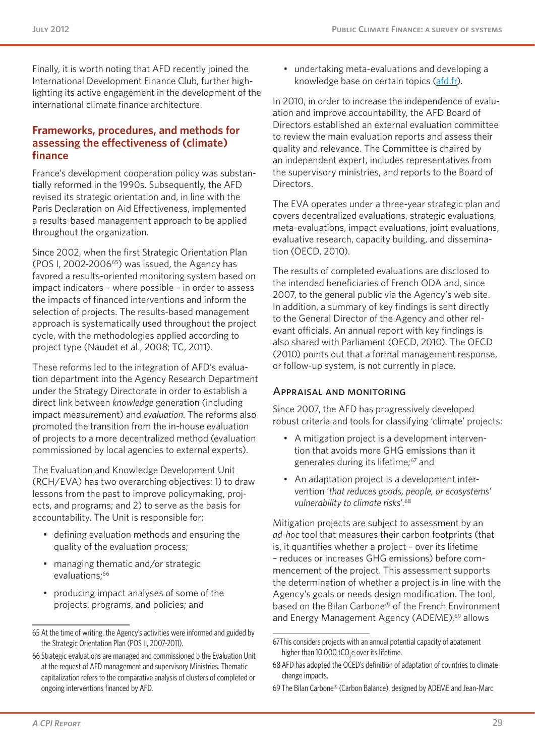Finally, it is worth noting that AFD recently joined the International Development Finance Club, further highlighting its active engagement in the development of the international climate finance architecture.

## Frameworks, procedures, and methods for assessing the effectiveness of (climate) finance

France's development cooperation policy was substantially reformed in the 1990s. Subsequently, the AFD revised its strategic orientation and, in line with the Paris Declaration on Aid Effectiveness, implemented a results-based management approach to be applied throughout the organization.

Since 2002, when the first Strategic Orientation Plan (POS I, 2002-2006[65]) was issued, the Agency has favored a results-oriented monitoring system based on impact indicators – where possible – in order to assess the impacts of financed interventions and inform the selection of projects. The results-based management approach is systematically used throughout the project cycle, with the methodologies applied according to project type (Naudet et al., 2008; TC, 2011).

These reforms led to the integration of AFD's evaluation department into the Agency Research Department under the Strategy Directorate in order to establish a direct link between *knowledge* generation (including impact measurement) and *evaluation*. The reforms also promoted the transition from the in-house evaluation of projects to a more decentralized method (evaluation commissioned by local agencies to external experts).

The Evaluation and Knowledge Development Unit (RCH/EVA) has two overarching objectives: 1) to draw lessons from the past to improve policymaking, projects, and programs; and 2) to serve as the basis for accountability. The Unit is responsible for:

- defining evaluation methods and ensuring the quality of the evaluation process;
- managing thematic and/or strategic evaluations;[66]
- producing impact analyses of some of the projects, programs, and policies; and
- undertaking meta-evaluations and developing a knowledge base on certain topics (afd.fr).

In 2010, in order to increase the independence of evaluation and improve accountability, the AFD Board of Directors established an external evaluation committee to review the main evaluation reports and assess their quality and relevance. The Committee is chaired by an independent expert, includes representatives from the supervisory ministries, and reports to the Board of Directors.

The EVA operates under a three-year strategic plan and covers decentralized evaluations, strategic evaluations, meta-evaluations, impact evaluations, joint evaluations, evaluative research, capacity building, and dissemination (OECD, 2010).

The results of completed evaluations are disclosed to the intended beneficiaries of French ODA and, since 2007, to the general public via the Agency's web site. In addition, a summary of key findings is sent directly to the General Director of the Agency and other relevant officials. An annual report with key findings is also shared with Parliament (OECD, 2010). The OECD (2010) points out that a formal management response, or follow-up system, is not currently in place.

### Appraisal and monitoring

Since 2007, the AFD has progressively developed robust criteria and tools for classifying 'climate' projects:

- A mitigation project is a development intervention that avoids more GHG emissions than it generates during its lifetime;[67] and
- An adaptation project is a development intervention '*that reduces goods, people, or ecosystems' vulnerability to climate risks*'.[68]

Mitigation projects are subject to assessment by an *ad-hoc* tool that measures their carbon footprints (that is, it quantifies whether a project – over its lifetime – reduces or increases GHG emissions) before commencement of the project. This assessment supports the determination of whether a project is in line with the Agency's goals or needs design modification. The tool, based on the Bilan Carbone® of the French Environment and Energy Management Agency (ADEME),[69] allows

---

65 At the time of writing, the Agency's activities were informed and guided by the Strategic Orientation Plan (POS II, 2007-2011).

66 Strategic evaluations are managed and commissioned b the Evaluation Unit at the request of AFD management and supervisory Ministries. Thematic capitalization refers to the comparative analysis of clusters of completed or ongoing interventions financed by AFD.

67 This considers projects with an annual potential capacity of abatement higher than 10,000 $tCO_2e$ over its lifetime.

68 AFD has adopted the OCED's definition of adaptation of countries to climate change impacts.

69 The Bilan Carbone® (Carbon Balance), designed by ADEME and Jean-Marc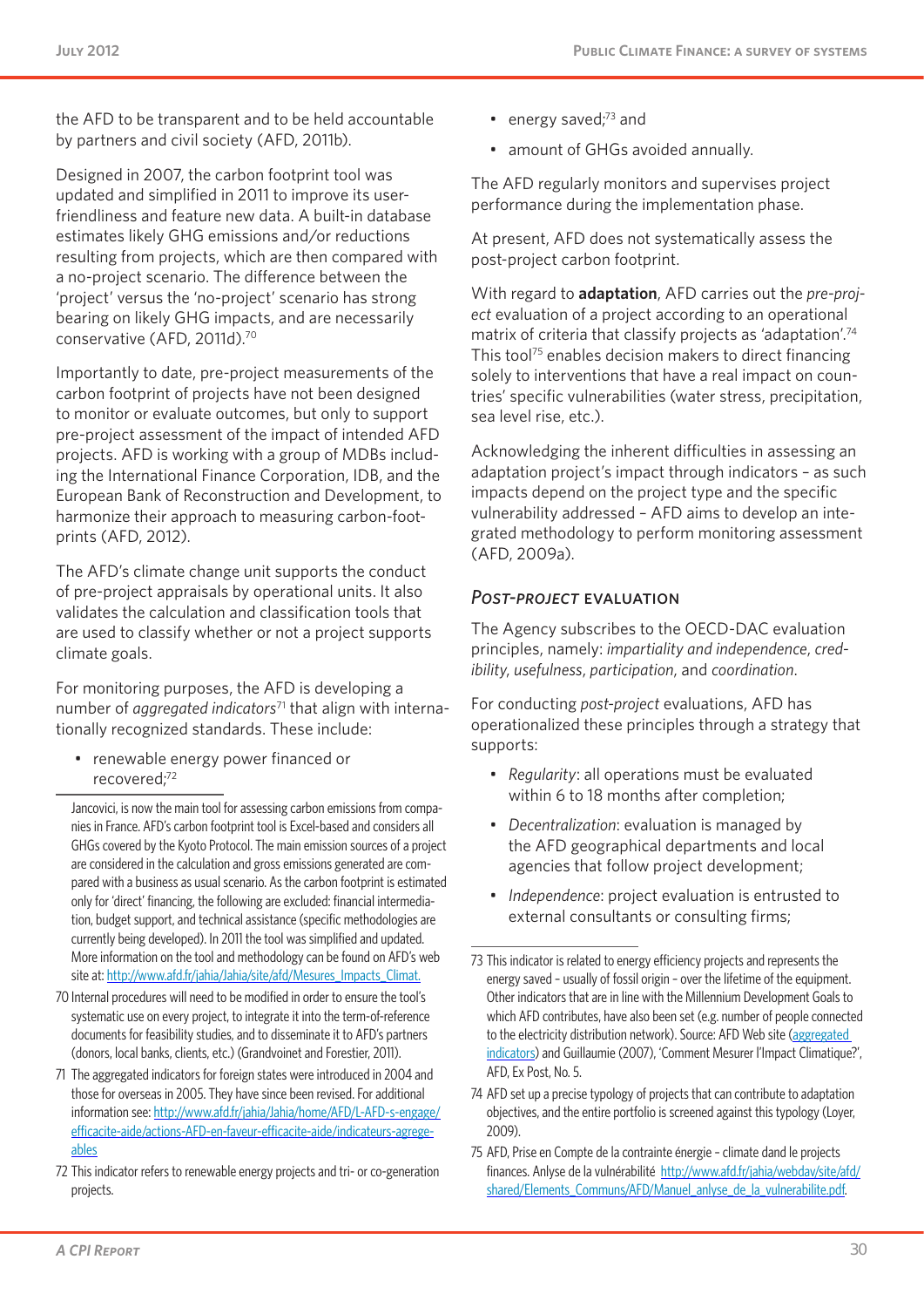the AFD to be transparent and to be held accountable by partners and civil society (AFD, 2011b).

Designed in 2007, the carbon footprint tool was updated and simplified in 2011 to improve its user-friendliness and feature new data. A built-in database estimates likely GHG emissions and/or reductions resulting from projects, which are then compared with a no-project scenario. The difference between the 'project' versus the 'no-project' scenario has strong bearing on likely GHG impacts, and are necessarily conservative (AFD, 2011d).[70]

Importantly to date, pre-project measurements of the carbon footprint of projects have not been designed to monitor or evaluate outcomes, but only to support pre-project assessment of the impact of intended AFD projects. AFD is working with a group of MDBs including the International Finance Corporation, IDB, and the European Bank of Reconstruction and Development, to harmonize their approach to measuring carbon-footprints (AFD, 2012).

The AFD's climate change unit supports the conduct of pre-project appraisals by operational units. It also validates the calculation and classification tools that are used to classify whether or not a project supports climate goals.

For monitoring purposes, the AFD is developing a number of *aggregated indicators*[71] that align with internationally recognized standards. These include:

- renewable energy power financed or recovered;[72]
- energy saved;[73] and
- amount of GHGs avoided annually.

The AFD regularly monitors and supervises project performance during the implementation phase.

At present, AFD does not systematically assess the post-project carbon footprint.

With regard to **adaptation**, AFD carries out the *pre-project* evaluation of a project according to an operational matrix of criteria that classify projects as 'adaptation'.[74] This tool[75] enables decision makers to direct financing solely to interventions that have a real impact on countries' specific vulnerabilities (water stress, precipitation, sea level rise, etc.).

Acknowledging the inherent difficulties in assessing an adaptation project's impact through indicators – as such impacts depend on the project type and the specific vulnerability addressed – AFD aims to develop an integrated methodology to perform monitoring assessment (AFD, 2009a).

### *Post-project* evaluation

The Agency subscribes to the OECD-DAC evaluation principles, namely: *impartiality and independence*, *credibility*, *usefulness*, *participation*, and *coordination*.

For conducting *post-project* evaluations, AFD has operationalized these principles through a strategy that supports:

- *Regularity*: all operations must be evaluated within 6 to 18 months after completion;
- *Decentralization*: evaluation is managed by the AFD geographical departments and local agencies that follow project development;
- *Independence*: project evaluation is entrusted to external consultants or consulting firms;

---

Jancovici, is now the main tool for assessing carbon emissions from companies in France. AFD's carbon footprint tool is Excel-based and considers all GHGs covered by the Kyoto Protocol. The main emission sources of a project are considered in the calculation and gross emissions generated are compared with a business as usual scenario. As the carbon footprint is estimated only for 'direct' financing, the following are excluded: financial intermediation, budget support, and technical assistance (specific methodologies are currently being developed). In 2011 the tool was simplified and updated. More information on the tool and methodology can be found on AFD's web site at: http://www.afd.fr/jahia/Jahia/site/afd/Mesures_Impacts_Climat.

70 Internal procedures will need to be modified in order to ensure the tool's systematic use on every project, to integrate it into the term-of-reference documents for feasibility studies, and to disseminate it to AFD's partners (donors, local banks, clients, etc.) (Grandvoinet and Forestier, 2011).

71 The aggregated indicators for foreign states were introduced in 2004 and those for overseas in 2005. They have since been revised. For additional information see: http://www.afd.fr/jahia/Jahia/home/AFD/L-AFD-s-engage/efficacite-aide/actions-AFD-en-faveur-efficacite-aide/indicateurs-agregeables

72 This indicator refers to renewable energy projects and tri- or co-generation projects.

73 This indicator is related to energy efficiency projects and represents the energy saved - usually of fossil origin - over the lifetime of the equipment. Other indicators that are in line with the Millennium Development Goals to which AFD contributes, have also been set (e.g. number of people connected to the electricity distribution network). Source: AFD Web site (aggregated indicators) and Guillaumie (2007), 'Comment Mesurer l'Impact Climatique?', AFD, Ex Post, No. 5.

74 AFD set up a precise typology of projects that can contribute to adaptation objectives, and the entire portfolio is screened against this typology (Loyer, 2009).

75 AFD, Prise en Compte de la contrainte énergie - climate dand le projects finances. Anlyse de la vulnérabilité http://www.afd.fr/jahia/webdav/site/afd/shared/Elements_Communs/AFD/Manuel_anlyse_de_la_vulnerabilite.pdf.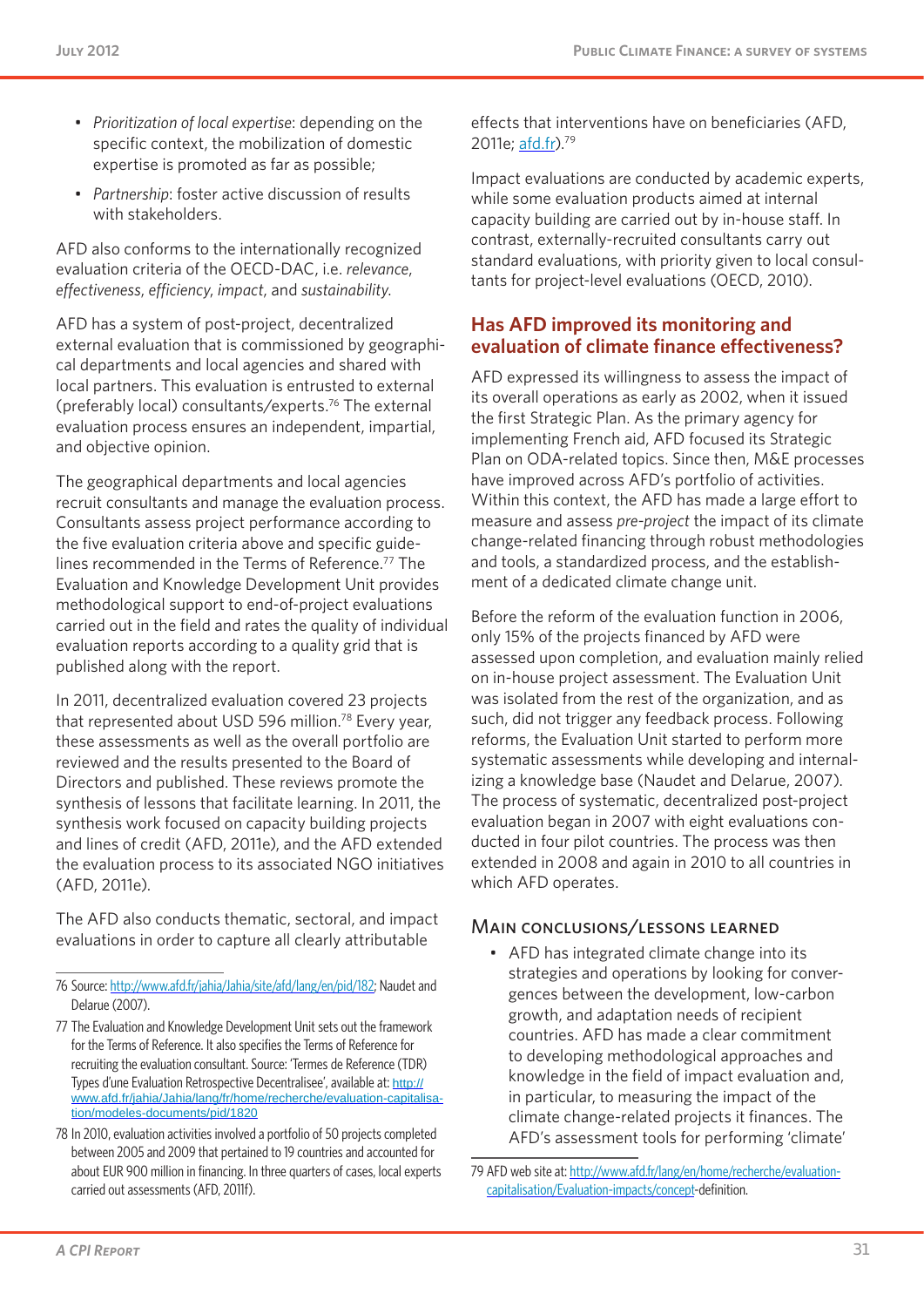- *Prioritization of local expertise*: depending on the specific context, the mobilization of domestic expertise is promoted as far as possible;
- *Partnership*: foster active discussion of results with stakeholders.

AFD also conforms to the internationally recognized evaluation criteria of the OECD-DAC, i.e. *relevance*, *effectiveness*, *efficiency*, *impact*, and *sustainability*.

AFD has a system of post-project, decentralized external evaluation that is commissioned by geographical departments and local agencies and shared with local partners. This evaluation is entrusted to external (preferably local) consultants/experts.[76] The external evaluation process ensures an independent, impartial, and objective opinion.

The geographical departments and local agencies recruit consultants and manage the evaluation process. Consultants assess project performance according to the five evaluation criteria above and specific guidelines recommended in the Terms of Reference.[77] The Evaluation and Knowledge Development Unit provides methodological support to end-of-project evaluations carried out in the field and rates the quality of individual evaluation reports according to a quality grid that is published along with the report.

In 2011, decentralized evaluation covered 23 projects that represented about USD 596 million.[78] Every year, these assessments as well as the overall portfolio are reviewed and the results presented to the Board of Directors and published. These reviews promote the synthesis of lessons that facilitate learning. In 2011, the synthesis work focused on capacity building projects and lines of credit (AFD, 2011e), and the AFD extended the evaluation process to its associated NGO initiatives (AFD, 2011e).

The AFD also conducts thematic, sectoral, and impact evaluations in order to capture all clearly attributable effects that interventions have on beneficiaries (AFD, 2011e; afd.fr).[79]

Impact evaluations are conducted by academic experts, while some evaluation products aimed at internal capacity building are carried out by in-house staff. In contrast, externally-recruited consultants carry out standard evaluations, with priority given to local consultants for project-level evaluations (OECD, 2010).

## Has AFD improved its monitoring and evaluation of climate finance effectiveness?

AFD expressed its willingness to assess the impact of its overall operations as early as 2002, when it issued the first Strategic Plan. As the primary agency for implementing French aid, AFD focused its Strategic Plan on ODA-related topics. Since then, M&E processes have improved across AFD's portfolio of activities. Within this context, the AFD has made a large effort to measure and assess *pre-project* the impact of its climate change-related financing through robust methodologies and tools, a standardized process, and the establishment of a dedicated climate change unit.

Before the reform of the evaluation function in 2006, only 15% of the projects financed by AFD were assessed upon completion, and evaluation mainly relied on in-house project assessment. The Evaluation Unit was isolated from the rest of the organization, and as such, did not trigger any feedback process. Following reforms, the Evaluation Unit started to perform more systematic assessments while developing and internalizing a knowledge base (Naudet and Delarue, 2007). The process of systematic, decentralized post-project evaluation began in 2007 with eight evaluations conducted in four pilot countries. The process was then extended in 2008 and again in 2010 to all countries in which AFD operates.

### Main conclusions/lessons learned

- AFD has integrated climate change into its strategies and operations by looking for convergences between the development, low-carbon growth, and adaptation needs of recipient countries. AFD has made a clear commitment to developing methodological approaches and knowledge in the field of impact evaluation and, in particular, to measuring the impact of the climate change-related projects it finances. The AFD's assessment tools for performing 'climate'

---

76 Source: http://www.afd.fr/jahia/Jahia/site/afd/lang/en/pid/182; Naudet and Delarue (2007).

77 The Evaluation and Knowledge Development Unit sets out the framework for the Terms of Reference. It also specifies the Terms of Reference for recruiting the evaluation consultant. Source: 'Termes de Reference (TDR) Types d'une Evaluation Retrospective Decentralisee', available at: http://www.afd.fr/jahia/Jahia/lang/fr/home/recherche/evaluation-capitalisation/modeles-documents/pid/1820

78 In 2010, evaluation activities involved a portfolio of 50 projects completed between 2005 and 2009 that pertained to 19 countries and accounted for about EUR 900 million in financing. In three quarters of cases, local experts carried out assessments (AFD, 2011f).

79 AFD web site at: http://www.afd.fr/lang/en/home/recherche/evaluation-capitalisation/Evaluation-impacts/concept-definition.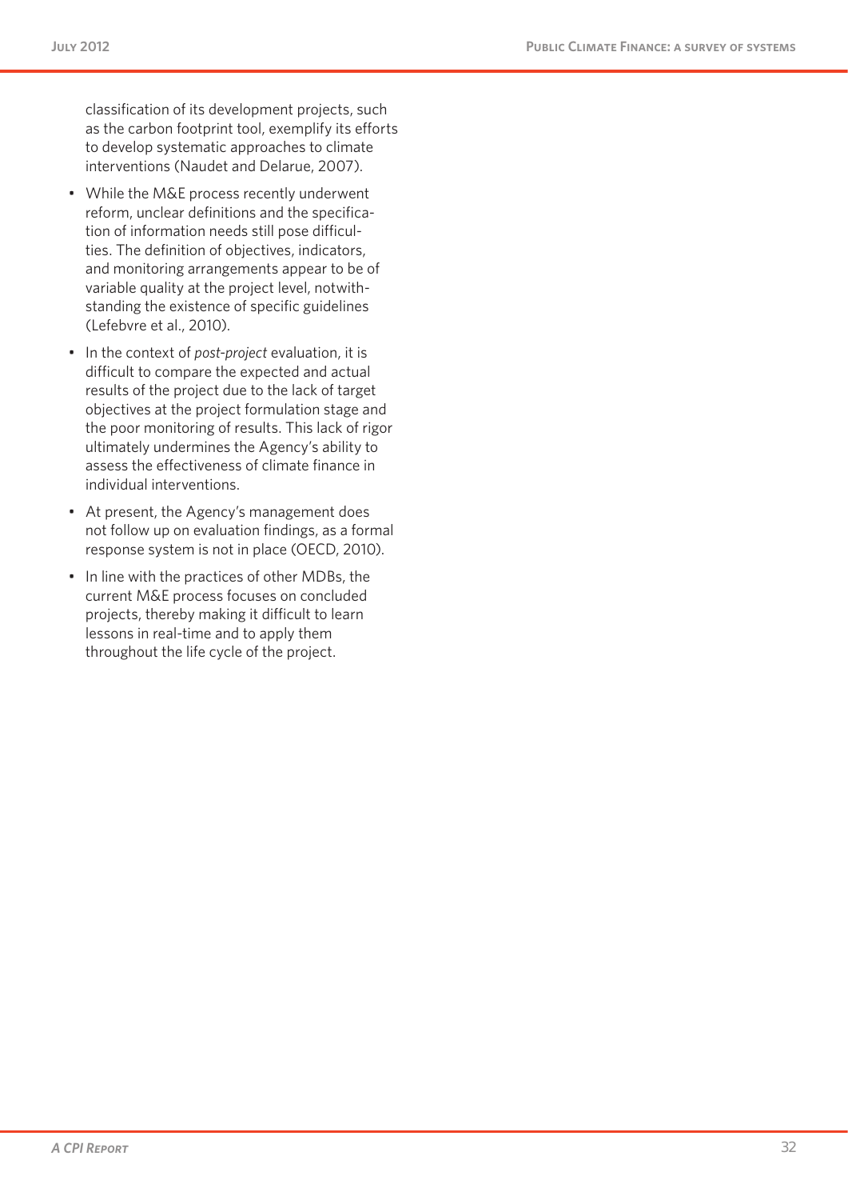classification of its development projects, such as the carbon footprint tool, exemplify its efforts to develop systematic approaches to climate interventions (Naudet and Delarue, 2007).

- While the M&E process recently underwent reform, unclear definitions and the specification of information needs still pose difficulties. The definition of objectives, indicators, and monitoring arrangements appear to be of variable quality at the project level, notwithstanding the existence of specific guidelines (Lefebvre et al., 2010).
- In the context of *post-project* evaluation, it is difficult to compare the expected and actual results of the project due to the lack of target objectives at the project formulation stage and the poor monitoring of results. This lack of rigor ultimately undermines the Agency's ability to assess the effectiveness of climate finance in individual interventions.
- At present, the Agency's management does not follow up on evaluation findings, as a formal response system is not in place (OECD, 2010).
- In line with the practices of other MDBs, the current M&E process focuses on concluded projects, thereby making it difficult to learn lessons in real-time and to apply them throughout the life cycle of the project.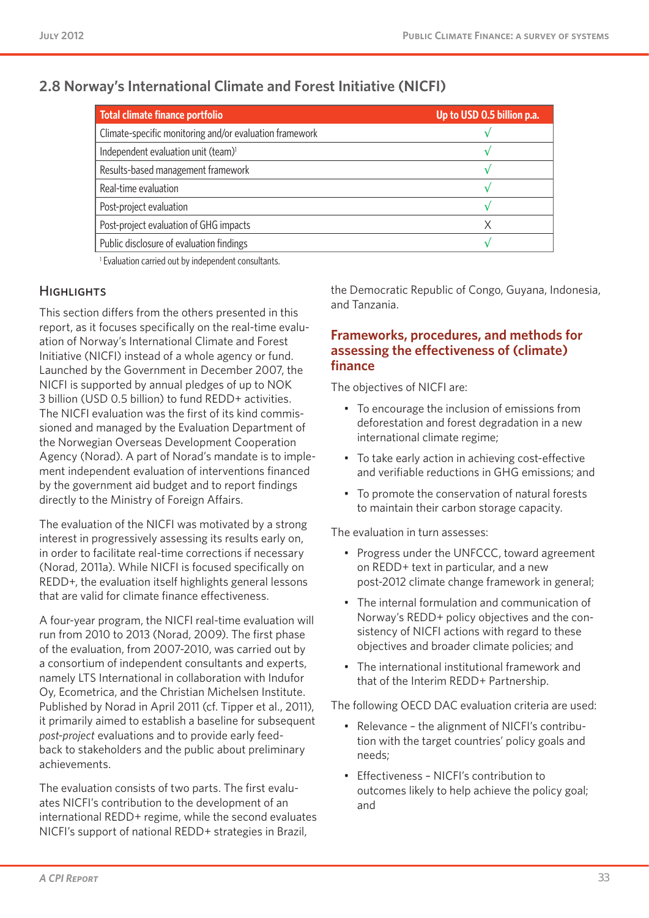## 2.8 Norway's International Climate and Forest Initiative (NICFI)

| Total climate finance portfolio | Up to USD 0.5 billion p.a. |
|---|---|
| Climate-specific monitoring and/or evaluation framework | √ |
| Independent evaluation unit (team)[1] | √ |
| Results-based management framework | √ |
| Real-time evaluation | √ |
| Post-project evaluation | √ |
| Post-project evaluation of GHG impacts | X |
| Public disclosure of evaluation findings | √ |

[1] Evaluation carried out by independent consultants.

### Highlights

This section differs from the others presented in this report, as it focuses specifically on the real-time evaluation of Norway's International Climate and Forest Initiative (NICFI) instead of a whole agency or fund. Launched by the Government in December 2007, the NICFI is supported by annual pledges of up to NOK 3 billion (USD 0.5 billion) to fund REDD+ activities. The NICFI evaluation was the first of its kind commissioned and managed by the Evaluation Department of the Norwegian Overseas Development Cooperation Agency (Norad). A part of Norad's mandate is to implement independent evaluation of interventions financed by the government aid budget and to report findings directly to the Ministry of Foreign Affairs.

The evaluation of the NICFI was motivated by a strong interest in progressively assessing its results early on, in order to facilitate real-time corrections if necessary (Norad, 2011a). While NICFI is focused specifically on REDD+, the evaluation itself highlights general lessons that are valid for climate finance effectiveness.

A four-year program, the NICFI real-time evaluation will run from 2010 to 2013 (Norad, 2009). The first phase of the evaluation, from 2007-2010, was carried out by a consortium of independent consultants and experts, namely LTS International in collaboration with Indufor Oy, Ecometrica, and the Christian Michelsen Institute. Published by Norad in April 2011 (cf. Tipper et al., 2011), it primarily aimed to establish a baseline for subsequent *post-project* evaluations and to provide early feedback to stakeholders and the public about preliminary achievements.

The evaluation consists of two parts. The first evaluates NICFI's contribution to the development of an international REDD+ regime, while the second evaluates NICFI's support of national REDD+ strategies in Brazil, the Democratic Republic of Congo, Guyana, Indonesia, and Tanzania.

### Frameworks, procedures, and methods for assessing the effectiveness of (climate) finance

The objectives of NICFI are:

- To encourage the inclusion of emissions from deforestation and forest degradation in a new international climate regime;
- To take early action in achieving cost-effective and verifiable reductions in GHG emissions; and
- To promote the conservation of natural forests to maintain their carbon storage capacity.

The evaluation in turn assesses:

- Progress under the UNFCCC, toward agreement on REDD+ text in particular, and a new post-2012 climate change framework in general;
- The internal formulation and communication of Norway's REDD+ policy objectives and the consistency of NICFI actions with regard to these objectives and broader climate policies; and
- The international institutional framework and that of the Interim REDD+ Partnership.

The following OECD DAC evaluation criteria are used:

- Relevance – the alignment of NICFI's contribution with the target countries' policy goals and needs;
- Effectiveness – NICFI's contribution to outcomes likely to help achieve the policy goal; and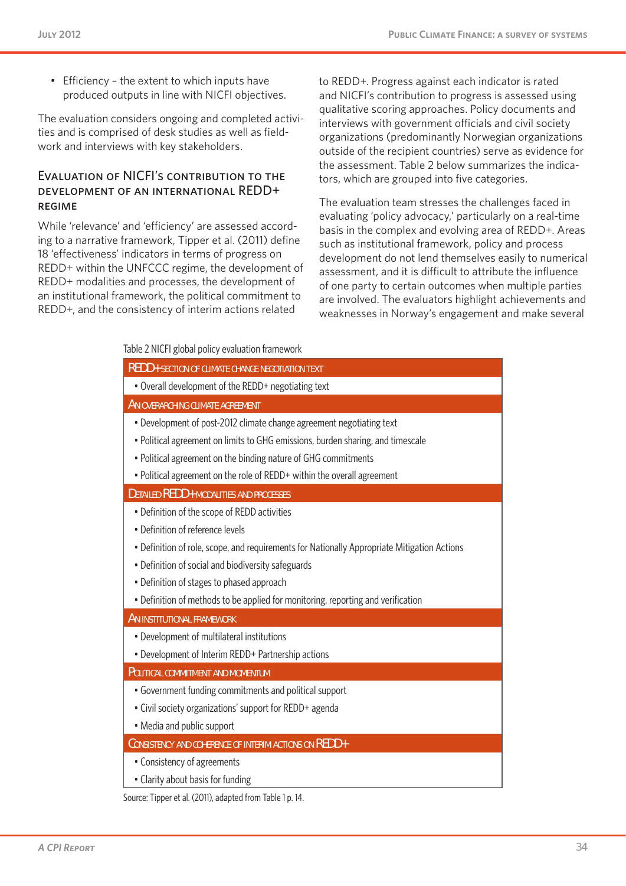- Efficiency – the extent to which inputs have produced outputs in line with NICFI objectives.

The evaluation considers ongoing and completed activities and is comprised of desk studies as well as fieldwork and interviews with key stakeholders.

### Evaluation of NICFI's contribution to the development of an international REDD+ regime

While 'relevance' and 'efficiency' are assessed according to a narrative framework, Tipper et al. (2011) define 18 'effectiveness' indicators in terms of progress on REDD+ within the UNFCCC regime, the development of REDD+ modalities and processes, the development of an institutional framework, the political commitment to REDD+, and the consistency of interim actions related to REDD+. Progress against each indicator is rated and NICFI's contribution to progress is assessed using qualitative scoring approaches. Policy documents and interviews with government officials and civil society organizations (predominantly Norwegian organizations outside of the recipient countries) serve as evidence for the assessment. Table 2 below summarizes the indicators, which are grouped into five categories.

The evaluation team stresses the challenges faced in evaluating 'policy advocacy,' particularly on a real-time basis in the complex and evolving area of REDD+. Areas such as institutional framework, policy and process development do not lend themselves easily to numerical assessment, and it is difficult to attribute the influence of one party to certain outcomes when multiple parties are involved. The evaluators highlight achievements and weaknesses in Norway's engagement and make several

Table 2 NICFI global policy evaluation framework

| |
|---|
| **REDD+ section of climate change negotiation text** |
| • Overall development of the REDD+ negotiating text |
| **An overarching climate agreement** |
| • Development of post-2012 climate change agreement negotiating text |
| • Political agreement on limits to GHG emissions, burden sharing, and timescale |
| • Political agreement on the binding nature of GHG commitments |
| • Political agreement on the role of REDD+ within the overall agreement |
| **Detailed REDD+ modalities and processes** |
| • Definition of the scope of REDD activities |
| • Definition of reference levels |
| • Definition of role, scope, and requirements for Nationally Appropriate Mitigation Actions |
| • Definition of social and biodiversity safeguards |
| • Definition of stages to phased approach |
| • Definition of methods to be applied for monitoring, reporting and verification |
| **An institutional framework** |
| • Development of multilateral institutions |
| • Development of Interim REDD+ Partnership actions |
| **Political commitment and momentum** |
| • Government funding commitments and political support |
| • Civil society organizations' support for REDD+ agenda |
| • Media and public support |
| **Consistency and coherence of interim actions on REDD+** |
| • Consistency of agreements |
| • Clarity about basis for funding |

Source: Tipper et al. (2011), adapted from Table 1 p. 14.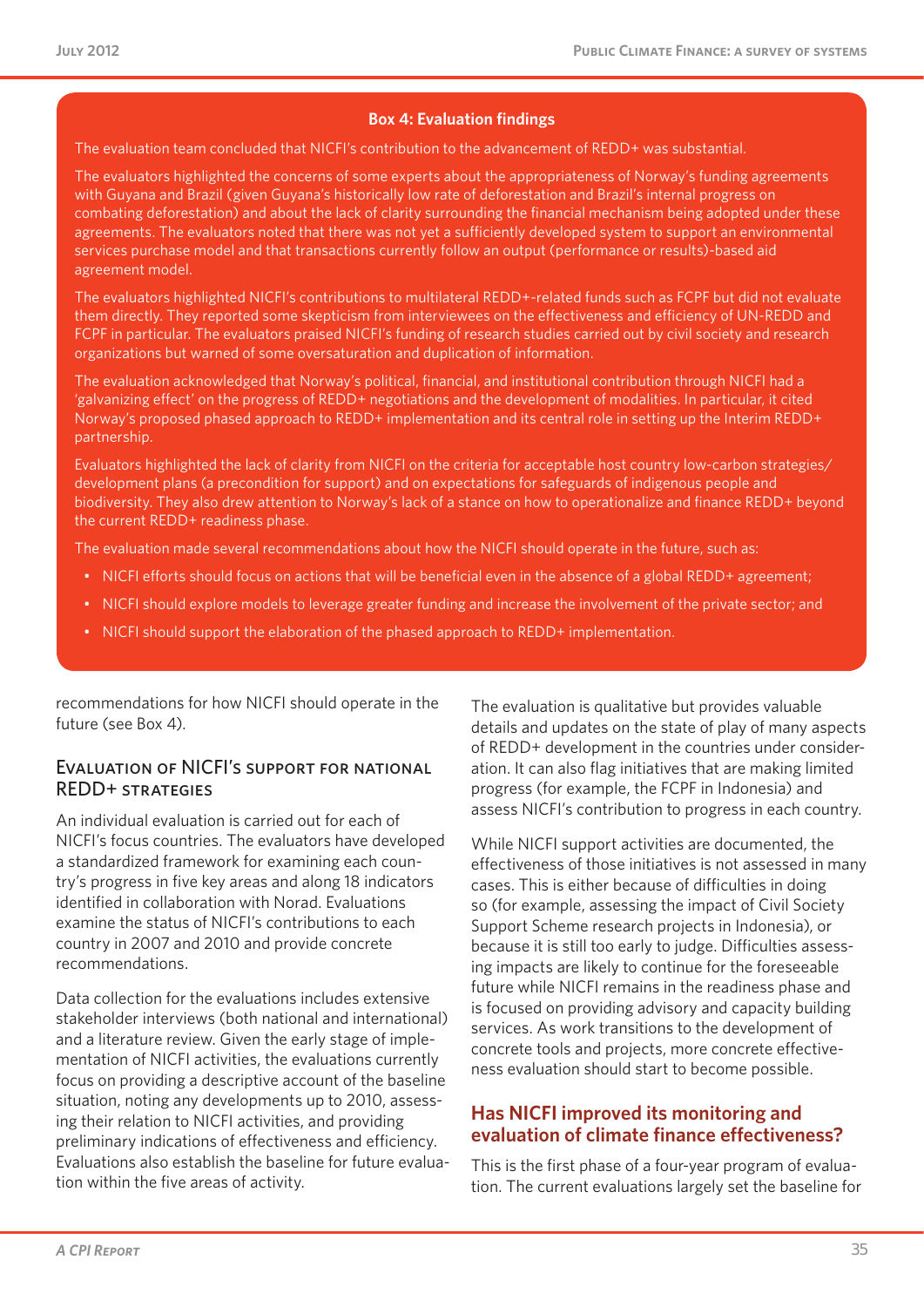**Box 4: Evaluation findings**

The evaluation team concluded that NICFI's contribution to the advancement of REDD+ was substantial.

The evaluators highlighted the concerns of some experts about the appropriateness of Norway's funding agreements with Guyana and Brazil (given Guyana's historically low rate of deforestation and Brazil's internal progress on combating deforestation) and about the lack of clarity surrounding the financial mechanism being adopted under these agreements. The evaluators noted that there was not yet a sufficiently developed system to support an environmental services purchase model and that transactions currently follow an output (performance or results)-based aid agreement model.

The evaluators highlighted NICFI's contributions to multilateral REDD+-related funds such as FCPF but did not evaluate them directly. They reported some skepticism from interviewees on the effectiveness and efficiency of UN-REDD and FCPF in particular. The evaluators praised NICFI's funding of research studies carried out by civil society and research organizations but warned of some oversaturation and duplication of information.

The evaluation acknowledged that Norway's political, financial, and institutional contribution through NICFI had a 'galvanizing effect' on the progress of REDD+ negotiations and the development of modalities. In particular, it cited Norway's proposed phased approach to REDD+ implementation and its central role in setting up the Interim REDD+ partnership.

Evaluators highlighted the lack of clarity from NICFI on the criteria for acceptable host country low-carbon strategies/ development plans (a precondition for support) and on expectations for safeguards of indigenous people and biodiversity. They also drew attention to Norway's lack of a stance on how to operationalize and finance REDD+ beyond the current REDD+ readiness phase.

The evaluation made several recommendations about how the NICFI should operate in the future, such as:

- NICFI efforts should focus on actions that will be beneficial even in the absence of a global REDD+ agreement;
- NICFI should explore models to leverage greater funding and increase the involvement of the private sector; and
- NICFI should support the elaboration of the phased approach to REDD+ implementation.

recommendations for how NICFI should operate in the future (see Box 4).

### Evaluation of NICFI's support for national REDD+ strategies

An individual evaluation is carried out for each of NICFI's focus countries. The evaluators have developed a standardized framework for examining each country's progress in five key areas and along 18 indicators identified in collaboration with Norad. Evaluations examine the status of NICFI's contributions to each country in 2007 and 2010 and provide concrete recommendations.

Data collection for the evaluations includes extensive stakeholder interviews (both national and international) and a literature review. Given the early stage of implementation of NICFI activities, the evaluations currently focus on providing a descriptive account of the baseline situation, noting any developments up to 2010, assessing their relation to NICFI activities, and providing preliminary indications of effectiveness and efficiency. Evaluations also establish the baseline for future evaluation within the five areas of activity.

The evaluation is qualitative but provides valuable details and updates on the state of play of many aspects of REDD+ development in the countries under consideration. It can also flag initiatives that are making limited progress (for example, the FCPF in Indonesia) and assess NICFI's contribution to progress in each country.

While NICFI support activities are documented, the effectiveness of those initiatives is not assessed in many cases. This is either because of difficulties in doing so (for example, assessing the impact of Civil Society Support Scheme research projects in Indonesia), or because it is still too early to judge. Difficulties assessing impacts are likely to continue for the foreseeable future while NICFI remains in the readiness phase and is focused on providing advisory and capacity building services. As work transitions to the development of concrete tools and projects, more concrete effectiveness evaluation should start to become possible.

## Has NICFI improved its monitoring and evaluation of climate finance effectiveness?

This is the first phase of a four-year program of evaluation. The current evaluations largely set the baseline for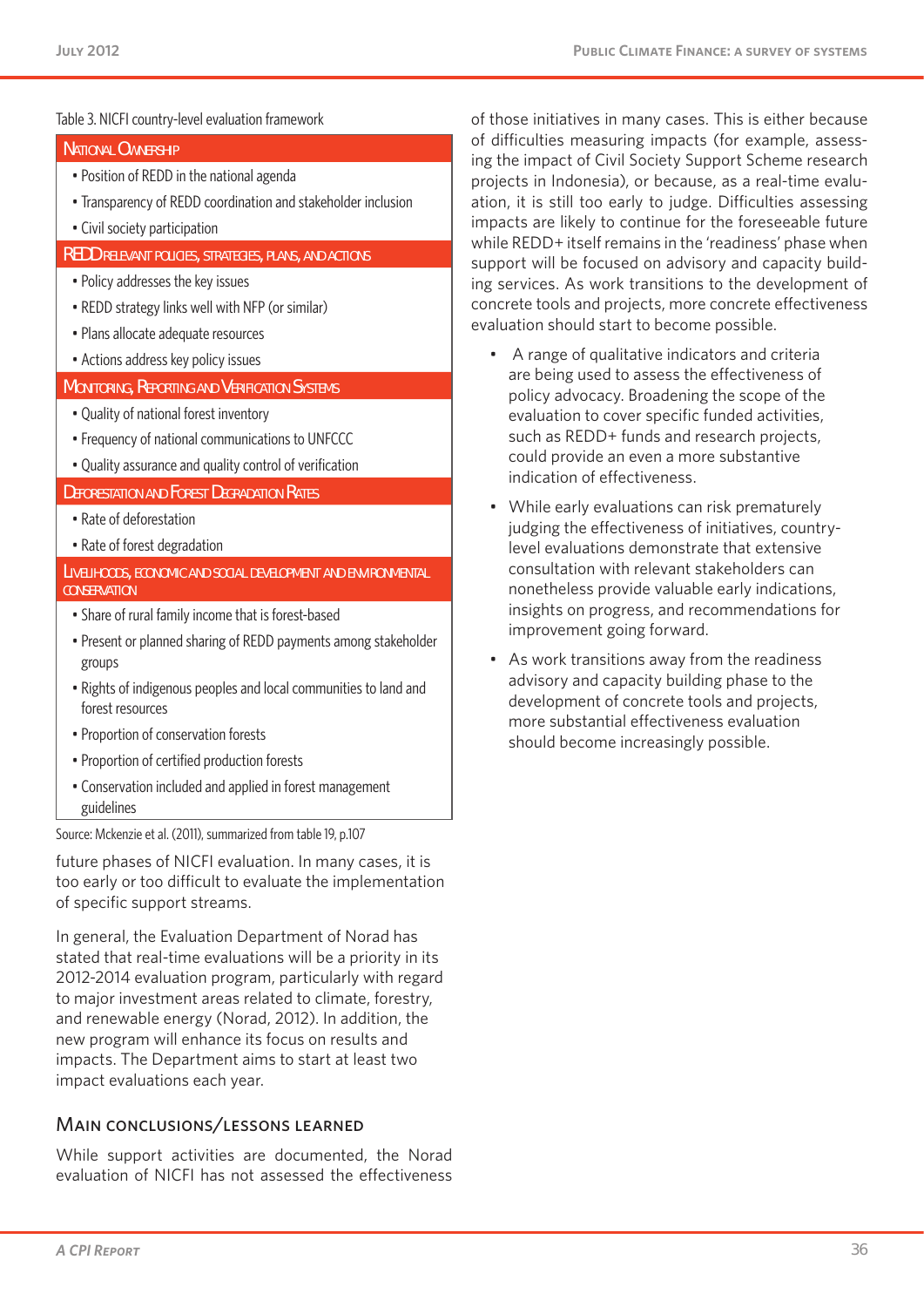Table 3. NICFI country-level evaluation framework

| National Ownership |
|---|
| • Position of REDD in the national agenda |
| • Transparency of REDD coordination and stakeholder inclusion |
| • Civil society participation |
| **REDD Relevant Policies, Strategies, Plans, and Actions** |
| • Policy addresses the key issues |
| • REDD strategy links well with NFP (or similar) |
| • Plans allocate adequate resources |
| • Actions address key policy issues |
| **Monitoring, Reporting and Verification Systems** |
| • Quality of national forest inventory |
| • Frequency of national communications to UNFCCC |
| • Quality assurance and quality control of verification |
| **Deforestation and Forest Degradation Rates** |
| • Rate of deforestation |
| • Rate of forest degradation |
| **Livelihoods, Economic and Social Development and Environmental Conservation** |
| • Share of rural family income that is forest-based |
| • Present or planned sharing of REDD payments among stakeholder groups |
| • Rights of indigenous peoples and local communities to land and forest resources |
| • Proportion of conservation forests |
| • Proportion of certified production forests |
| • Conservation included and applied in forest management guidelines |

Source: Mckenzie et al. (2011), summarized from table 19, p.107

future phases of NICFI evaluation. In many cases, it is too early or too difficult to evaluate the implementation of specific support streams.

In general, the Evaluation Department of Norad has stated that real-time evaluations will be a priority in its 2012-2014 evaluation program, particularly with regard to major investment areas related to climate, forestry, and renewable energy (Norad, 2012). In addition, the new program will enhance its focus on results and impacts. The Department aims to start at least two impact evaluations each year.

### Main conclusions/lessons learned

While support activities are documented, the Norad evaluation of NICFI has not assessed the effectiveness of those initiatives in many cases. This is either because of difficulties measuring impacts (for example, assessing the impact of Civil Society Support Scheme research projects in Indonesia), or because, as a real-time evaluation, it is still too early to judge. Difficulties assessing impacts are likely to continue for the foreseeable future while REDD+ itself remains in the 'readiness' phase when support will be focused on advisory and capacity building services. As work transitions to the development of concrete tools and projects, more concrete effectiveness evaluation should start to become possible.

- A range of qualitative indicators and criteria are being used to assess the effectiveness of policy advocacy. Broadening the scope of the evaluation to cover specific funded activities, such as REDD+ funds and research projects, could provide an even a more substantive indication of effectiveness.
- While early evaluations can risk prematurely judging the effectiveness of initiatives, country-level evaluations demonstrate that extensive consultation with relevant stakeholders can nonetheless provide valuable early indications, insights on progress, and recommendations for improvement going forward.
- As work transitions away from the readiness advisory and capacity building phase to the development of concrete tools and projects, more substantial effectiveness evaluation should become increasingly possible.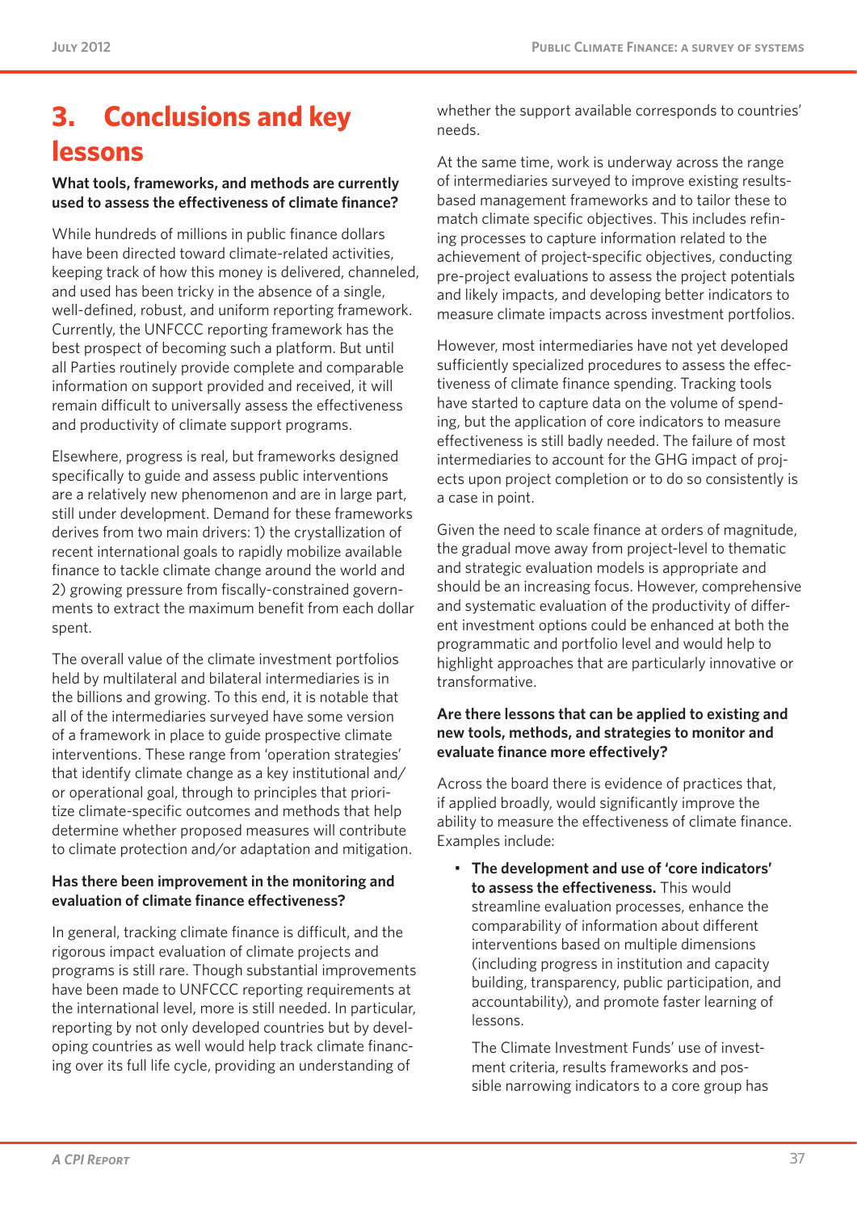# 3. Conclusions and key lessons

**What tools, frameworks, and methods are currently used to assess the effectiveness of climate finance?**

While hundreds of millions in public finance dollars have been directed toward climate-related activities, keeping track of how this money is delivered, channeled, and used has been tricky in the absence of a single, well-defined, robust, and uniform reporting framework. Currently, the UNFCCC reporting framework has the best prospect of becoming such a platform. But until all Parties routinely provide complete and comparable information on support provided and received, it will remain difficult to universally assess the effectiveness and productivity of climate support programs.

Elsewhere, progress is real, but frameworks designed specifically to guide and assess public interventions are a relatively new phenomenon and are in large part, still under development. Demand for these frameworks derives from two main drivers: 1) the crystallization of recent international goals to rapidly mobilize available finance to tackle climate change around the world and 2) growing pressure from fiscally-constrained governments to extract the maximum benefit from each dollar spent.

The overall value of the climate investment portfolios held by multilateral and bilateral intermediaries is in the billions and growing. To this end, it is notable that all of the intermediaries surveyed have some version of a framework in place to guide prospective climate interventions. These range from 'operation strategies' that identify climate change as a key institutional and/or operational goal, through to principles that prioritize climate-specific outcomes and methods that help determine whether proposed measures will contribute to climate protection and/or adaptation and mitigation.

**Has there been improvement in the monitoring and evaluation of climate finance effectiveness?**

In general, tracking climate finance is difficult, and the rigorous impact evaluation of climate projects and programs is still rare. Though substantial improvements have been made to UNFCCC reporting requirements at the international level, more is still needed. In particular, reporting by not only developed countries but by developing countries as well would help track climate financing over its full life cycle, providing an understanding of whether the support available corresponds to countries' needs.

At the same time, work is underway across the range of intermediaries surveyed to improve existing results-based management frameworks and to tailor these to match climate specific objectives. This includes refining processes to capture information related to the achievement of project-specific objectives, conducting pre-project evaluations to assess the project potentials and likely impacts, and developing better indicators to measure climate impacts across investment portfolios.

However, most intermediaries have not yet developed sufficiently specialized procedures to assess the effectiveness of climate finance spending. Tracking tools have started to capture data on the volume of spending, but the application of core indicators to measure effectiveness is still badly needed. The failure of most intermediaries to account for the GHG impact of projects upon project completion or to do so consistently is a case in point.

Given the need to scale finance at orders of magnitude, the gradual move away from project-level to thematic and strategic evaluation models is appropriate and should be an increasing focus. However, comprehensive and systematic evaluation of the productivity of different investment options could be enhanced at both the programmatic and portfolio level and would help to highlight approaches that are particularly innovative or transformative.

**Are there lessons that can be applied to existing and new tools, methods, and strategies to monitor and evaluate finance more effectively?**

Across the board there is evidence of practices that, if applied broadly, would significantly improve the ability to measure the effectiveness of climate finance. Examples include:

- **The development and use of 'core indicators' to assess the effectiveness.** This would streamline evaluation processes, enhance the comparability of information about different interventions based on multiple dimensions (including progress in institution and capacity building, transparency, public participation, and accountability), and promote faster learning of lessons.

  The Climate Investment Funds' use of investment criteria, results frameworks and possible narrowing indicators to a core group has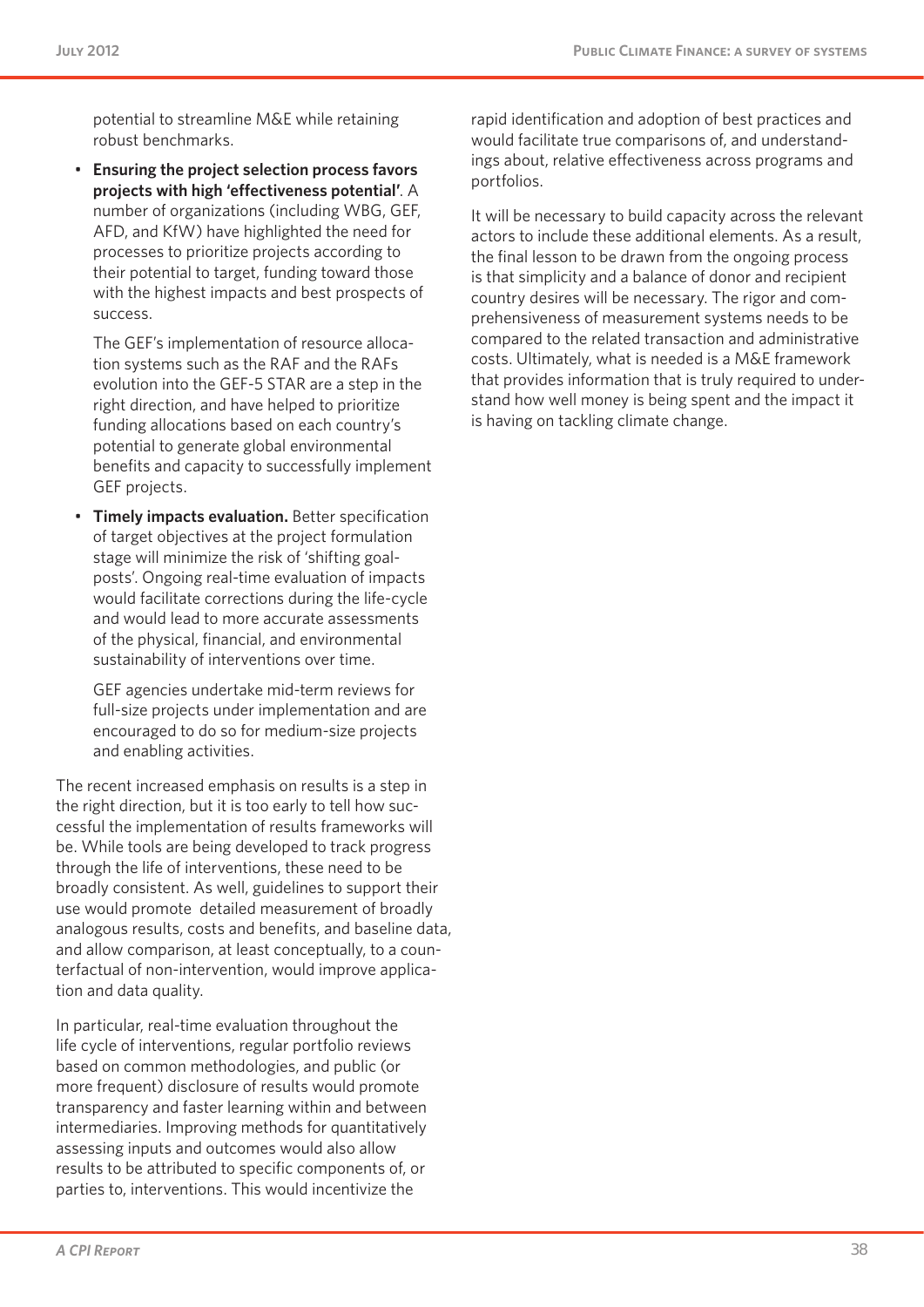potential to streamline M&E while retaining robust benchmarks.

- **Ensuring the project selection process favors projects with high 'effectiveness potential'**. A number of organizations (including WBG, GEF, AFD, and KfW) have highlighted the need for processes to prioritize projects according to their potential to target, funding toward those with the highest impacts and best prospects of success.

  The GEF's implementation of resource allocation systems such as the RAF and the RAFs evolution into the GEF-5 STAR are a step in the right direction, and have helped to prioritize funding allocations based on each country's potential to generate global environmental benefits and capacity to successfully implement GEF projects.

- **Timely impacts evaluation.** Better specification of target objectives at the project formulation stage will minimize the risk of 'shifting goalposts'. Ongoing real-time evaluation of impacts would facilitate corrections during the life-cycle and would lead to more accurate assessments of the physical, financial, and environmental sustainability of interventions over time.

  GEF agencies undertake mid-term reviews for full-size projects under implementation and are encouraged to do so for medium-size projects and enabling activities.

The recent increased emphasis on results is a step in the right direction, but it is too early to tell how successful the implementation of results frameworks will be. While tools are being developed to track progress through the life of interventions, these need to be broadly consistent. As well, guidelines to support their use would promote detailed measurement of broadly analogous results, costs and benefits, and baseline data, and allow comparison, at least conceptually, to a counterfactual of non-intervention, would improve application and data quality.

In particular, real-time evaluation throughout the life cycle of interventions, regular portfolio reviews based on common methodologies, and public (or more frequent) disclosure of results would promote transparency and faster learning within and between intermediaries. Improving methods for quantitatively assessing inputs and outcomes would also allow results to be attributed to specific components of, or parties to, interventions. This would incentivize the rapid identification and adoption of best practices and would facilitate true comparisons of, and understandings about, relative effectiveness across programs and portfolios.

It will be necessary to build capacity across the relevant actors to include these additional elements. As a result, the final lesson to be drawn from the ongoing process is that simplicity and a balance of donor and recipient country desires will be necessary. The rigor and comprehensiveness of measurement systems needs to be compared to the related transaction and administrative costs. Ultimately, what is needed is a M&E framework that provides information that is truly required to understand how well money is being spent and the impact it is having on tackling climate change.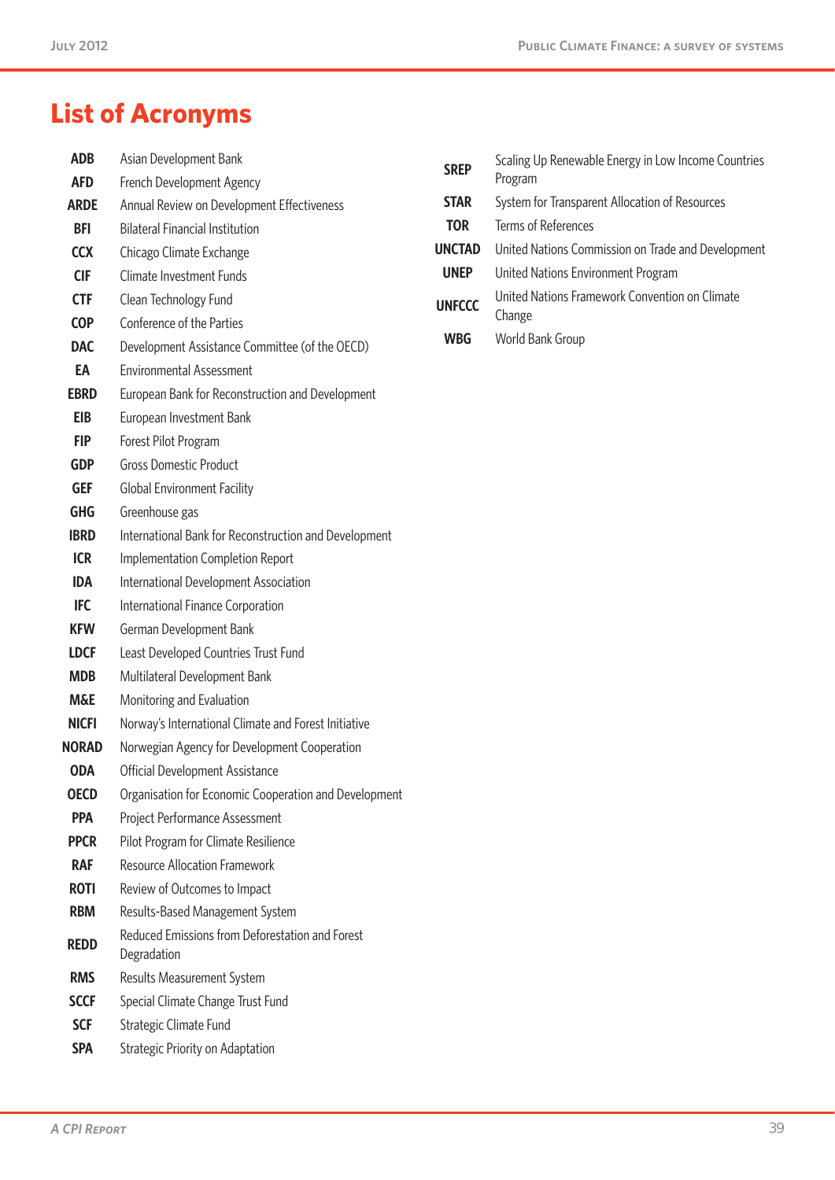# List of Acronyms

| | |
|---|---|
| **ADB** | Asian Development Bank |
| **AFD** | French Development Agency |
| **ARDE** | Annual Review on Development Effectiveness |
| **BFI** | Bilateral Financial Institution |
| **CCX** | Chicago Climate Exchange |
| **CIF** | Climate Investment Funds |
| **CTF** | Clean Technology Fund |
| **COP** | Conference of the Parties |
| **DAC** | Development Assistance Committee (of the OECD) |
| **EA** | Environmental Assessment |
| **EBRD** | European Bank for Reconstruction and Development |
| **EIB** | European Investment Bank |
| **FIP** | Forest Pilot Program |
| **GDP** | Gross Domestic Product |
| **GEF** | Global Environment Facility |
| **GHG** | Greenhouse gas |
| **IBRD** | International Bank for Reconstruction and Development |
| **ICR** | Implementation Completion Report |
| **IDA** | International Development Association |
| **IFC** | International Finance Corporation |
| **KFW** | German Development Bank |
| **LDCF** | Least Developed Countries Trust Fund |
| **MDB** | Multilateral Development Bank |
| **M&E** | Monitoring and Evaluation |
| **NICFI** | Norway's International Climate and Forest Initiative |
| **NORAD** | Norwegian Agency for Development Cooperation |
| **ODA** | Official Development Assistance |
| **OECD** | Organisation for Economic Cooperation and Development |
| **PPA** | Project Performance Assessment |
| **PPCR** | Pilot Program for Climate Resilience |
| **RAF** | Resource Allocation Framework |
| **ROTI** | Review of Outcomes to Impact |
| **RBM** | Results-Based Management System |
| **REDD** | Reduced Emissions from Deforestation and Forest Degradation |
| **RMS** | Results Measurement System |
| **SCCF** | Special Climate Change Trust Fund |
| **SCF** | Strategic Climate Fund |
| **SPA** | Strategic Priority on Adaptation |
| **SREP** | Scaling Up Renewable Energy in Low Income Countries Program |
| **STAR** | System for Transparent Allocation of Resources |
| **TOR** | Terms of References |
| **UNCTAD** | United Nations Commission on Trade and Development |
| **UNEP** | United Nations Environment Program |
| **UNFCCC** | United Nations Framework Convention on Climate Change |
| **WBG** | World Bank Group |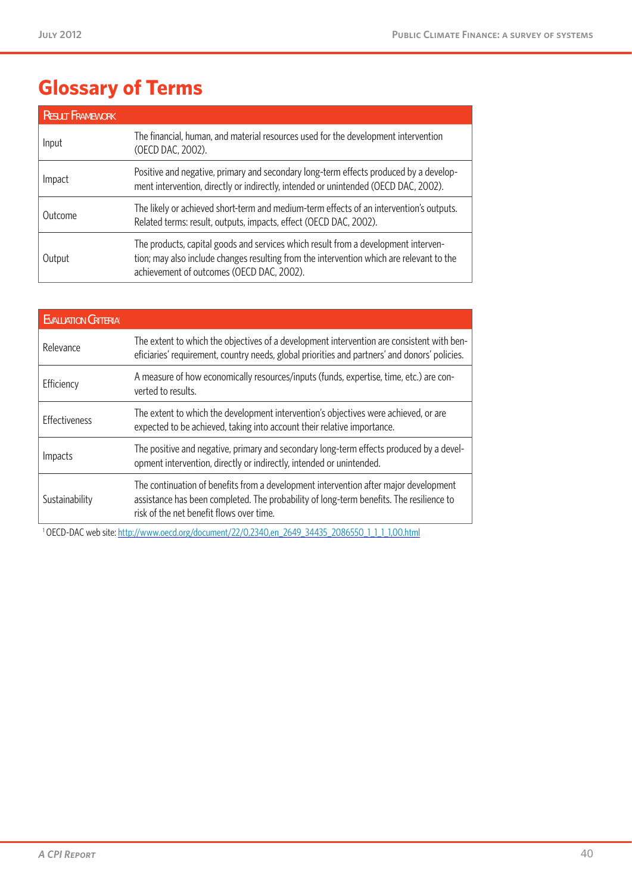# Glossary of Terms

| Result Framework | |
|---|---|
| Input | The financial, human, and material resources used for the development intervention (OECD DAC, 2002). |
| Impact | Positive and negative, primary and secondary long-term effects produced by a development intervention, directly or indirectly, intended or unintended (OECD DAC, 2002). |
| Outcome | The likely or achieved short-term and medium-term effects of an intervention's outputs. Related terms: result, outputs, impacts, effect (OECD DAC, 2002). |
| Output | The products, capital goods and services which result from a development intervention; may also include changes resulting from the intervention which are relevant to the achievement of outcomes (OECD DAC, 2002). |

| Evaluation Criteria | |
|---|---|
| Relevance | The extent to which the objectives of a development intervention are consistent with beneficiaries' requirement, country needs, global priorities and partners' and donors' policies. |
| Efficiency | A measure of how economically resources/inputs (funds, expertise, time, etc.) are converted to results. |
| Effectiveness | The extent to which the development intervention's objectives were achieved, or are expected to be achieved, taking into account their relative importance. |
| Impacts | The positive and negative, primary and secondary long-term effects produced by a development intervention, directly or indirectly, intended or unintended. |
| Sustainability | The continuation of benefits from a development intervention after major development assistance has been completed. The probability of long-term benefits. The resilience to risk of the net benefit flows over time. |

[1] OECD-DAC web site: http://www.oecd.org/document/22/0,2340,en_2649_34435_2086550_1_1_1_1,00.html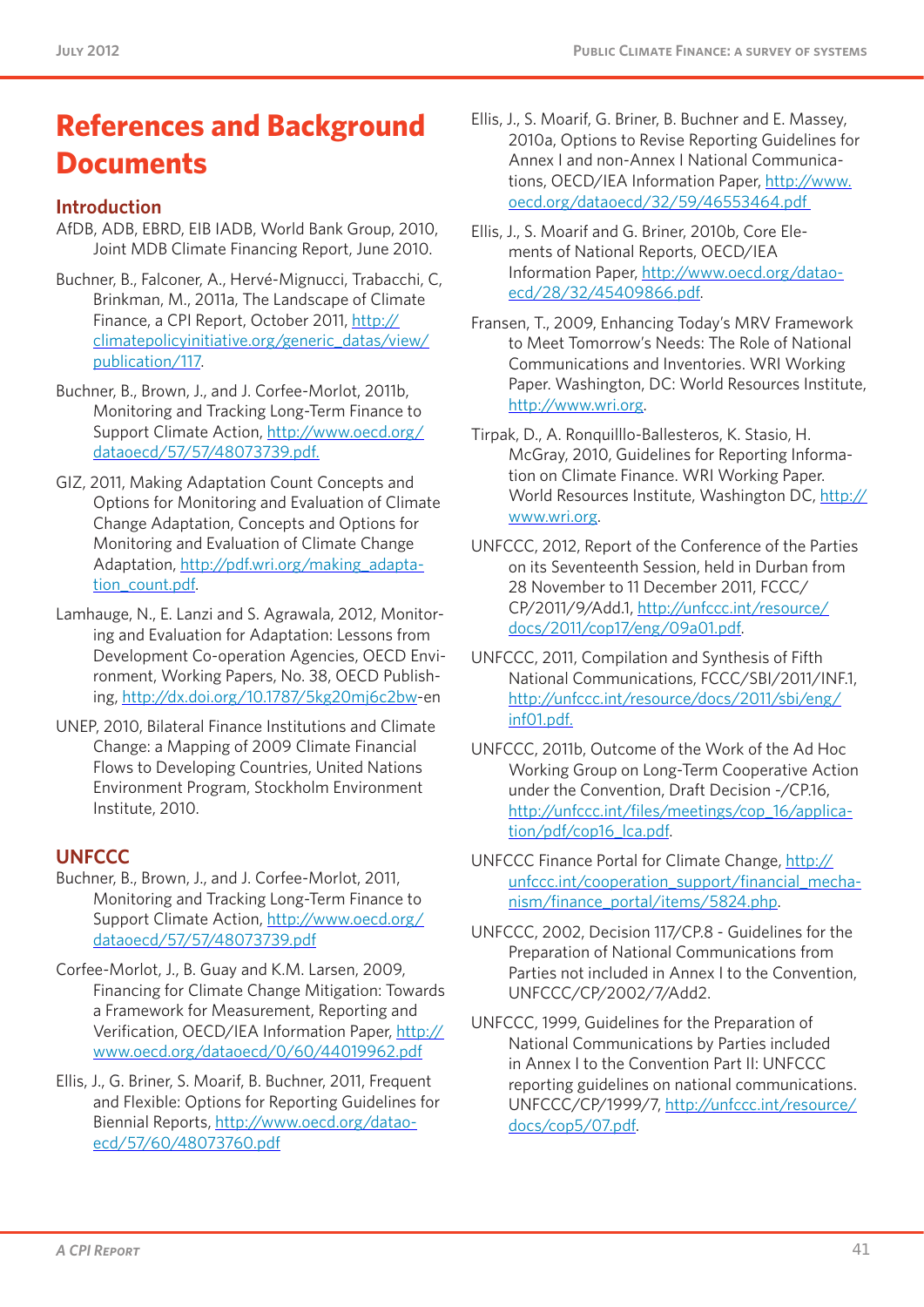# References and Background Documents

## Introduction

AfDB, ADB, EBRD, EIB IADB, World Bank Group, 2010, Joint MDB Climate Financing Report, June 2010.

Buchner, B., Falconer, A., Hervé-Mignucci, Trabacchi, C, Brinkman, M., 2011a, The Landscape of Climate Finance, a CPI Report, October 2011, http://climatepolicyinitiative.org/generic_datas/view/publication/117.

Buchner, B., Brown, J., and J. Corfee-Morlot, 2011b, Monitoring and Tracking Long-Term Finance to Support Climate Action, http://www.oecd.org/dataoecd/57/57/48073739.pdf.

GIZ, 2011, Making Adaptation Count Concepts and Options for Monitoring and Evaluation of Climate Change Adaptation, Concepts and Options for Monitoring and Evaluation of Climate Change Adaptation, http://pdf.wri.org/making_adaptation_count.pdf.

Lamhauge, N., E. Lanzi and S. Agrawala, 2012, Monitoring and Evaluation for Adaptation: Lessons from Development Co-operation Agencies, OECD Environment, Working Papers, No. 38, OECD Publishing, http://dx.doi.org/10.1787/5kg20mj6c2bw-en

UNEP, 2010, Bilateral Finance Institutions and Climate Change: a Mapping of 2009 Climate Financial Flows to Developing Countries, United Nations Environment Program, Stockholm Environment Institute, 2010.

## UNFCCC

Buchner, B., Brown, J., and J. Corfee-Morlot, 2011, Monitoring and Tracking Long-Term Finance to Support Climate Action, http://www.oecd.org/dataoecd/57/57/48073739.pdf

Corfee-Morlot, J., B. Guay and K.M. Larsen, 2009, Financing for Climate Change Mitigation: Towards a Framework for Measurement, Reporting and Verification, OECD/IEA Information Paper, http://www.oecd.org/dataoecd/0/60/44019962.pdf

Ellis, J., G. Briner, S. Moarif, B. Buchner, 2011, Frequent and Flexible: Options for Reporting Guidelines for Biennial Reports, http://www.oecd.org/dataoecd/57/60/48073760.pdf

Ellis, J., S. Moarif, G. Briner, B. Buchner and E. Massey, 2010a, Options to Revise Reporting Guidelines for Annex I and non-Annex I National Communications, OECD/IEA Information Paper, http://www.oecd.org/dataoecd/32/59/46553464.pdf

Ellis, J., S. Moarif and G. Briner, 2010b, Core Elements of National Reports, OECD/IEA Information Paper, http://www.oecd.org/dataoecd/28/32/45409866.pdf.

Fransen, T., 2009, Enhancing Today's MRV Framework to Meet Tomorrow's Needs: The Role of National Communications and Inventories. WRI Working Paper. Washington, DC: World Resources Institute, http://www.wri.org.

Tirpak, D., A. Ronquillo-Ballesteros, K. Stasio, H. McGray, 2010, Guidelines for Reporting Information on Climate Finance. WRI Working Paper. World Resources Institute, Washington DC, http://www.wri.org.

UNFCCC, 2012, Report of the Conference of the Parties on its Seventeenth Session, held in Durban from 28 November to 11 December 2011, FCCC/CP/2011/9/Add.1, http://unfccc.int/resource/docs/2011/cop17/eng/09a01.pdf.

UNFCCC, 2011, Compilation and Synthesis of Fifth National Communications, FCCC/SBI/2011/INF.1, http://unfccc.int/resource/docs/2011/sbi/eng/inf01.pdf.

UNFCCC, 2011b, Outcome of the Work of the Ad Hoc Working Group on Long-Term Cooperative Action under the Convention, Draft Decision -/CP.16, http://unfccc.int/files/meetings/cop_16/application/pdf/cop16_lca.pdf.

UNFCCC Finance Portal for Climate Change, http://unfccc.int/cooperation_support/financial_mechanism/finance_portal/items/5824.php.

UNFCCC, 2002, Decision 117/CP.8 - Guidelines for the Preparation of National Communications from Parties not included in Annex I to the Convention, UNFCCC/CP/2002/7/Add2.

UNFCCC, 1999, Guidelines for the Preparation of National Communications by Parties included in Annex I to the Convention Part II: UNFCCC reporting guidelines on national communications. UNFCCC/CP/1999/7, http://unfccc.int/resource/docs/cop5/07.pdf.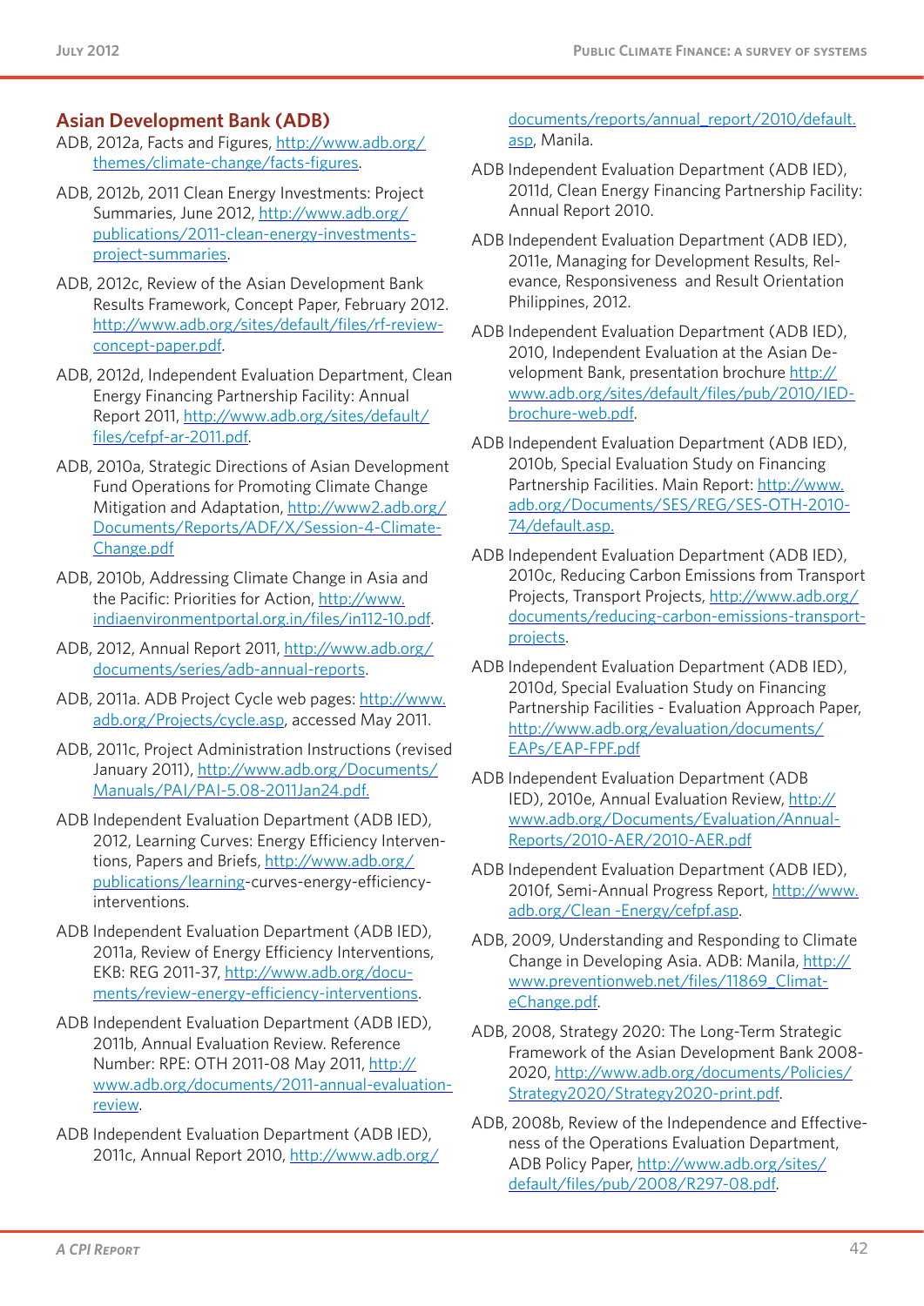## Asian Development Bank (ADB)

ADB, 2012a, Facts and Figures, http://www.adb.org/themes/climate-change/facts-figures.

ADB, 2012b, 2011 Clean Energy Investments: Project Summaries, June 2012, http://www.adb.org/publications/2011-clean-energy-investments-project-summaries.

ADB, 2012c, Review of the Asian Development Bank Results Framework, Concept Paper, February 2012. http://www.adb.org/sites/default/files/rf-review-concept-paper.pdf.

ADB, 2012d, Independent Evaluation Department, Clean Energy Financing Partnership Facility: Annual Report 2011, http://www.adb.org/sites/default/files/cefpf-ar-2011.pdf.

ADB, 2010a, Strategic Directions of Asian Development Fund Operations for Promoting Climate Change Mitigation and Adaptation, http://www2.adb.org/Documents/Reports/ADF/X/Session-4-Climate-Change.pdf

ADB, 2010b, Addressing Climate Change in Asia and the Pacific: Priorities for Action, http://www.indiaenvironmentportal.org.in/files/in112-10.pdf.

ADB, 2012, Annual Report 2011, http://www.adb.org/documents/series/adb-annual-reports.

ADB, 2011a. ADB Project Cycle web pages: http://www.adb.org/Projects/cycle.asp, accessed May 2011.

ADB, 2011c, Project Administration Instructions (revised January 2011), http://www.adb.org/Documents/Manuals/PAI/PAI-5.08-2011Jan24.pdf.

ADB Independent Evaluation Department (ADB IED), 2012, Learning Curves: Energy Efficiency Interventions, Papers and Briefs, http://www.adb.org/publications/learning-curves-energy-efficiency-interventions.

ADB Independent Evaluation Department (ADB IED), 2011a, Review of Energy Efficiency Interventions, EKB: REG 2011-37, http://www.adb.org/documents/review-energy-efficiency-interventions.

ADB Independent Evaluation Department (ADB IED), 2011b, Annual Evaluation Review. Reference Number: RPE: OTH 2011-08 May 2011, http://www.adb.org/documents/2011-annual-evaluation-review.

ADB Independent Evaluation Department (ADB IED), 2011c, Annual Report 2010, http://www.adb.org/documents/reports/annual_report/2010/default.asp, Manila.

ADB Independent Evaluation Department (ADB IED), 2011d, Clean Energy Financing Partnership Facility: Annual Report 2010.

ADB Independent Evaluation Department (ADB IED), 2011e, Managing for Development Results, Relevance, Responsiveness and Result Orientation Philippines, 2012.

ADB Independent Evaluation Department (ADB IED), 2010, Independent Evaluation at the Asian Development Bank, presentation brochure http://www.adb.org/sites/default/files/pub/2010/IED-brochure-web.pdf.

ADB Independent Evaluation Department (ADB IED), 2010b, Special Evaluation Study on Financing Partnership Facilities. Main Report: http://www.adb.org/Documents/SES/REG/SES-OTH-2010-74/default.asp.

ADB Independent Evaluation Department (ADB IED), 2010c, Reducing Carbon Emissions from Transport Projects, Transport Projects, http://www.adb.org/documents/reducing-carbon-emissions-transport-projects.

ADB Independent Evaluation Department (ADB IED), 2010d, Special Evaluation Study on Financing Partnership Facilities - Evaluation Approach Paper, http://www.adb.org/evaluation/documents/EAPs/EAP-FPF.pdf

ADB Independent Evaluation Department (ADB IED), 2010e, Annual Evaluation Review, http://www.adb.org/Documents/Evaluation/Annual-Reports/2010-AER/2010-AER.pdf

ADB Independent Evaluation Department (ADB IED), 2010f, Semi-Annual Progress Report, http://www.adb.org/Clean -Energy/cefpf.asp.

ADB, 2009, Understanding and Responding to Climate Change in Developing Asia. ADB: Manila, http://www.preventionweb.net/files/11869_ClimateChange.pdf.

ADB, 2008, Strategy 2020: The Long-Term Strategic Framework of the Asian Development Bank 2008-2020, http://www.adb.org/documents/Policies/Strategy2020/Strategy2020-print.pdf.

ADB, 2008b, Review of the Independence and Effectiveness of the Operations Evaluation Department, ADB Policy Paper, http://www.adb.org/sites/default/files/pub/2008/R297-08.pdf.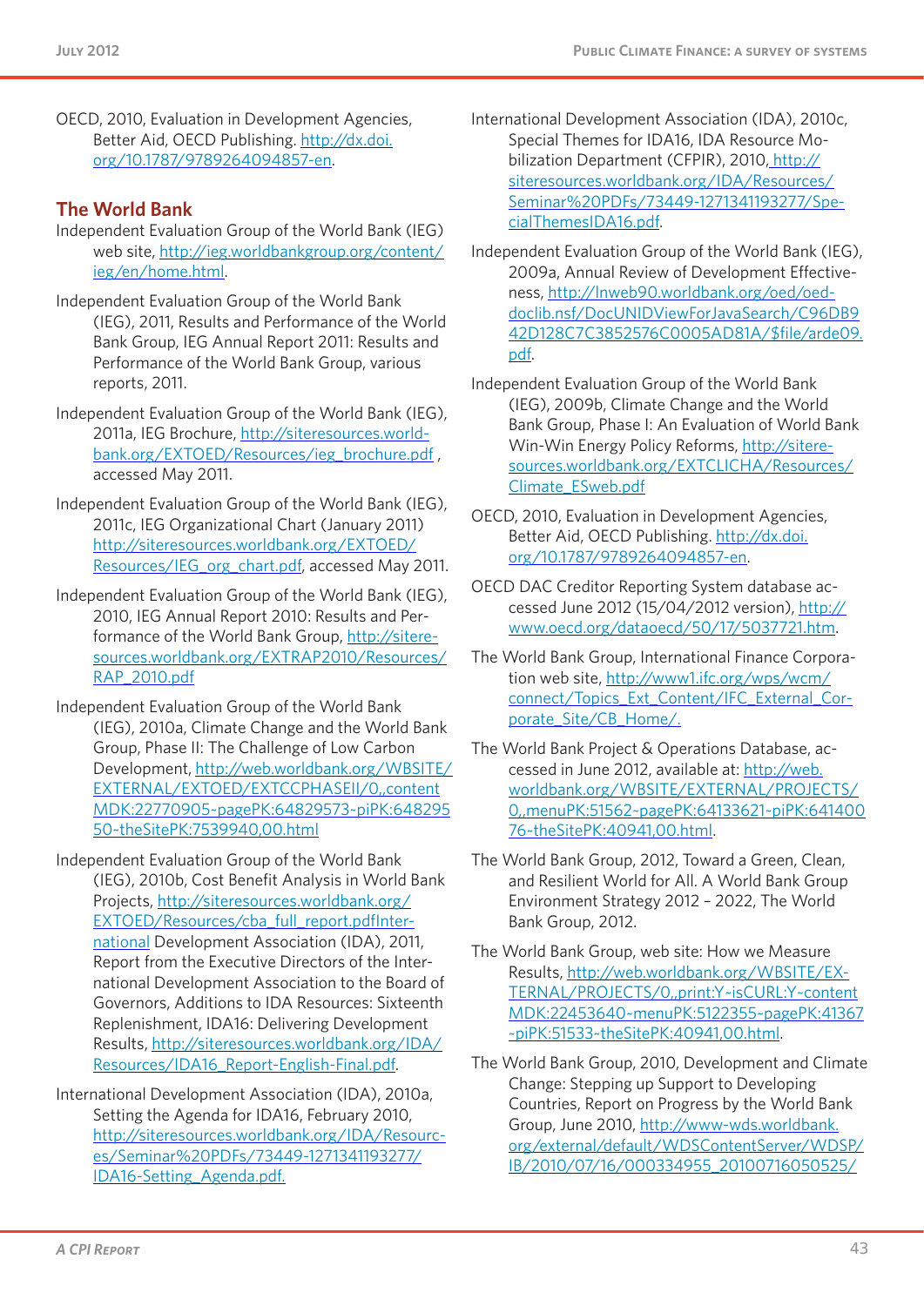OECD, 2010, Evaluation in Development Agencies, Better Aid, OECD Publishing. http://dx.doi.org/10.1787/9789264094857-en.

## The World Bank

Independent Evaluation Group of the World Bank (IEG) web site, http://ieg.worldbankgroup.org/content/ieg/en/home.html.

Independent Evaluation Group of the World Bank (IEG), 2011, Results and Performance of the World Bank Group, IEG Annual Report 2011: Results and Performance of the World Bank Group, various reports, 2011.

Independent Evaluation Group of the World Bank (IEG), 2011a, IEG Brochure, http://siteresources.worldbank.org/EXTOED/Resources/ieg_brochure.pdf , accessed May 2011.

Independent Evaluation Group of the World Bank (IEG), 2011c, IEG Organizational Chart (January 2011) http://siteresources.worldbank.org/EXTOED/Resources/IEG_org_chart.pdf, accessed May 2011.

Independent Evaluation Group of the World Bank (IEG), 2010, IEG Annual Report 2010: Results and Performance of the World Bank Group, http://siteresources.worldbank.org/EXTRAP2010/Resources/RAP_2010.pdf

Independent Evaluation Group of the World Bank (IEG), 2010a, Climate Change and the World Bank Group, Phase II: The Challenge of Low Carbon Development, http://web.worldbank.org/WBSITE/EXTERNAL/EXTOED/EXTCCPHASEII/0,,contentMDK:22770905~pagePK:64829573~piPK:64829550~theSitePK:7539940,00.html

Independent Evaluation Group of the World Bank (IEG), 2010b, Cost Benefit Analysis in World Bank Projects, http://siteresources.worldbank.org/EXTOED/Resources/cba_full_report.pdfInternational Development Association (IDA), 2011, Report from the Executive Directors of the International Development Association to the Board of Governors, Additions to IDA Resources: Sixteenth Replenishment, IDA16: Delivering Development Results, http://siteresources.worldbank.org/IDA/Resources/IDA16_Report-English-Final.pdf.

International Development Association (IDA), 2010a, Setting the Agenda for IDA16, February 2010, http://siteresources.worldbank.org/IDA/Resources/Seminar%20PDFs/73449-1271341193277/IDA16-Setting_Agenda.pdf.

International Development Association (IDA), 2010c, Special Themes for IDA16, IDA Resource Mobilization Department (CFPIR), 2010, http://siteresources.worldbank.org/IDA/Resources/Seminar%20PDFs/73449-1271341193277/SpecialThemesIDA16.pdf.

Independent Evaluation Group of the World Bank (IEG), 2009a, Annual Review of Development Effectiveness, http://lnweb90.worldbank.org/oed/oeddoclib.nsf/DocUNIDViewForJavaSearch/C96DB942D128C7C3852576C0005AD81A/$file/arde09.pdf.

Independent Evaluation Group of the World Bank (IEG), 2009b, Climate Change and the World Bank Group, Phase I: An Evaluation of World Bank Win-Win Energy Policy Reforms, http://siteresources.worldbank.org/EXTCLICHA/Resources/Climate_ESweb.pdf

OECD, 2010, Evaluation in Development Agencies, Better Aid, OECD Publishing. http://dx.doi.org/10.1787/9789264094857-en.

OECD DAC Creditor Reporting System database accessed June 2012 (15/04/2012 version), http://www.oecd.org/dataoecd/50/17/5037721.htm.

The World Bank Group, International Finance Corporation web site, http://www1.ifc.org/wps/wcm/connect/Topics_Ext_Content/IFC_External_Corporate_Site/CB_Home/.

The World Bank Project & Operations Database, accessed in June 2012, available at: http://web.worldbank.org/WBSITE/EXTERNAL/PROJECTS/0,,menuPK:51562~pagePK:64133621~piPK:64140076~theSitePK:40941,00.html.

The World Bank Group, 2012, Toward a Green, Clean, and Resilient World for All. A World Bank Group Environment Strategy 2012 – 2022, The World Bank Group, 2012.

The World Bank Group, web site: How we Measure Results, http://web.worldbank.org/WBSITE/EXTERNAL/PROJECTS/0,,print:Y~isCURL:Y~contentMDK:22453640~menuPK:5122355~pagePK:41367~piPK:51533~theSitePK:40941,00.html.

The World Bank Group, 2010, Development and Climate Change: Stepping up Support to Developing Countries, Report on Progress by the World Bank Group, June 2010, http://www-wds.worldbank.org/external/default/WDSContentServer/WDSP/IB/2010/07/16/000334955_20100716050525/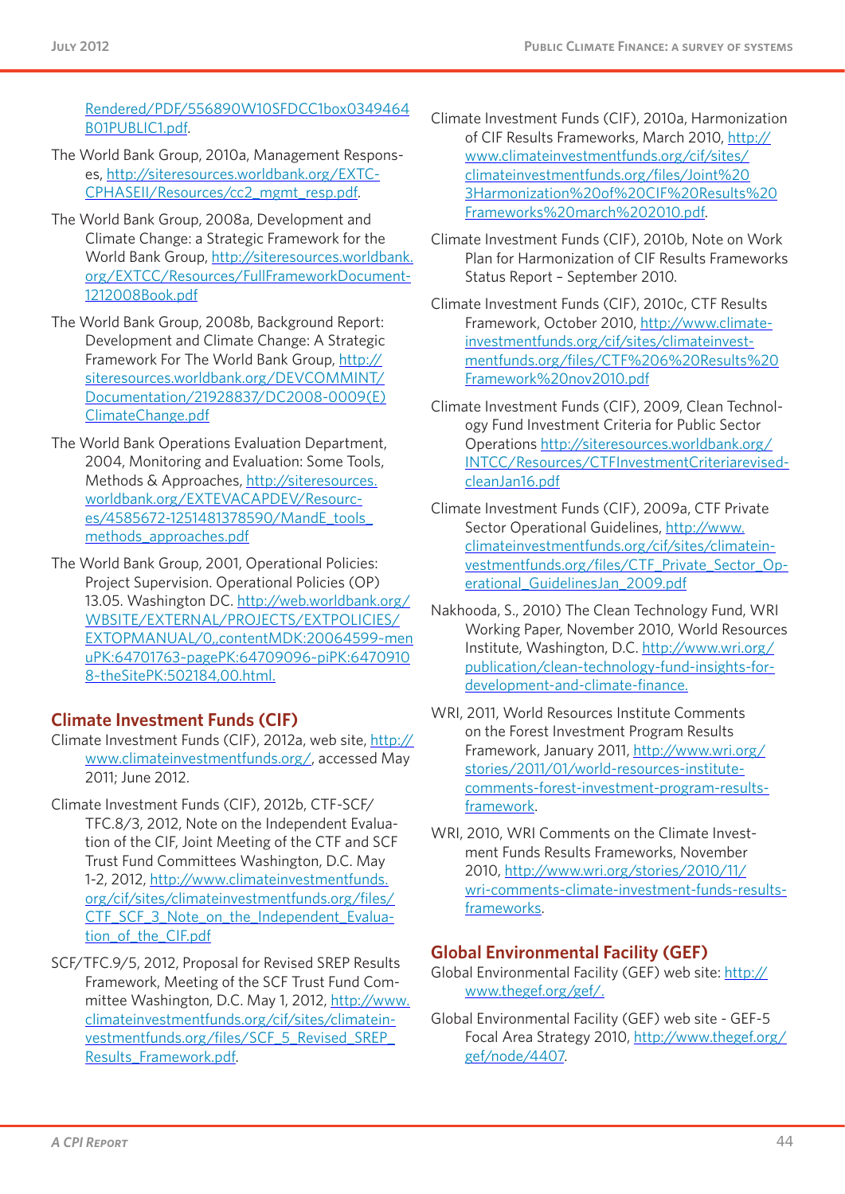Rendered/PDF/556890W10SFDCC1box0349464B01PUBLIC1.pdf.

The World Bank Group, 2010a, Management Responses, http://siteresources.worldbank.org/EXTCCPHASEII/Resources/cc2_mgmt_resp.pdf.

The World Bank Group, 2008a, Development and Climate Change: a Strategic Framework for the World Bank Group, http://siteresources.worldbank.org/EXTCC/Resources/FullFrameworkDocument-1212008Book.pdf

The World Bank Group, 2008b, Background Report: Development and Climate Change: A Strategic Framework For The World Bank Group, http://siteresources.worldbank.org/DEVCOMMINT/Documentation/21928837/DC2008-0009(E)ClimateChange.pdf

The World Bank Operations Evaluation Department, 2004, Monitoring and Evaluation: Some Tools, Methods & Approaches, http://siteresources.worldbank.org/EXTEVACAPDEV/Resources/4585672-1251481378590/MandE_tools_methods_approaches.pdf

The World Bank Group, 2001, Operational Policies: Project Supervision. Operational Policies (OP) 13.05. Washington DC. http://web.worldbank.org/WBSITE/EXTERNAL/PROJECTS/EXTPOLICIES/EXTOPMANUAL/0,,contentMDK:20064599~menuPK:64701763~pagePK:64709096~piPK:64709108~theSitePK:502184,00.html.

## Climate Investment Funds (CIF)

Climate Investment Funds (CIF), 2012a, web site, http://www.climateinvestmentfunds.org/, accessed May 2011; June 2012.

Climate Investment Funds (CIF), 2012b, CTF-SCF/TFC.8/3, 2012, Note on the Independent Evaluation of the CIF, Joint Meeting of the CTF and SCF Trust Fund Committees Washington, D.C. May 1-2, 2012, http://www.climateinvestmentfunds.org/cif/sites/climateinvestmentfunds.org/files/CTF_SCF_3_Note_on_the_Independent_Evaluation_of_the_CIF.pdf

SCF/TFC.9/5, 2012, Proposal for Revised SREP Results Framework, Meeting of the SCF Trust Fund Committee Washington, D.C. May 1, 2012, http://www.climateinvestmentfunds.org/cif/sites/climateinvestmentfunds.org/files/SCF_5_Revised_SREP_Results_Framework.pdf.

Climate Investment Funds (CIF), 2010a, Harmonization of CIF Results Frameworks, March 2010, http://www.climateinvestmentfunds.org/cif/sites/climateinvestmentfunds.org/files/Joint%203Harmonization%20of%20CIF%20Results%20Frameworks%20march%202010.pdf.

Climate Investment Funds (CIF), 2010b, Note on Work Plan for Harmonization of CIF Results Frameworks Status Report – September 2010.

Climate Investment Funds (CIF), 2010c, CTF Results Framework, October 2010, http://www.climateinvestmentfunds.org/cif/sites/climateinvestmentfunds.org/files/CTF%206%20Results%20Framework%20nov2010.pdf

Climate Investment Funds (CIF), 2009, Clean Technology Fund Investment Criteria for Public Sector Operations http://siteresources.worldbank.org/INTCC/Resources/CTFInvestmentCriteriarevised-cleanJan16.pdf

Climate Investment Funds (CIF), 2009a, CTF Private Sector Operational Guidelines, http://www.climateinvestmentfunds.org/cif/sites/climateinvestmentfunds.org/files/CTF_Private_Sector_Operational_GuidelinesJan_2009.pdf

Nakhooda, S., 2010) The Clean Technology Fund, WRI Working Paper, November 2010, World Resources Institute, Washington, D.C. http://www.wri.org/publication/clean-technology-fund-insights-for-development-and-climate-finance.

WRI, 2011, World Resources Institute Comments on the Forest Investment Program Results Framework, January 2011, http://www.wri.org/stories/2011/01/world-resources-institute-comments-forest-investment-program-results-framework.

WRI, 2010, WRI Comments on the Climate Investment Funds Results Frameworks, November 2010, http://www.wri.org/stories/2010/11/wri-comments-climate-investment-funds-results-frameworks.

## Global Environmental Facility (GEF)

Global Environmental Facility (GEF) web site: http://www.thegef.org/gef/.

Global Environmental Facility (GEF) web site - GEF-5 Focal Area Strategy 2010, http://www.thegef.org/gef/node/4407.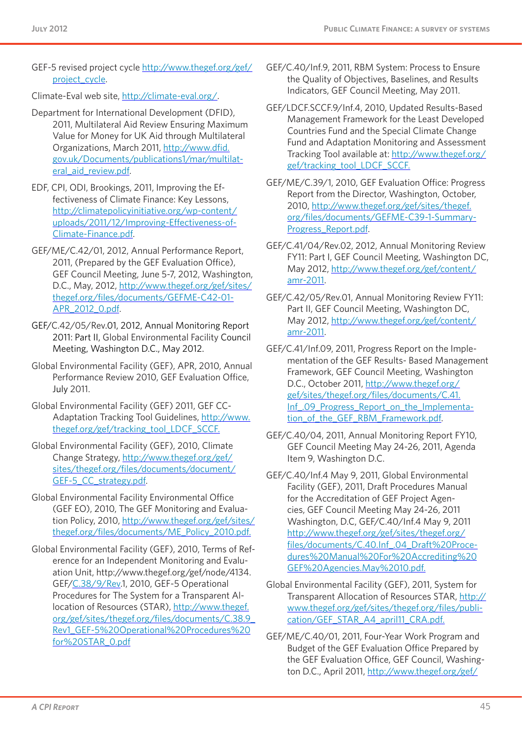GEF-5 revised project cycle http://www.thegef.org/gef/project_cycle.

Climate-Eval web site, http://climate-eval.org/.

Department for International Development (DFID), 2011, Multilateral Aid Review Ensuring Maximum Value for Money for UK Aid through Multilateral Organizations, March 2011, http://www.dfid.gov.uk/Documents/publications1/mar/multilateral_aid_review.pdf.

EDF, CPI, ODI, Brookings, 2011, Improving the Effectiveness of Climate Finance: Key Lessons, http://climatepolicyinitiative.org/wp-content/uploads/2011/12/Improving-Effectiveness-of-Climate-Finance.pdf.

GEF/ME/C.42/01, 2012, Annual Performance Report, 2011, (Prepared by the GEF Evaluation Office), GEF Council Meeting, June 5-7, 2012, Washington, D.C., May, 2012, http://www.thegef.org/gef/sites/thegef.org/files/documents/GEFME-C42-01-APR_2012_0.pdf.

GEF/C.42/05/Rev.01, 2012, Annual Monitoring Report 2011: Part II, Global Environmental Facility Council Meeting, Washington D.C., May 2012.

Global Environmental Facility (GEF), APR, 2010, Annual Performance Review 2010, GEF Evaluation Office, July 2011.

Global Environmental Facility (GEF) 2011, GEF CC-Adaptation Tracking Tool Guidelines, http://www.thegef.org/gef/tracking_tool_LDCF_SCCF.

Global Environmental Facility (GEF), 2010, Climate Change Strategy, http://www.thegef.org/gef/sites/thegef.org/files/documents/document/GEF-5_CC_strategy.pdf.

Global Environmental Facility Environmental Office (GEF EO), 2010, The GEF Monitoring and Evaluation Policy, 2010, http://www.thegef.org/gef/sites/thegef.org/files/documents/ME_Policy_2010.pdf.

Global Environmental Facility (GEF), 2010, Terms of Reference for an Independent Monitoring and Evaluation Unit, http://www.thegef.org/gef/node/4134. GEF/C.38/9/Rev.1, 2010, GEF-5 Operational Procedures for The System for a Transparent Allocation of Resources (STAR), http://www.thegef.org/gef/sites/thegef.org/files/documents/C.38.9_Rev1_GEF-5%20Operational%20Procedures%20for%20STAR_0.pdf

GEF/C.40/Inf.9, 2011, RBM System: Process to Ensure the Quality of Objectives, Baselines, and Results Indicators, GEF Council Meeting, May 2011.

GEF/LDCF.SCCF.9/Inf.4, 2010, Updated Results-Based Management Framework for the Least Developed Countries Fund and the Special Climate Change Fund and Adaptation Monitoring and Assessment Tracking Tool available at: http://www.thegef.org/gef/tracking_tool_LDCF_SCCF.

GEF/ME/C.39/1, 2010, GEF Evaluation Office: Progress Report from the Director, Washington, October, 2010, http://www.thegef.org/gef/sites/thegef.org/files/documents/GEFME-C39-1-Summary-Progress_Report.pdf.

GEF/C.41/04/Rev.02, 2012, Annual Monitoring Review FY11: Part I, GEF Council Meeting, Washington DC, May 2012, http://www.thegef.org/gef/content/amr-2011.

GEF/C.42/05/Rev.01, Annual Monitoring Review FY11: Part II, GEF Council Meeting, Washington DC, May 2012, http://www.thegef.org/gef/content/amr-2011.

GEF/C.41/Inf.09, 2011, Progress Report on the Implementation of the GEF Results- Based Management Framework, GEF Council Meeting, Washington D.C., October 2011, http://www.thegef.org/gef/sites/thegef.org/files/documents/C.41.Inf_.09_Progress_Report_on_the_Implementation_of_the_GEF_RBM_Framework.pdf.

GEF/C.40/04, 2011, Annual Monitoring Report FY10, GEF Council Meeting May 24-26, 2011, Agenda Item 9, Washington D.C.

GEF/C.40/Inf.4 May 9, 2011, Global Environmental Facility (GEF), 2011, Draft Procedures Manual for the Accreditation of GEF Project Agencies, GEF Council Meeting May 24-26, 2011 Washington, D.C, GEF/C.40/Inf.4 May 9, 2011 http://www.thegef.org/gef/sites/thegef.org/files/documents/C.40.Inf_.04_Draft%20Procedures%20Manual%20For%20Accrediting%20GEF%20Agencies.May%2010.pdf.

Global Environmental Facility (GEF), 2011, System for Transparent Allocation of Resources STAR, http://www.thegef.org/gef/sites/thegef.org/files/publication/GEF_STAR_A4_april11_CRA.pdf.

GEF/ME/C.40/01, 2011, Four-Year Work Program and Budget of the GEF Evaluation Office Prepared by the GEF Evaluation Office, GEF Council, Washington D.C., April 2011, http://www.thegef.org/gef/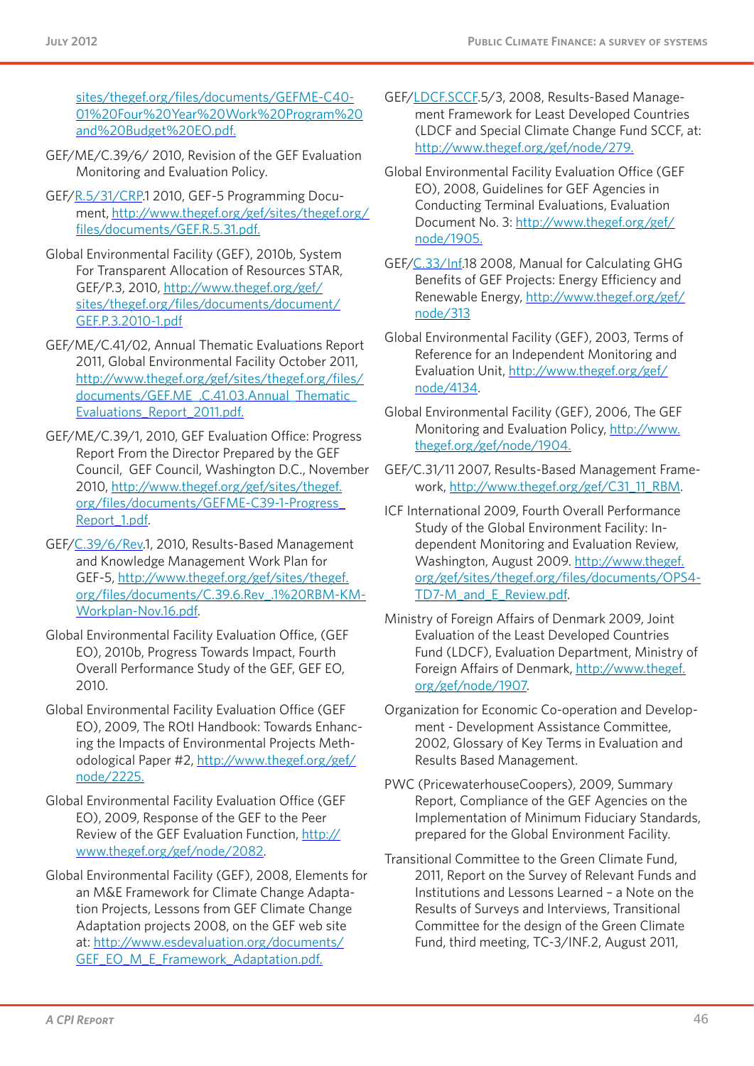sites/thegef.org/files/documents/GEFME-C40-01%20Four%20Year%20Work%20Program%20and%20Budget%20EO.pdf.

GEF/ME/C.39/6/ 2010, Revision of the GEF Evaluation Monitoring and Evaluation Policy.

GEF/R.5/31/CRP.1 2010, GEF-5 Programming Document, http://www.thegef.org/gef/sites/thegef.org/files/documents/GEF.R.5.31.pdf.

Global Environmental Facility (GEF), 2010b, System For Transparent Allocation of Resources STAR, GEF/P.3, 2010, http://www.thegef.org/gef/sites/thegef.org/files/documents/document/GEF.P.3.2010-1.pdf

GEF/ME/C.41/02, Annual Thematic Evaluations Report 2011, Global Environmental Facility October 2011, http://www.thegef.org/gef/sites/thegef.org/files/documents/GEF.ME_.C.41.03.Annual_Thematic_Evaluations_Report_2011.pdf.

GEF/ME/C.39/1, 2010, GEF Evaluation Office: Progress Report From the Director Prepared by the GEF Council, GEF Council, Washington D.C., November 2010, http://www.thegef.org/gef/sites/thegef.org/files/documents/GEFME-C39-1-Progress_Report_1.pdf.

GEF/C.39/6/Rev.1, 2010, Results-Based Management and Knowledge Management Work Plan for GEF-5, http://www.thegef.org/gef/sites/thegef.org/files/documents/C.39.6.Rev_.1%20RBM-KM-Workplan-Nov.16.pdf.

Global Environmental Facility Evaluation Office, (GEF EO), 2010b, Progress Towards Impact, Fourth Overall Performance Study of the GEF, GEF EO, 2010.

Global Environmental Facility Evaluation Office (GEF EO), 2009, The ROtI Handbook: Towards Enhancing the Impacts of Environmental Projects Methodological Paper #2, http://www.thegef.org/gef/node/2225.

Global Environmental Facility Evaluation Office (GEF EO), 2009, Response of the GEF to the Peer Review of the GEF Evaluation Function, http://www.thegef.org/gef/node/2082.

Global Environmental Facility (GEF), 2008, Elements for an M&E Framework for Climate Change Adaptation Projects, Lessons from GEF Climate Change Adaptation projects 2008, on the GEF web site at: http://www.esdevaluation.org/documents/GEF_EO_M_E_Framework_Adaptation.pdf.

GEF/LDCF.SCCF.5/3, 2008, Results-Based Management Framework for Least Developed Countries (LDCF and Special Climate Change Fund SCCF, at: http://www.thegef.org/gef/node/279.

Global Environmental Facility Evaluation Office (GEF EO), 2008, Guidelines for GEF Agencies in Conducting Terminal Evaluations, Evaluation Document No. 3: http://www.thegef.org/gef/node/1905.

GEF/C.33/Inf.18 2008, Manual for Calculating GHG Benefits of GEF Projects: Energy Efficiency and Renewable Energy, http://www.thegef.org/gef/node/313

Global Environmental Facility (GEF), 2003, Terms of Reference for an Independent Monitoring and Evaluation Unit, http://www.thegef.org/gef/node/4134.

Global Environmental Facility (GEF), 2006, The GEF Monitoring and Evaluation Policy, http://www.thegef.org/gef/node/1904.

GEF/C.31/11 2007, Results-Based Management Framework, http://www.thegef.org/gef/C31_11_RBM.

ICF International 2009, Fourth Overall Performance Study of the Global Environment Facility: Independent Monitoring and Evaluation Review, Washington, August 2009. http://www.thegef.org/gef/sites/thegef.org/files/documents/OPS4-TD7-M_and_E_Review.pdf.

Ministry of Foreign Affairs of Denmark 2009, Joint Evaluation of the Least Developed Countries Fund (LDCF), Evaluation Department, Ministry of Foreign Affairs of Denmark, http://www.thegef.org/gef/node/1907.

Organization for Economic Co-operation and Development - Development Assistance Committee, 2002, Glossary of Key Terms in Evaluation and Results Based Management.

PWC (PricewaterhouseCoopers), 2009, Summary Report, Compliance of the GEF Agencies on the Implementation of Minimum Fiduciary Standards, prepared for the Global Environment Facility.

Transitional Committee to the Green Climate Fund, 2011, Report on the Survey of Relevant Funds and Institutions and Lessons Learned – a Note on the Results of Surveys and Interviews, Transitional Committee for the design of the Green Climate Fund, third meeting, TC-3/INF.2, August 2011,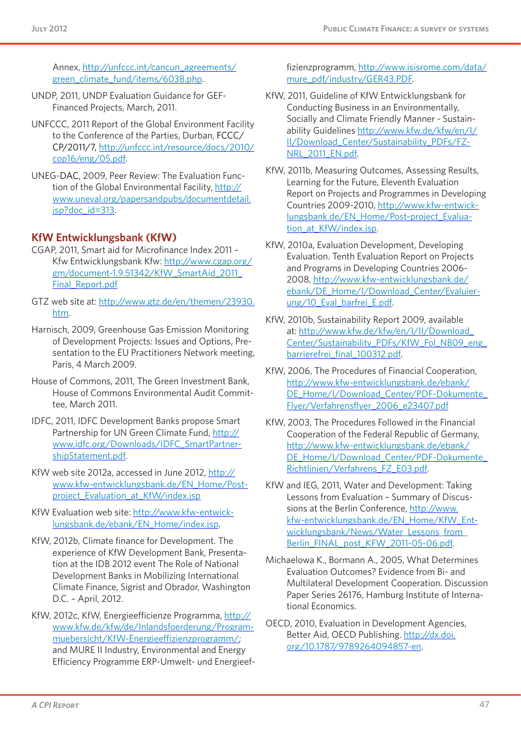Annex, http://unfccc.int/cancun_agreements/green_climate_fund/items/6038.php.

UNDP, 2011, UNDP Evaluation Guidance for GEF-Financed Projects, March, 2011.

UNFCCC, 2011 Report of the Global Environment Facility to the Conference of the Parties, Durban, FCCC/CP/2011/7, http://unfccc.int/resource/docs/2010/cop16/eng/05.pdf.

UNEG-DAC, 2009, Peer Review: The Evaluation Function of the Global Environmental Facility, http://www.uneval.org/papersandpubs/documentdetail.jsp?doc_id=313.

### KfW Entwicklungsbank (KfW)

CGAP, 2011, Smart aid for Microfinance Index 2011 – Kfw Entwicklungsbank Kfw: http://www.cgap.org/gm/document-1.9.51342/KfW_SmartAid_2011_Final_Report.pdf

GTZ web site at: http://www.gtz.de/en/themen/23930.htm.

Harnisch, 2009, Greenhouse Gas Emission Monitoring of Development Projects: Issues and Options, Presentation to the EU Practitioners Network meeting, Paris, 4 March 2009.

House of Commons, 2011, The Green Investment Bank, House of Commons Environmental Audit Committee, March 2011.

IDFC, 2011, IDFC Development Banks propose Smart Partnership for UN Green Climate Fund, http://www.idfc.org/Downloads/IDFC_SmartPartnershipStatement.pdf.

KfW web site 2012a, accessed in June 2012, http://www.kfw-entwicklungsbank.de/EN_Home/Post-project_Evaluation_at_KfW/index.jsp

KfW Evaluation web site: http://www.kfw-entwicklungsbank.de/ebank/EN_Home/index.jsp.

KfW, 2012b, Climate finance for Development. The experience of KfW Development Bank, Presentation at the IDB 2012 event The Role of National Development Banks in Mobilizing International Climate Finance, Sigrist and Obrador, Washington D.C. – April, 2012.

KfW, 2012c, KfW, Energieefficienze Programma, http://www.kfw.de/kfw/de/Inlandsfoerderung/Programmuebersicht/KfW-Energieeffizienzprogramm/; and MURE II Industry, Environmental and Energy Efficiency Programme ERP-Umwelt- und Energieeffizienzprogramm, http://www.isisrome.com/data/mure_pdf/industry/GER43.PDF.

KfW, 2011, Guideline of KfW Entwicklungsbank for Conducting Business in an Environmentally, Socially and Climate Friendly Manner - Sustainability Guidelines http://www.kfw.de/kfw/en/I/II/Download_Center/Sustainability_PDFs/FZ-NRL_2011_EN.pdf.

KfW, 2011b, Measuring Outcomes, Assessing Results, Learning for the Future, Eleventh Evaluation Report on Projects and Programmes in Developing Countries 2009-2010, http://www.kfw-entwicklungsbank.de/EN_Home/Post-project_Evaluation_at_KfW/index.jsp.

KfW, 2010a, Evaluation Development, Developing Evaluation. Tenth Evaluation Report on Projects and Programs in Developing Countries 2006-2008, http://www.kfw-entwicklungsbank.de/ebank/DE_Home/I/Download_Center/Evaluierung/10_Eval_barfrei_E.pdf.

KfW, 2010b, Sustainability Report 2009, available at: http://www.kfw.de/kfw/en/I/II/Download_Center/Sustainability_PDFs/KfW_Fol_NB09_eng_barrierefrei_final_100312.pdf.

KfW, 2006, The Procedures of Financial Cooperation, http://www.kfw-entwicklungsbank.de/ebank/DE_Home/I/Download_Center/PDF-Dokumente_Flyer/Verfahrensflyer_2006_e23407.pdf

KfW, 2003, The Procedures Followed in the Financial Cooperation of the Federal Republic of Germany, http://www.kfw-entwicklungsbank.de/ebank/DE_Home/I/Download_Center/PDF-Dokumente_Richtlinien/Verfahrens_FZ_E03.pdf.

KfW and IEG, 2011, Water and Development: Taking Lessons from Evaluation – Summary of Discussions at the Berlin Conference, http://www.kfw-entwicklungsbank.de/EN_Home/KfW_Entwicklungsbank/News/Water_Lessons_from_Berlin_FINAL_post_KFW_2011-05-06.pdf.

Michaelowa K., Bormann A., 2005, What Determines Evaluation Outcomes? Evidence from Bi- and Multilateral Development Cooperation. Discussion Paper Series 26176, Hamburg Institute of International Economics.

OECD, 2010, Evaluation in Development Agencies, Better Aid, OECD Publishing. http://dx.doi.org/10.1787/9789264094857-en.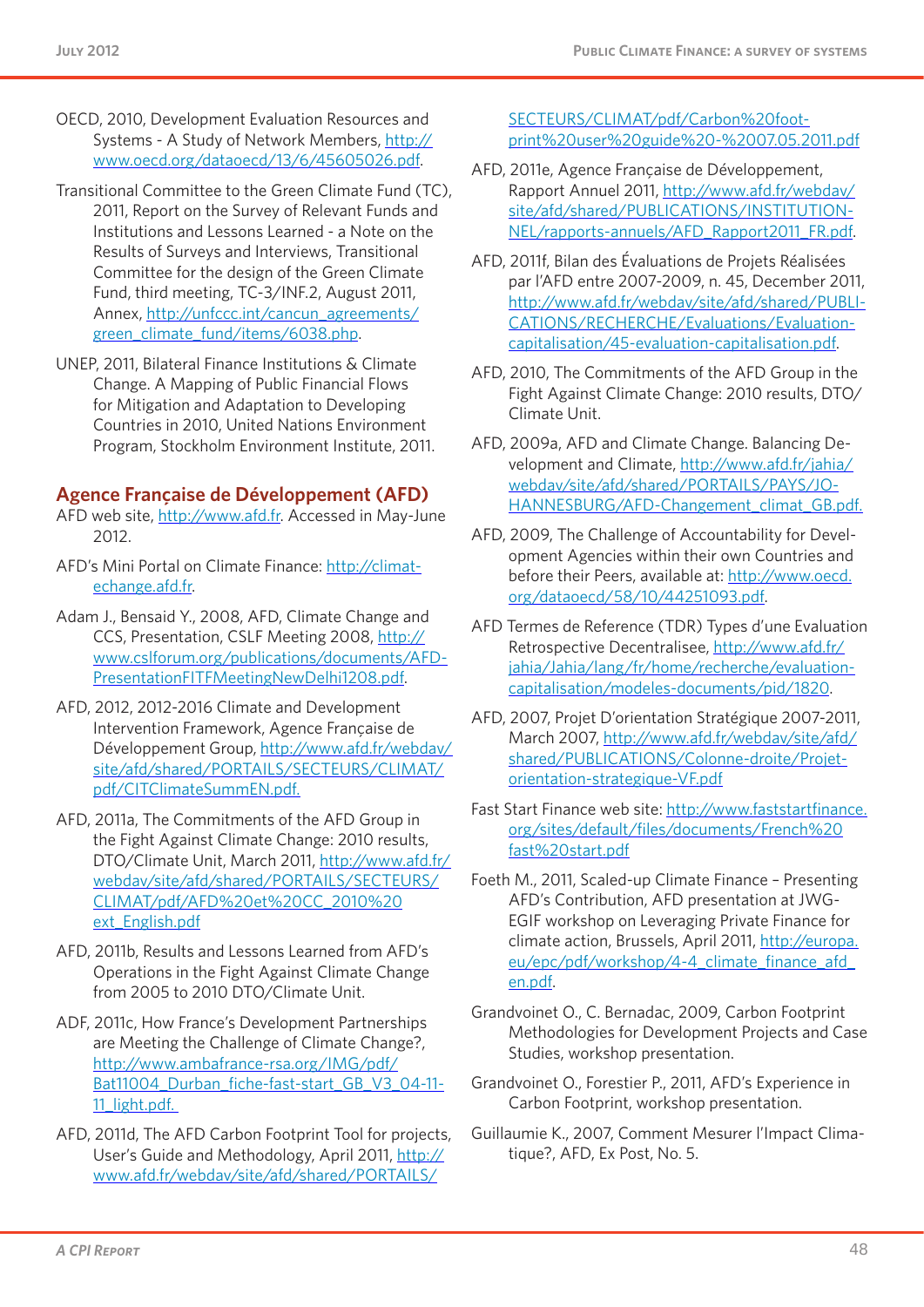OECD, 2010, Development Evaluation Resources and Systems - A Study of Network Members, http://www.oecd.org/dataoecd/13/6/45605026.pdf.

Transitional Committee to the Green Climate Fund (TC), 2011, Report on the Survey of Relevant Funds and Institutions and Lessons Learned - a Note on the Results of Surveys and Interviews, Transitional Committee for the design of the Green Climate Fund, third meeting, TC-3/INF.2, August 2011, Annex, http://unfccc.int/cancun_agreements/green_climate_fund/items/6038.php.

UNEP, 2011, Bilateral Finance Institutions & Climate Change. A Mapping of Public Financial Flows for Mitigation and Adaptation to Developing Countries in 2010, United Nations Environment Program, Stockholm Environment Institute, 2011.

## Agence Française de Développement (AFD)

AFD web site, http://www.afd.fr. Accessed in May-June 2012.

AFD's Mini Portal on Climate Finance: http://climat-echange.afd.fr.

Adam J., Bensaid Y., 2008, AFD, Climate Change and CCS, Presentation, CSLF Meeting 2008, http://www.cslforum.org/publications/documents/AFD-PresentationFITFMeetingNewDelhi1208.pdf.

AFD, 2012, 2012-2016 Climate and Development Intervention Framework, Agence Française de Développement Group, http://www.afd.fr/webdav/site/afd/shared/PORTAILS/SECTEURS/CLIMAT/pdf/CITClimateSummEN.pdf.

AFD, 2011a, The Commitments of the AFD Group in the Fight Against Climate Change: 2010 results, DTO/Climate Unit, March 2011, http://www.afd.fr/webdav/site/afd/shared/PORTAILS/SECTEURS/CLIMAT/pdf/AFD%20et%20CC_2010%20ext_English.pdf

AFD, 2011b, Results and Lessons Learned from AFD's Operations in the Fight Against Climate Change from 2005 to 2010 DTO/Climate Unit.

ADF, 2011c, How France's Development Partnerships are Meeting the Challenge of Climate Change?, http://www.ambafrance-rsa.org/IMG/pdf/Bat11004_Durban_fiche-fast-start_GB_V3_04-11-11_light.pdf.

AFD, 2011d, The AFD Carbon Footprint Tool for projects, User's Guide and Methodology, April 2011, http://www.afd.fr/webdav/site/afd/shared/PORTAILS/SECTEURS/CLIMAT/pdf/Carbon%20foot-print%20user%20guide%20-%2007.05.2011.pdf

AFD, 2011e, Agence Française de Développement, Rapport Annuel 2011, http://www.afd.fr/webdav/site/afd/shared/PUBLICATIONS/INSTITUTIONNEL/rapports-annuels/AFD_Rapport2011_FR.pdf.

AFD, 2011f, Bilan des Évaluations de Projets Réalisées par l'AFD entre 2007-2009, n. 45, December 2011, http://www.afd.fr/webdav/site/afd/shared/PUBLICATIONS/RECHERCHE/Evaluations/Evaluation-capitalisation/45-evaluation-capitalisation.pdf.

AFD, 2010, The Commitments of the AFD Group in the Fight Against Climate Change: 2010 results, DTO/Climate Unit.

AFD, 2009a, AFD and Climate Change. Balancing Development and Climate, http://www.afd.fr/jahia/webdav/site/afd/shared/PORTAILS/PAYS/JOHANNESBURG/AFD-Changement_climat_GB.pdf.

AFD, 2009, The Challenge of Accountability for Development Agencies within their own Countries and before their Peers, available at: http://www.oecd.org/dataoecd/58/10/44251093.pdf.

AFD Termes de Reference (TDR) Types d'une Evaluation Retrospective Decentralisee, http://www.afd.fr/jahia/Jahia/lang/fr/home/recherche/evaluation-capitalisation/modeles-documents/pid/1820.

AFD, 2007, Projet D'orientation Stratégique 2007-2011, March 2007, http://www.afd.fr/webdav/site/afd/shared/PUBLICATIONS/Colonne-droite/Projet-orientation-strategique-VF.pdf

Fast Start Finance web site: http://www.faststartfinance.org/sites/default/files/documents/French%20fast%20start.pdf

Foeth M., 2011, Scaled-up Climate Finance – Presenting AFD's Contribution, AFD presentation at JWG-EGIF workshop on Leveraging Private Finance for climate action, Brussels, April 2011, http://europa.eu/epc/pdf/workshop/4-4_climate_finance_afd_en.pdf.

Grandvoinet O., C. Bernadac, 2009, Carbon Footprint Methodologies for Development Projects and Case Studies, workshop presentation.

Grandvoinet O., Forestier P., 2011, AFD's Experience in Carbon Footprint, workshop presentation.

Guillaumie K., 2007, Comment Mesurer l'Impact Climatique?, AFD, Ex Post, No. 5.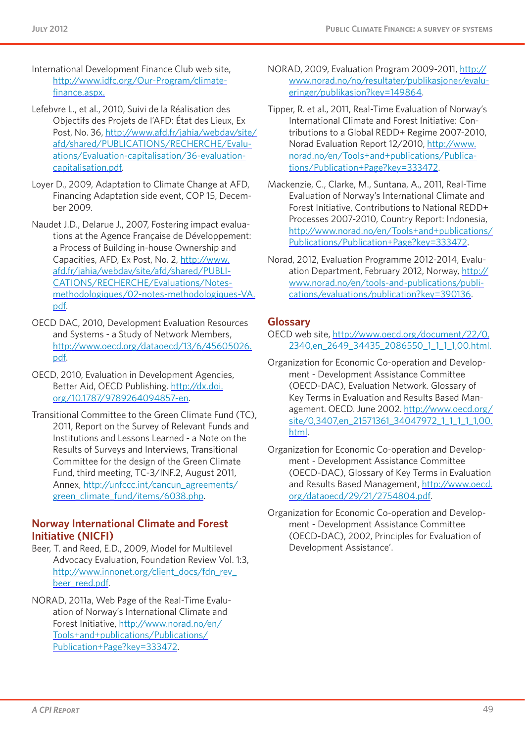International Development Finance Club web site, http://www.idfc.org/Our-Program/climate-finance.aspx.

Lefebvre L., et al., 2010, Suivi de la Réalisation des Objectifs des Projets de l'AFD: État des Lieux, Ex Post, No. 36, http://www.afd.fr/jahia/webdav/site/afd/shared/PUBLICATIONS/RECHERCHE/Evaluations/Evaluation-capitalisation/36-evaluation-capitalisation.pdf.

Loyer D., 2009, Adaptation to Climate Change at AFD, Financing Adaptation side event, COP 15, December 2009.

Naudet J.D., Delarue J., 2007, Fostering impact evaluations at the Agence Française de Développement: a Process of Building in-house Ownership and Capacities, AFD, Ex Post, No. 2, http://www.afd.fr/jahia/webdav/site/afd/shared/PUBLICATIONS/RECHERCHE/Evaluations/Notes-methodologiques/02-notes-methodologiques-VA.pdf.

OECD DAC, 2010, Development Evaluation Resources and Systems - a Study of Network Members, http://www.oecd.org/dataoecd/13/6/45605026.pdf.

OECD, 2010, Evaluation in Development Agencies, Better Aid, OECD Publishing. http://dx.doi.org/10.1787/9789264094857-en.

Transitional Committee to the Green Climate Fund (TC), 2011, Report on the Survey of Relevant Funds and Institutions and Lessons Learned - a Note on the Results of Surveys and Interviews, Transitional Committee for the design of the Green Climate Fund, third meeting, TC-3/INF.2, August 2011, Annex, http://unfccc.int/cancun_agreements/green_climate_fund/items/6038.php.

## Norway International Climate and Forest Initiative (NICFI)

Beer, T. and Reed, E.D., 2009, Model for Multilevel Advocacy Evaluation, Foundation Review Vol. 1:3, http://www.innonet.org/client_docs/fdn_rev_beer_reed.pdf.

NORAD, 2011a, Web Page of the Real-Time Evaluation of Norway's International Climate and Forest Initiative, http://www.norad.no/en/Tools+and+publications/Publications/Publication+Page?key=333472.

NORAD, 2009, Evaluation Program 2009-2011, http://www.norad.no/no/resultater/publikasjoner/evalueringer/publikasjon?key=149864.

Tipper, R. et al., 2011, Real-Time Evaluation of Norway's International Climate and Forest Initiative: Contributions to a Global REDD+ Regime 2007-2010, Norad Evaluation Report 12/2010, http://www.norad.no/en/Tools+and+publications/Publications/Publication+Page?key=333472.

Mackenzie, C., Clarke, M., Suntana, A., 2011, Real-Time Evaluation of Norway's International Climate and Forest Initiative, Contributions to National REDD+ Processes 2007-2010, Country Report: Indonesia, http://www.norad.no/en/Tools+and+publications/Publications/Publication+Page?key=333472.

Norad, 2012, Evaluation Programme 2012-2014, Evaluation Department, February 2012, Norway, http://www.norad.no/en/tools-and-publications/publications/evaluations/publication?key=390136.

## Glossary

OECD web site, http://www.oecd.org/document/22/0,2340,en_2649_34435_2086550_1_1_1_1,00.html.

Organization for Economic Co-operation and Development - Development Assistance Committee (OECD-DAC), Evaluation Network. Glossary of Key Terms in Evaluation and Results Based Management. OECD. June 2002. http://www.oecd.org/site/0,3407,en_21571361_34047972_1_1_1_1_1,00.html.

Organization for Economic Co-operation and Development - Development Assistance Committee (OECD-DAC), Glossary of Key Terms in Evaluation and Results Based Management, http://www.oecd.org/dataoecd/29/21/2754804.pdf.

Organization for Economic Co-operation and Development - Development Assistance Committee (OECD-DAC), 2002, Principles for Evaluation of Development Assistance'.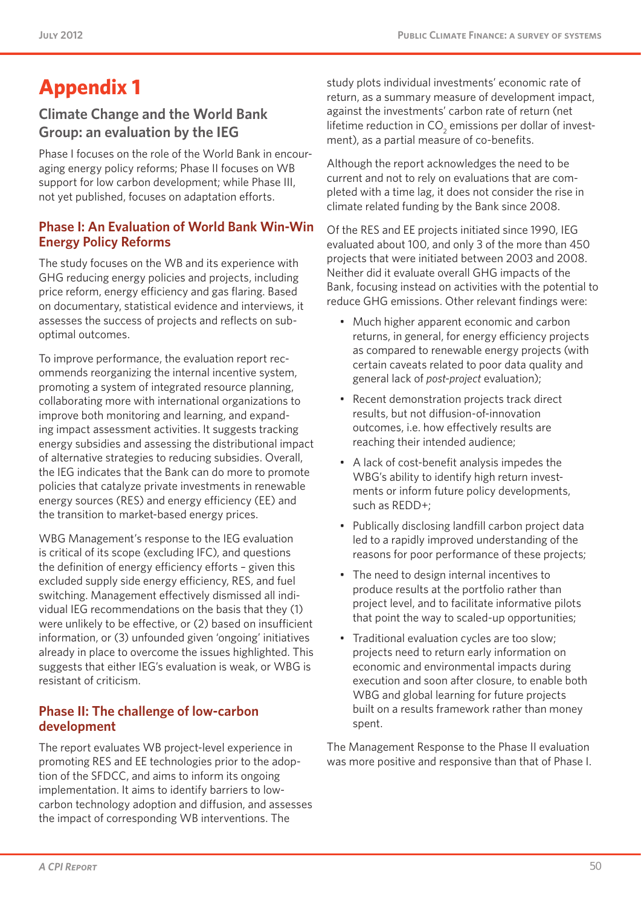# Appendix 1

## Climate Change and the World Bank Group: an evaluation by the IEG

Phase I focuses on the role of the World Bank in encouraging energy policy reforms; Phase II focuses on WB support for low carbon development; while Phase III, not yet published, focuses on adaptation efforts.

### Phase I: An Evaluation of World Bank Win-Win Energy Policy Reforms

The study focuses on the WB and its experience with GHG reducing energy policies and projects, including price reform, energy efficiency and gas flaring. Based on documentary, statistical evidence and interviews, it assesses the success of projects and reflects on sub-optimal outcomes.

To improve performance, the evaluation report recommends reorganizing the internal incentive system, promoting a system of integrated resource planning, collaborating more with international organizations to improve both monitoring and learning, and expanding impact assessment activities. It suggests tracking energy subsidies and assessing the distributional impact of alternative strategies to reducing subsidies. Overall, the IEG indicates that the Bank can do more to promote policies that catalyze private investments in renewable energy sources (RES) and energy efficiency (EE) and the transition to market-based energy prices.

WBG Management's response to the IEG evaluation is critical of its scope (excluding IFC), and questions the definition of energy efficiency efforts – given this excluded supply side energy efficiency, RES, and fuel switching. Management effectively dismissed all individual IEG recommendations on the basis that they (1) were unlikely to be effective, or (2) based on insufficient information, or (3) unfounded given 'ongoing' initiatives already in place to overcome the issues highlighted. This suggests that either IEG's evaluation is weak, or WBG is resistant of criticism.

### Phase II: The challenge of low-carbon development

The report evaluates WB project-level experience in promoting RES and EE technologies prior to the adoption of the SFDCC, and aims to inform its ongoing implementation. It aims to identify barriers to low-carbon technology adoption and diffusion, and assesses the impact of corresponding WB interventions. The study plots individual investments' economic rate of return, as a summary measure of development impact, against the investments' carbon rate of return (net lifetime reduction in $CO_2$ emissions per dollar of investment), as a partial measure of co-benefits.

Although the report acknowledges the need to be current and not to rely on evaluations that are completed with a time lag, it does not consider the rise in climate related funding by the Bank since 2008.

Of the RES and EE projects initiated since 1990, IEG evaluated about 100, and only 3 of the more than 450 projects that were initiated between 2003 and 2008. Neither did it evaluate overall GHG impacts of the Bank, focusing instead on activities with the potential to reduce GHG emissions. Other relevant findings were:

- Much higher apparent economic and carbon returns, in general, for energy efficiency projects as compared to renewable energy projects (with certain caveats related to poor data quality and general lack of *post-project* evaluation);
- Recent demonstration projects track direct results, but not diffusion-of-innovation outcomes, i.e. how effectively results are reaching their intended audience;
- A lack of cost-benefit analysis impedes the WBG's ability to identify high return investments or inform future policy developments, such as REDD+;
- Publically disclosing landfill carbon project data led to a rapidly improved understanding of the reasons for poor performance of these projects;
- The need to design internal incentives to produce results at the portfolio rather than project level, and to facilitate informative pilots that point the way to scaled-up opportunities;
- Traditional evaluation cycles are too slow; projects need to return early information on economic and environmental impacts during execution and soon after closure, to enable both WBG and global learning for future projects built on a results framework rather than money spent.

The Management Response to the Phase II evaluation was more positive and responsive than that of Phase I.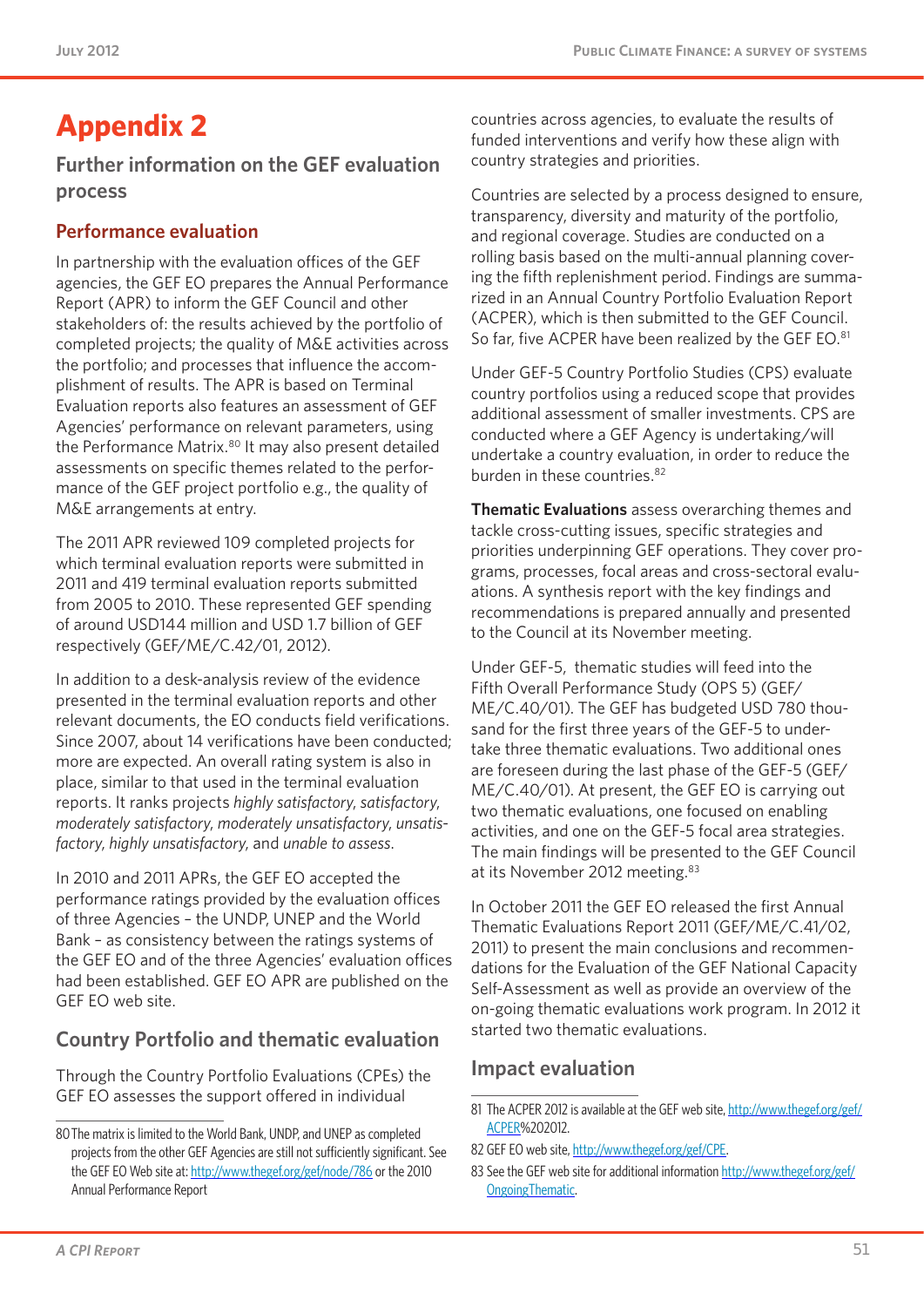# Appendix 2

## Further information on the GEF evaluation process

### Performance evaluation

In partnership with the evaluation offices of the GEF agencies, the GEF EO prepares the Annual Performance Report (APR) to inform the GEF Council and other stakeholders of: the results achieved by the portfolio of completed projects; the quality of M&E activities across the portfolio; and processes that influence the accomplishment of results. The APR is based on Terminal Evaluation reports also features an assessment of GEF Agencies' performance on relevant parameters, using the Performance Matrix.[80] It may also present detailed assessments on specific themes related to the performance of the GEF project portfolio e.g., the quality of M&E arrangements at entry.

The 2011 APR reviewed 109 completed projects for which terminal evaluation reports were submitted in 2011 and 419 terminal evaluation reports submitted from 2005 to 2010. These represented GEF spending of around USD144 million and USD 1.7 billion of GEF respectively (GEF/ME/C.42/01, 2012).

In addition to a desk-analysis review of the evidence presented in the terminal evaluation reports and other relevant documents, the EO conducts field verifications. Since 2007, about 14 verifications have been conducted; more are expected. An overall rating system is also in place, similar to that used in the terminal evaluation reports. It ranks projects *highly satisfactory*, *satisfactory*, *moderately satisfactory*, *moderately unsatisfactory*, *unsatisfactory*, *highly unsatisfactory*, and *unable to assess*.

In 2010 and 2011 APRs, the GEF EO accepted the performance ratings provided by the evaluation offices of three Agencies – the UNDP, UNEP and the World Bank – as consistency between the ratings systems of the GEF EO and of the three Agencies' evaluation offices had been established. GEF EO APR are published on the GEF EO web site.

### Country Portfolio and thematic evaluation

Through the Country Portfolio Evaluations (CPEs) the GEF EO assesses the support offered in individual countries across agencies, to evaluate the results of funded interventions and verify how these align with country strategies and priorities.

Countries are selected by a process designed to ensure, transparency, diversity and maturity of the portfolio, and regional coverage. Studies are conducted on a rolling basis based on the multi-annual planning covering the fifth replenishment period. Findings are summarized in an Annual Country Portfolio Evaluation Report (ACPER), which is then submitted to the GEF Council. So far, five ACPER have been realized by the GEF EO.[81]

Under GEF-5 Country Portfolio Studies (CPS) evaluate country portfolios using a reduced scope that provides additional assessment of smaller investments. CPS are conducted where a GEF Agency is undertaking/will undertake a country evaluation, in order to reduce the burden in these countries.[82]

**Thematic Evaluations** assess overarching themes and tackle cross-cutting issues, specific strategies and priorities underpinning GEF operations. They cover programs, processes, focal areas and cross-sectoral evaluations. A synthesis report with the key findings and recommendations is prepared annually and presented to the Council at its November meeting.

Under GEF-5, thematic studies will feed into the Fifth Overall Performance Study (OPS 5) (GEF/ME/C.40/01). The GEF has budgeted USD 780 thousand for the first three years of the GEF-5 to undertake three thematic evaluations. Two additional ones are foreseen during the last phase of the GEF-5 (GEF/ME/C.40/01). At present, the GEF EO is carrying out two thematic evaluations, one focused on enabling activities, and one on the GEF-5 focal area strategies. The main findings will be presented to the GEF Council at its November 2012 meeting.[83]

In October 2011 the GEF EO released the first Annual Thematic Evaluations Report 2011 (GEF/ME/C.41/02, 2011) to present the main conclusions and recommendations for the Evaluation of the GEF National Capacity Self-Assessment as well as provide an overview of the on-going thematic evaluations work program. In 2012 it started two thematic evaluations.

### Impact evaluation

---

80 The matrix is limited to the World Bank, UNDP, and UNEP as completed projects from the other GEF Agencies are still not sufficiently significant. See the GEF EO Web site at: http://www.thegef.org/gef/node/786 or the 2010 Annual Performance Report

81 The ACPER 2012 is available at the GEF web site, http://www.thegef.org/gef/ACPER%202012.

82 GEF EO web site, http://www.thegef.org/gef/CPE.

83 See the GEF web site for additional information http://www.thegef.org/gef/OngoingThematic.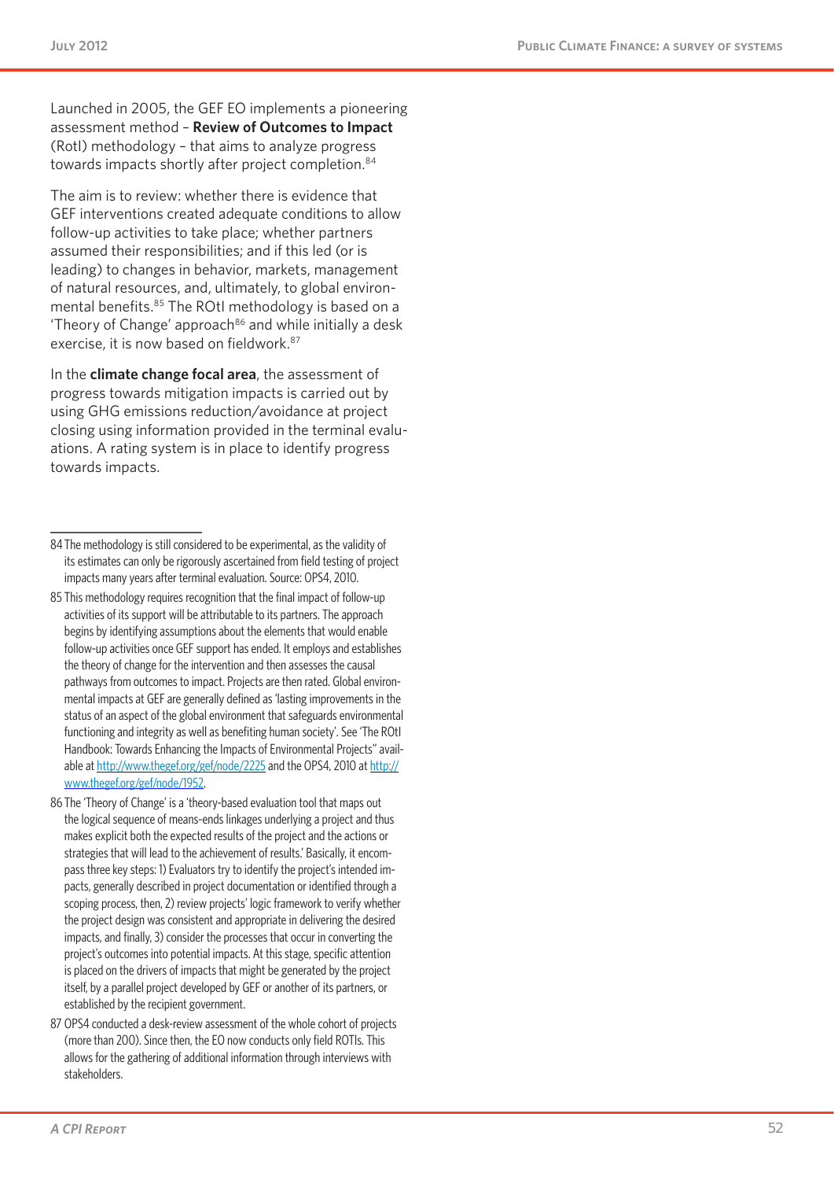Launched in 2005, the GEF EO implements a pioneering assessment method – **Review of Outcomes to Impact** (RotI) methodology – that aims to analyze progress towards impacts shortly after project completion.[84]

The aim is to review: whether there is evidence that GEF interventions created adequate conditions to allow follow-up activities to take place; whether partners assumed their responsibilities; and if this led (or is leading) to changes in behavior, markets, management of natural resources, and, ultimately, to global environmental benefits.[85] The ROtI methodology is based on a 'Theory of Change' approach[86] and while initially a desk exercise, it is now based on fieldwork.[87]

In the **climate change focal area**, the assessment of progress towards mitigation impacts is carried out by using GHG emissions reduction/avoidance at project closing using information provided in the terminal evaluations. A rating system is in place to identify progress towards impacts.

---

84 The methodology is still considered to be experimental, as the validity of its estimates can only be rigorously ascertained from field testing of project impacts many years after terminal evaluation. Source: OPS4, 2010.

85 This methodology requires recognition that the final impact of follow-up activities of its support will be attributable to its partners. The approach begins by identifying assumptions about the elements that would enable follow-up activities once GEF support has ended. It employs and establishes the theory of change for the intervention and then assesses the causal pathways from outcomes to impact. Projects are then rated. Global environmental impacts at GEF are generally defined as 'lasting improvements in the status of an aspect of the global environment that safeguards environmental functioning and integrity as well as benefiting human society'. See 'The ROtI Handbook: Towards Enhancing the Impacts of Environmental Projects" available at http://www.thegef.org/gef/node/2225 and the OPS4, 2010 at http://www.thegef.org/gef/node/1952.

86 The 'Theory of Change' is a 'theory-based evaluation tool that maps out the logical sequence of means-ends linkages underlying a project and thus makes explicit both the expected results of the project and the actions or strategies that will lead to the achievement of results.' Basically, it encompass three key steps: 1) Evaluators try to identify the project's intended impacts, generally described in project documentation or identified through a scoping process, then, 2) review projects' logic framework to verify whether the project design was consistent and appropriate in delivering the desired impacts, and finally, 3) consider the processes that occur in converting the project's outcomes into potential impacts. At this stage, specific attention is placed on the drivers of impacts that might be generated by the project itself, by a parallel project developed by GEF or another of its partners, or established by the recipient government.

87 OPS4 conducted a desk-review assessment of the whole cohort of projects (more than 200). Since then, the EO now conducts only field ROTIs. This allows for the gathering of additional information through interviews with stakeholders.